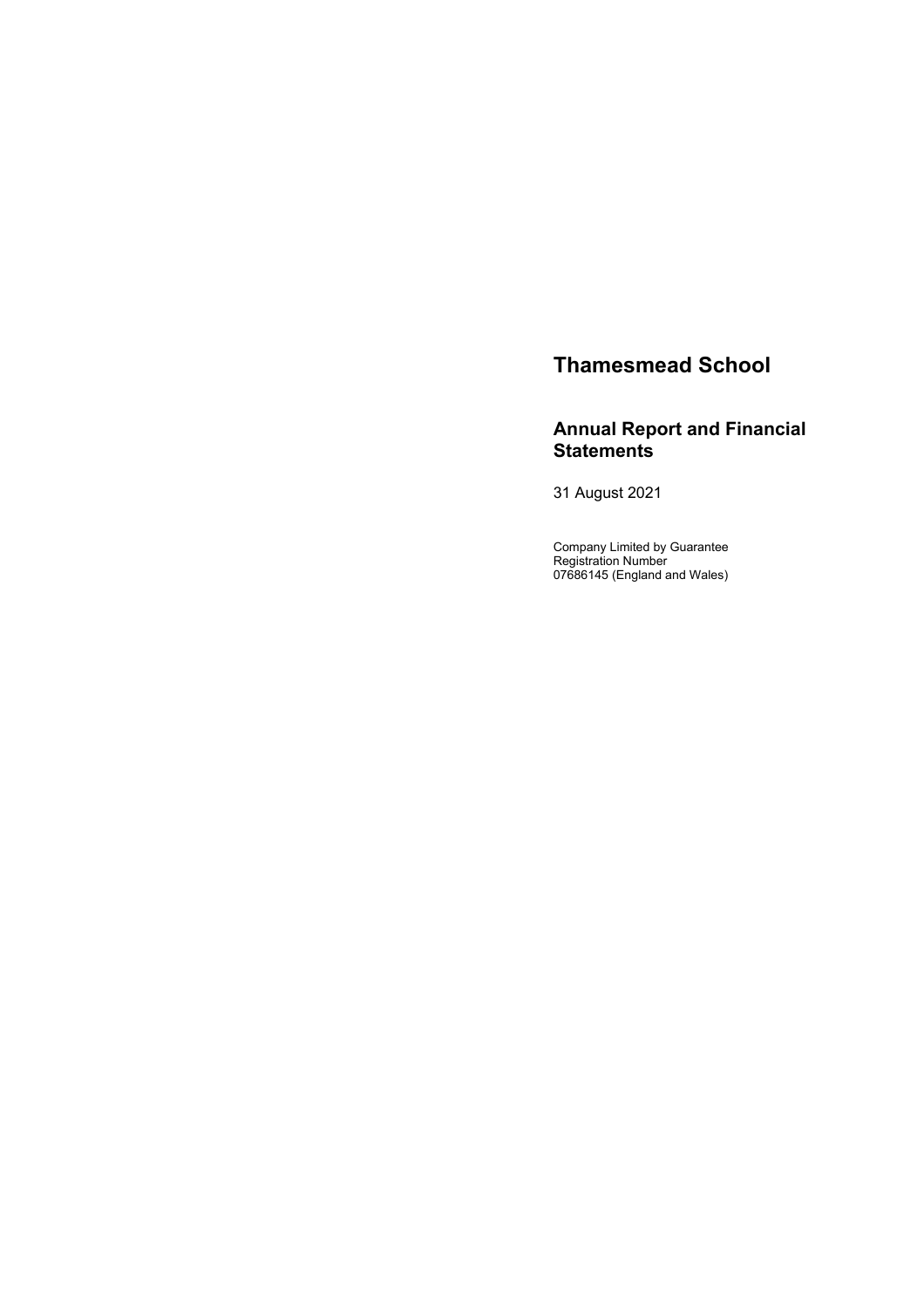# Thamesmead School

## Annual Report and Financial Statements

31 August 2021

Company Limited by Guarantee
Registration Number
07686145 (England and Wales)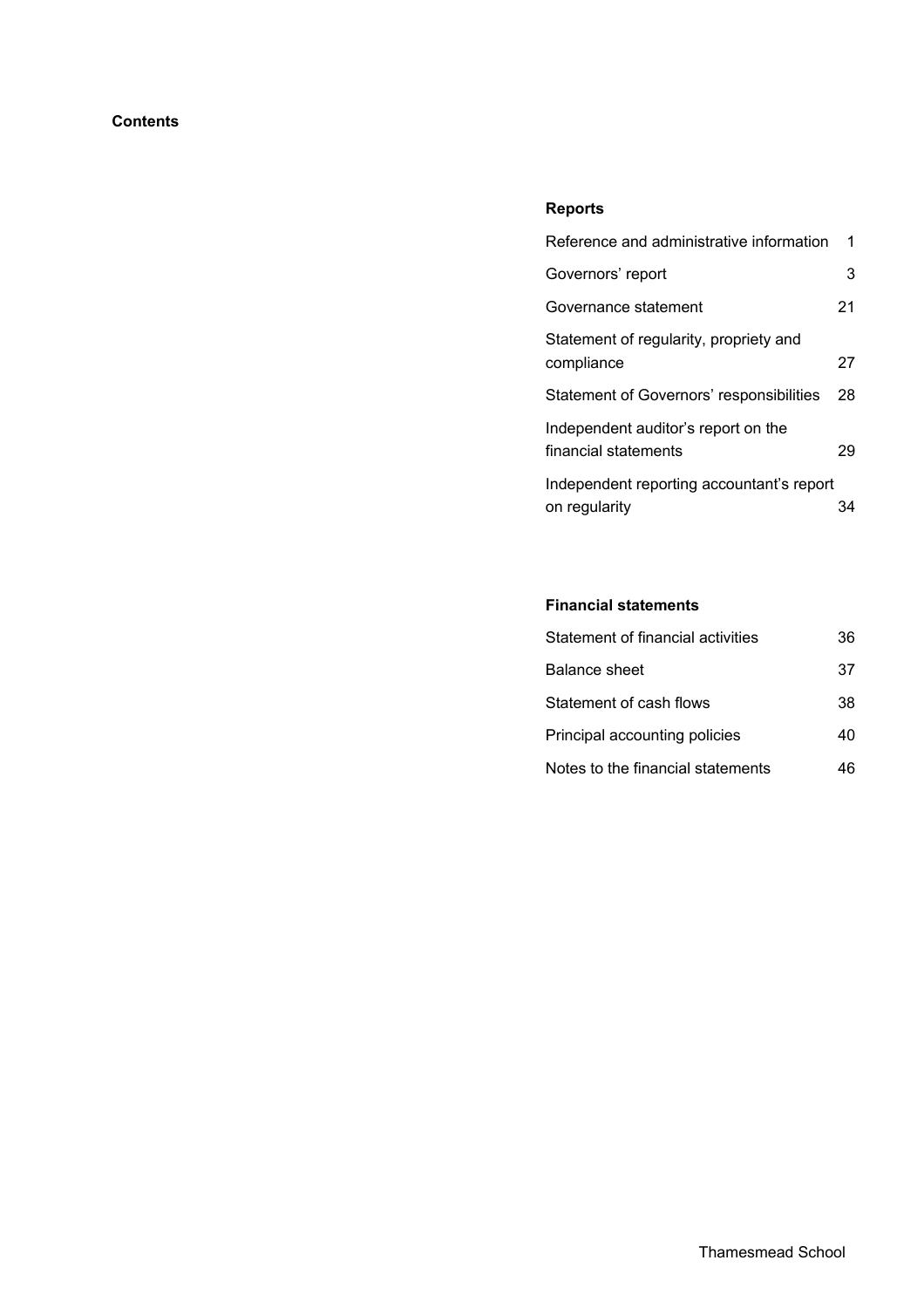# Contents

## Reports

| | |
|---|---|
| Reference and administrative information | 1 |
| Governors' report | 3 |
| Governance statement | 21 |
| Statement of regularity, propriety and compliance | 27 |
| Statement of Governors' responsibilities | 28 |
| Independent auditor's report on the financial statements | 29 |
| Independent reporting accountant's report on regularity | 34 |

## Financial statements

| | |
|---|---|
| Statement of financial activities | 36 |
| Balance sheet | 37 |
| Statement of cash flows | 38 |
| Principal accounting policies | 40 |
| Notes to the financial statements | 46 |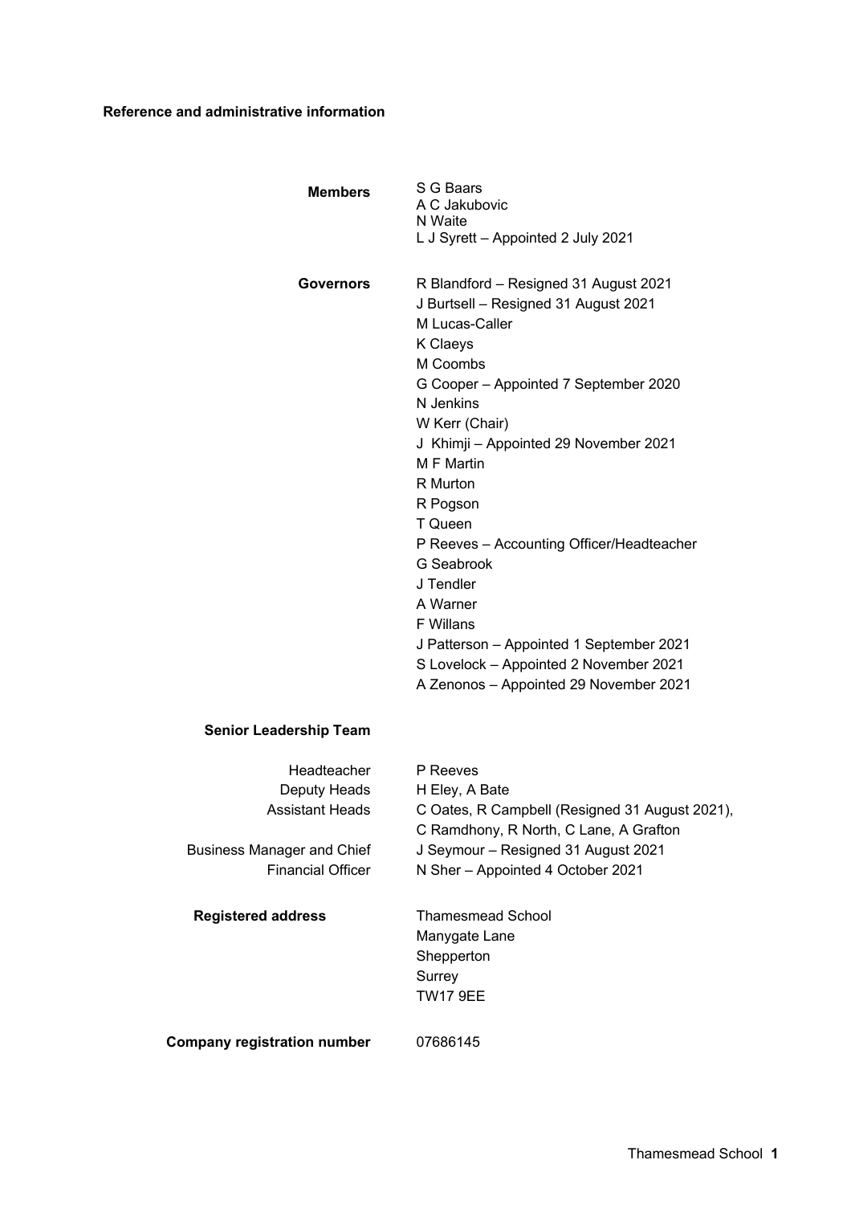## Reference and administrative information

| | |
|---|---|
| **Members** | S G Baars<br>A C Jakubovic<br>N Waite<br>L J Syrett – Appointed 2 July 2021 |
| **Governors** | R Blandford – Resigned 31 August 2021<br>J Burtsell – Resigned 31 August 2021<br>M Lucas-Caller<br>K Claeys<br>M Coombs<br>G Cooper – Appointed 7 September 2020<br>N Jenkins<br>W Kerr (Chair)<br>J Khimji – Appointed 29 November 2021<br>M F Martin<br>R Murton<br>R Pogson<br>T Queen<br>P Reeves – Accounting Officer/Headteacher<br>G Seabrook<br>J Tendler<br>A Warner<br>F Willans<br>J Patterson – Appointed 1 September 2021<br>S Lovelock – Appointed 2 November 2021<br>A Zenonos – Appointed 29 November 2021 |
| **Senior Leadership Team** | |
| Headteacher | P Reeves |
| Deputy Heads | H Eley, A Bate |
| Assistant Heads | C Oates, R Campbell (Resigned 31 August 2021),<br>C Ramdhony, R North, C Lane, A Grafton |
| Business Manager and Chief Financial Officer | J Seymour – Resigned 31 August 2021<br>N Sher – Appointed 4 October 2021 |
| **Registered address** | Thamesmead School<br>Manygate Lane<br>Shepperton<br>Surrey<br>TW17 9EE |
| **Company registration number** | 07686145 |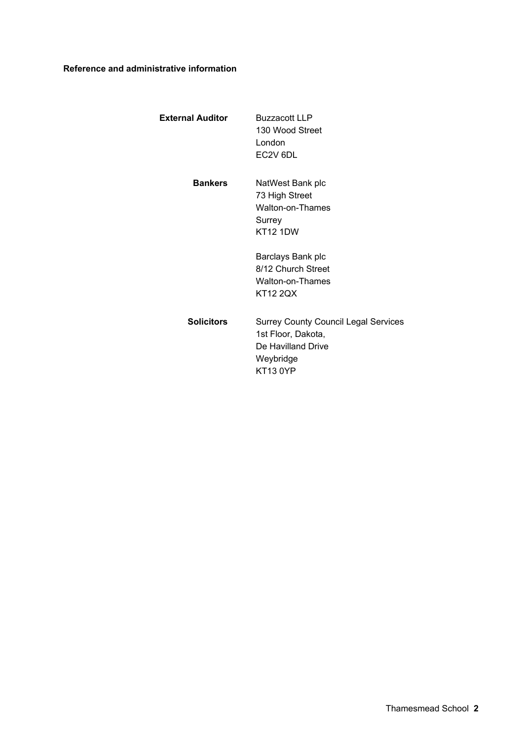**Reference and administrative information**

**External Auditor**
Buzzacott LLP
130 Wood Street
London
EC2V 6DL

**Bankers**
NatWest Bank plc
73 High Street
Walton-on-Thames
Surrey
KT12 1DW

Barclays Bank plc
8/12 Church Street
Walton-on-Thames
KT12 2QX

**Solicitors**
Surrey County Council Legal Services
1st Floor, Dakota,
De Havilland Drive
Weybridge
KT13 0YP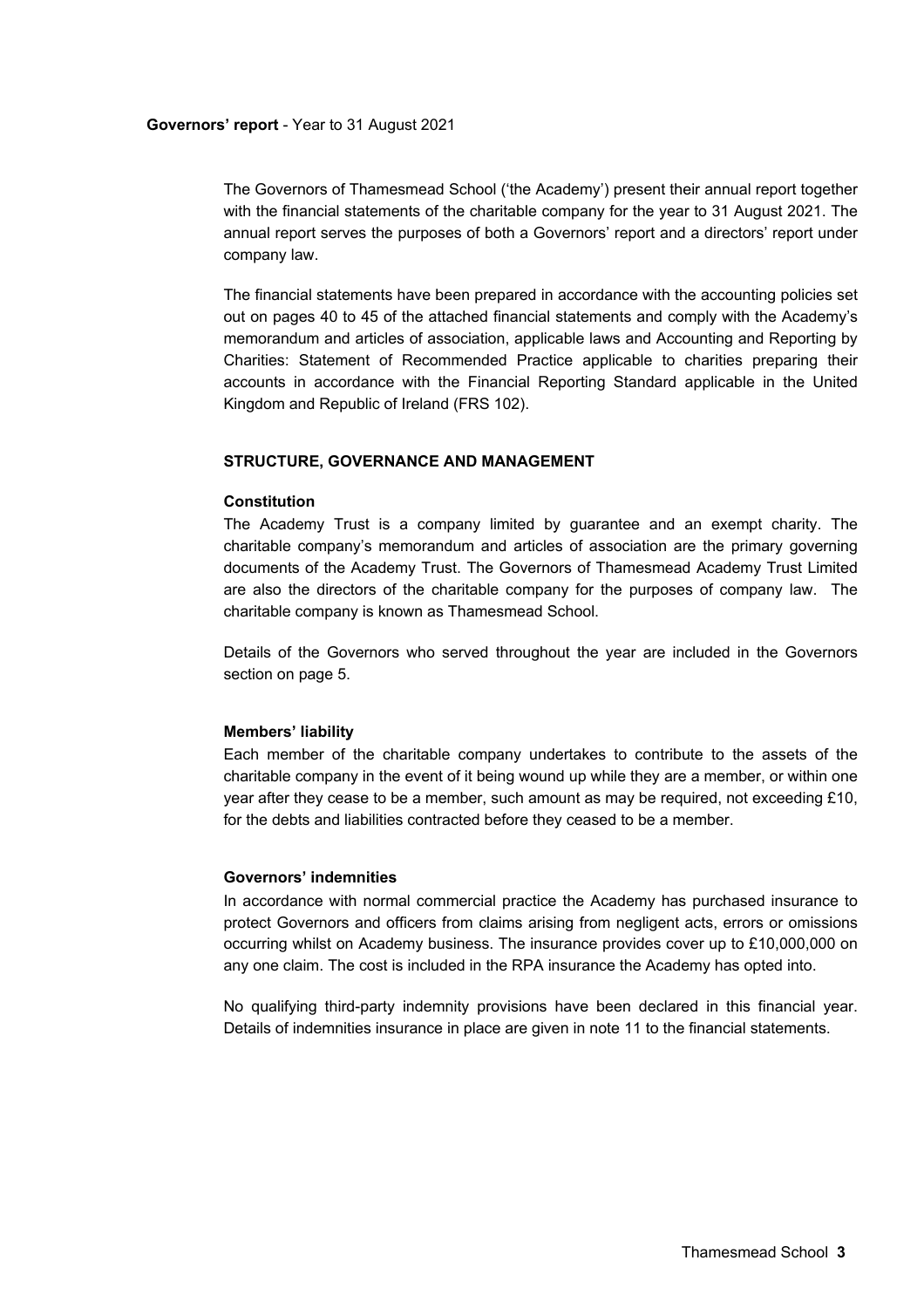**Governors' report** - Year to 31 August 2021

The Governors of Thamesmead School ('the Academy') present their annual report together with the financial statements of the charitable company for the year to 31 August 2021. The annual report serves the purposes of both a Governors' report and a directors' report under company law.

The financial statements have been prepared in accordance with the accounting policies set out on pages 40 to 45 of the attached financial statements and comply with the Academy's memorandum and articles of association, applicable laws and Accounting and Reporting by Charities: Statement of Recommended Practice applicable to charities preparing their accounts in accordance with the Financial Reporting Standard applicable in the United Kingdom and Republic of Ireland (FRS 102).

## STRUCTURE, GOVERNANCE AND MANAGEMENT

### Constitution

The Academy Trust is a company limited by guarantee and an exempt charity. The charitable company's memorandum and articles of association are the primary governing documents of the Academy Trust. The Governors of Thamesmead Academy Trust Limited are also the directors of the charitable company for the purposes of company law. The charitable company is known as Thamesmead School.

Details of the Governors who served throughout the year are included in the Governors section on page 5.

### Members' liability

Each member of the charitable company undertakes to contribute to the assets of the charitable company in the event of it being wound up while they are a member, or within one year after they cease to be a member, such amount as may be required, not exceeding £10, for the debts and liabilities contracted before they ceased to be a member.

### Governors' indemnities

In accordance with normal commercial practice the Academy has purchased insurance to protect Governors and officers from claims arising from negligent acts, errors or omissions occurring whilst on Academy business. The insurance provides cover up to £10,000,000 on any one claim. The cost is included in the RPA insurance the Academy has opted into.

No qualifying third-party indemnity provisions have been declared in this financial year. Details of indemnities insurance in place are given in note 11 to the financial statements.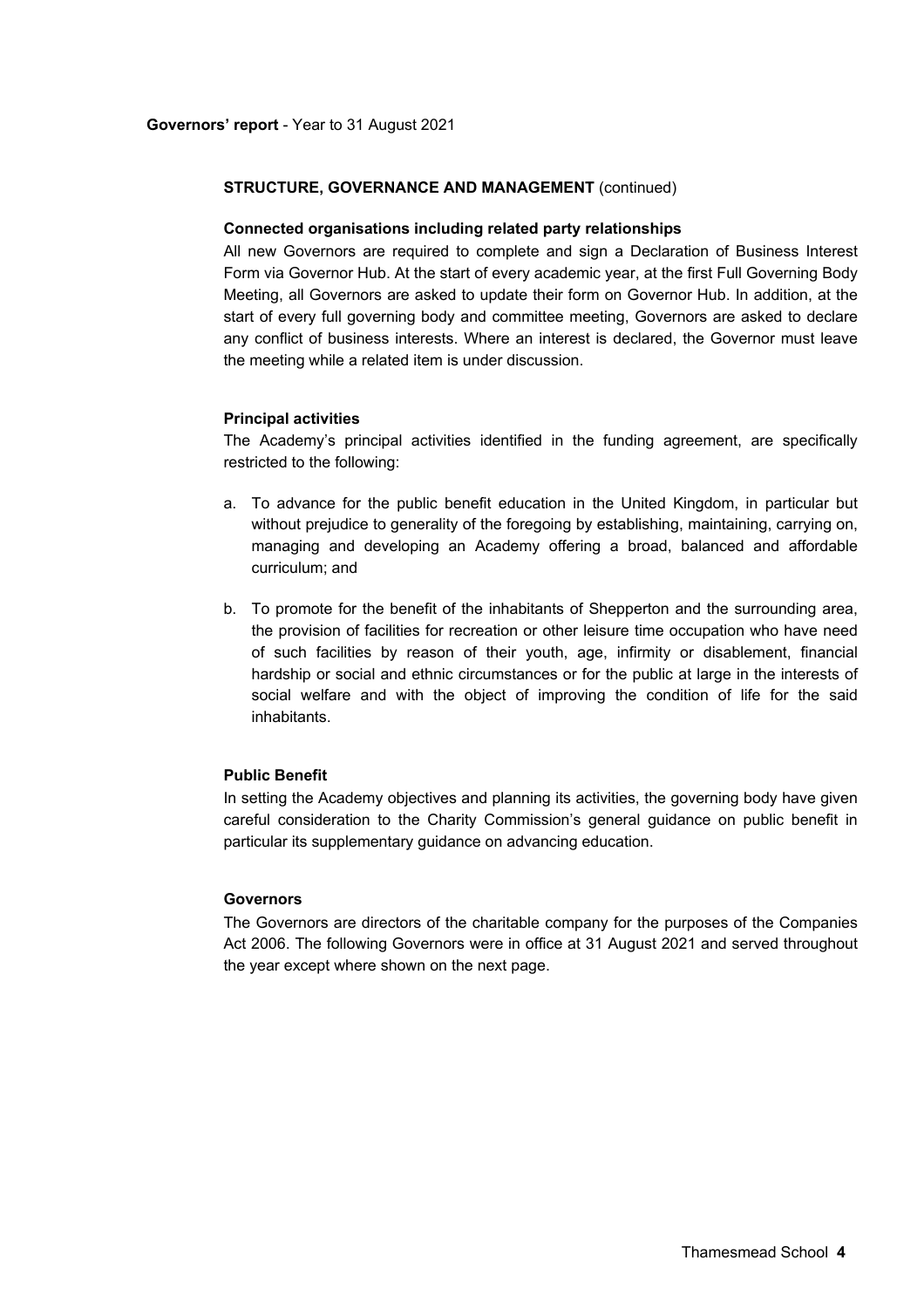**Governors' report** - Year to 31 August 2021

**STRUCTURE, GOVERNANCE AND MANAGEMENT** (continued)

**Connected organisations including related party relationships**

All new Governors are required to complete and sign a Declaration of Business Interest Form via Governor Hub. At the start of every academic year, at the first Full Governing Body Meeting, all Governors are asked to update their form on Governor Hub. In addition, at the start of every full governing body and committee meeting, Governors are asked to declare any conflict of business interests. Where an interest is declared, the Governor must leave the meeting while a related item is under discussion.

**Principal activities**

The Academy's principal activities identified in the funding agreement, are specifically restricted to the following:

a. To advance for the public benefit education in the United Kingdom, in particular but without prejudice to generality of the foregoing by establishing, maintaining, carrying on, managing and developing an Academy offering a broad, balanced and affordable curriculum; and

b. To promote for the benefit of the inhabitants of Shepperton and the surrounding area, the provision of facilities for recreation or other leisure time occupation who have need of such facilities by reason of their youth, age, infirmity or disablement, financial hardship or social and ethnic circumstances or for the public at large in the interests of social welfare and with the object of improving the condition of life for the said inhabitants.

**Public Benefit**

In setting the Academy objectives and planning its activities, the governing body have given careful consideration to the Charity Commission's general guidance on public benefit in particular its supplementary guidance on advancing education.

**Governors**

The Governors are directors of the charitable company for the purposes of the Companies Act 2006. The following Governors were in office at 31 August 2021 and served throughout the year except where shown on the next page.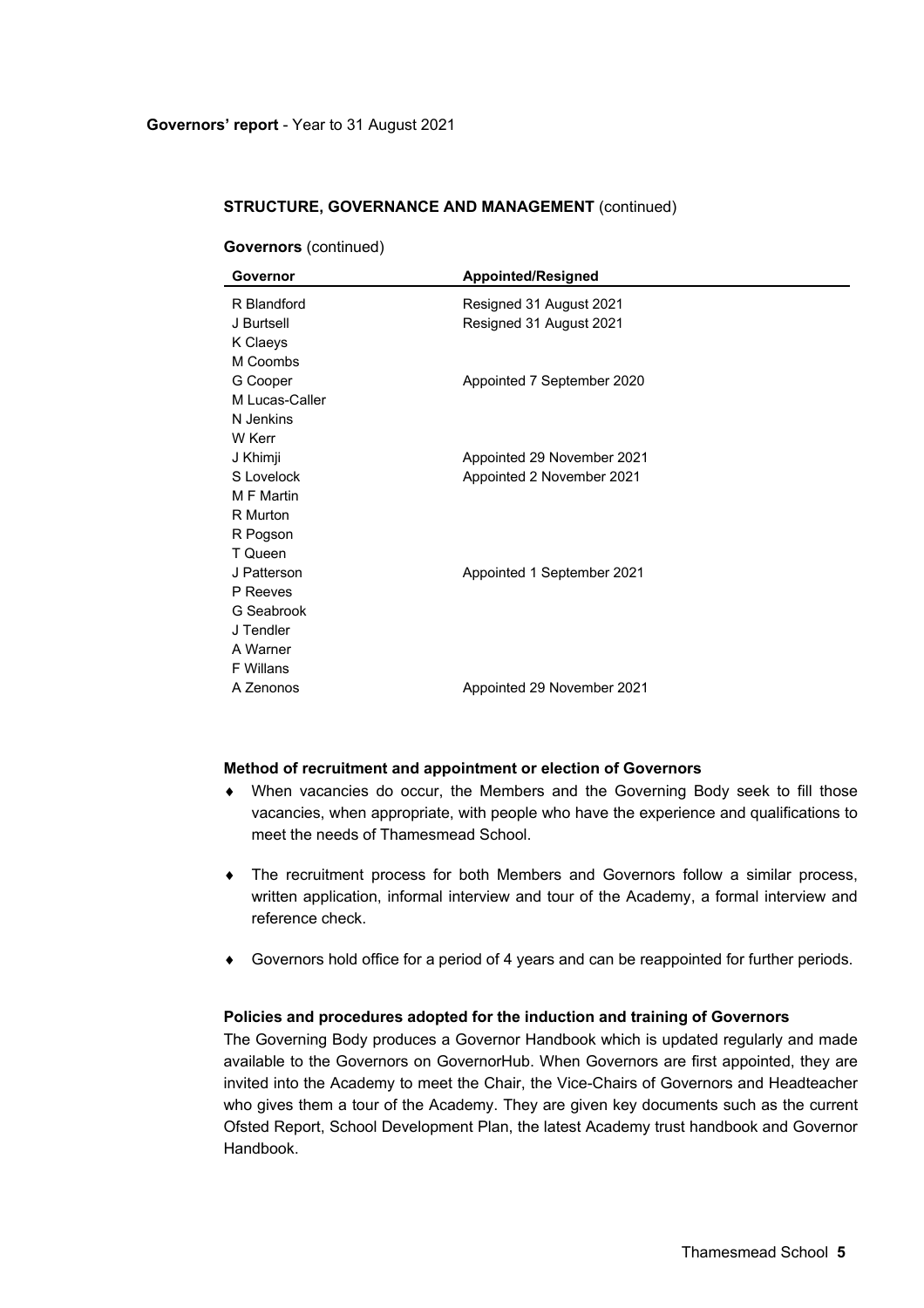**Governors' report** - Year to 31 August 2021

**STRUCTURE, GOVERNANCE AND MANAGEMENT** (continued)

**Governors** (continued)

| Governor | Appointed/Resigned |
|---|---|
| R Blandford | Resigned 31 August 2021 |
| J Burtsell | Resigned 31 August 2021 |
| K Claeys | |
| M Coombs | |
| G Cooper | Appointed 7 September 2020 |
| M Lucas-Caller | |
| N Jenkins | |
| W Kerr | |
| J Khimji | Appointed 29 November 2021 |
| S Lovelock | Appointed 2 November 2021 |
| M F Martin | |
| R Murton | |
| R Pogson | |
| T Queen | |
| J Patterson | Appointed 1 September 2021 |
| P Reeves | |
| G Seabrook | |
| J Tendler | |
| A Warner | |
| F Willans | |
| A Zenonos | Appointed 29 November 2021 |

**Method of recruitment and appointment or election of Governors**

- When vacancies do occur, the Members and the Governing Body seek to fill those vacancies, when appropriate, with people who have the experience and qualifications to meet the needs of Thamesmead School.
- The recruitment process for both Members and Governors follow a similar process, written application, informal interview and tour of the Academy, a formal interview and reference check.
- Governors hold office for a period of 4 years and can be reappointed for further periods.

**Policies and procedures adopted for the induction and training of Governors**

The Governing Body produces a Governor Handbook which is updated regularly and made available to the Governors on GovernorHub. When Governors are first appointed, they are invited into the Academy to meet the Chair, the Vice-Chairs of Governors and Headteacher who gives them a tour of the Academy. They are given key documents such as the current Ofsted Report, School Development Plan, the latest Academy trust handbook and Governor Handbook.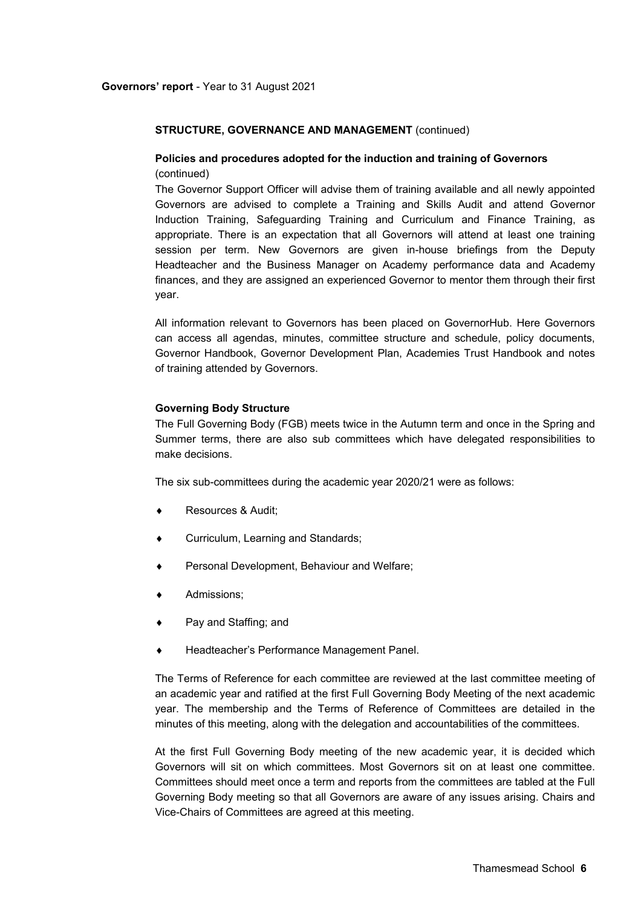## STRUCTURE, GOVERNANCE AND MANAGEMENT (continued)

### Policies and procedures adopted for the induction and training of Governors (continued)

The Governor Support Officer will advise them of training available and all newly appointed Governors are advised to complete a Training and Skills Audit and attend Governor Induction Training, Safeguarding Training and Curriculum and Finance Training, as appropriate. There is an expectation that all Governors will attend at least one training session per term. New Governors are given in-house briefings from the Deputy Headteacher and the Business Manager on Academy performance data and Academy finances, and they are assigned an experienced Governor to mentor them through their first year.

All information relevant to Governors has been placed on GovernorHub. Here Governors can access all agendas, minutes, committee structure and schedule, policy documents, Governor Handbook, Governor Development Plan, Academies Trust Handbook and notes of training attended by Governors.

### Governing Body Structure

The Full Governing Body (FGB) meets twice in the Autumn term and once in the Spring and Summer terms, there are also sub committees which have delegated responsibilities to make decisions.

The six sub-committees during the academic year 2020/21 were as follows:

- Resources & Audit;
- Curriculum, Learning and Standards;
- Personal Development, Behaviour and Welfare;
- Admissions;
- Pay and Staffing; and
- Headteacher's Performance Management Panel.

The Terms of Reference for each committee are reviewed at the last committee meeting of an academic year and ratified at the first Full Governing Body Meeting of the next academic year. The membership and the Terms of Reference of Committees are detailed in the minutes of this meeting, along with the delegation and accountabilities of the committees.

At the first Full Governing Body meeting of the new academic year, it is decided which Governors will sit on which committees. Most Governors sit on at least one committee. Committees should meet once a term and reports from the committees are tabled at the Full Governing Body meeting so that all Governors are aware of any issues arising. Chairs and Vice-Chairs of Committees are agreed at this meeting.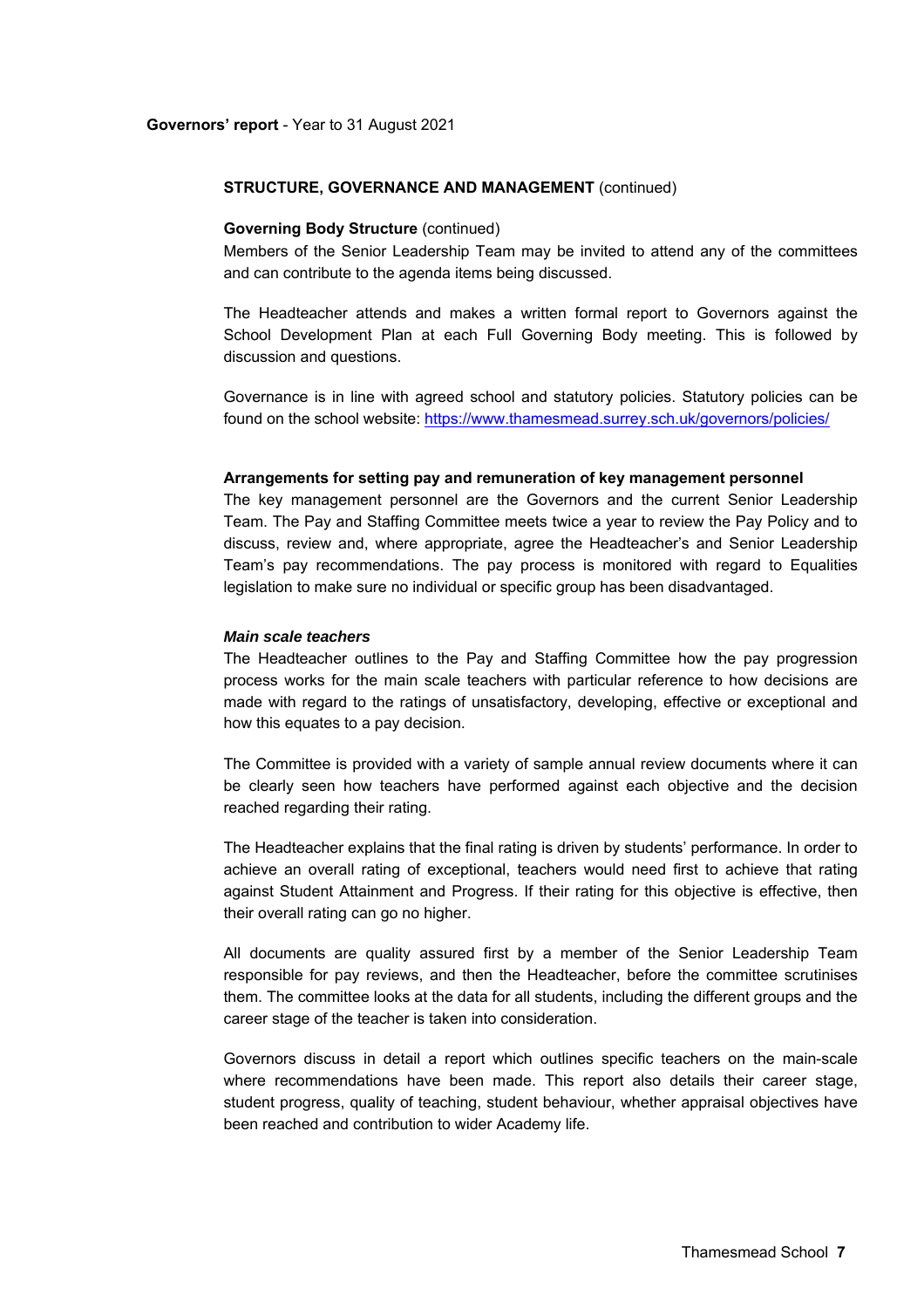**STRUCTURE, GOVERNANCE AND MANAGEMENT** (continued)

**Governing Body Structure** (continued)

Members of the Senior Leadership Team may be invited to attend any of the committees and can contribute to the agenda items being discussed.

The Headteacher attends and makes a written formal report to Governors against the School Development Plan at each Full Governing Body meeting. This is followed by discussion and questions.

Governance is in line with agreed school and statutory policies. Statutory policies can be found on the school website: https://www.thamesmead.surrey.sch.uk/governors/policies/

**Arrangements for setting pay and remuneration of key management personnel**

The key management personnel are the Governors and the current Senior Leadership Team. The Pay and Staffing Committee meets twice a year to review the Pay Policy and to discuss, review and, where appropriate, agree the Headteacher's and Senior Leadership Team's pay recommendations. The pay process is monitored with regard to Equalities legislation to make sure no individual or specific group has been disadvantaged.

***Main scale teachers***

The Headteacher outlines to the Pay and Staffing Committee how the pay progression process works for the main scale teachers with particular reference to how decisions are made with regard to the ratings of unsatisfactory, developing, effective or exceptional and how this equates to a pay decision.

The Committee is provided with a variety of sample annual review documents where it can be clearly seen how teachers have performed against each objective and the decision reached regarding their rating.

The Headteacher explains that the final rating is driven by students' performance. In order to achieve an overall rating of exceptional, teachers would need first to achieve that rating against Student Attainment and Progress. If their rating for this objective is effective, then their overall rating can go no higher.

All documents are quality assured first by a member of the Senior Leadership Team responsible for pay reviews, and then the Headteacher, before the committee scrutinises them. The committee looks at the data for all students, including the different groups and the career stage of the teacher is taken into consideration.

Governors discuss in detail a report which outlines specific teachers on the main-scale where recommendations have been made. This report also details their career stage, student progress, quality of teaching, student behaviour, whether appraisal objectives have been reached and contribution to wider Academy life.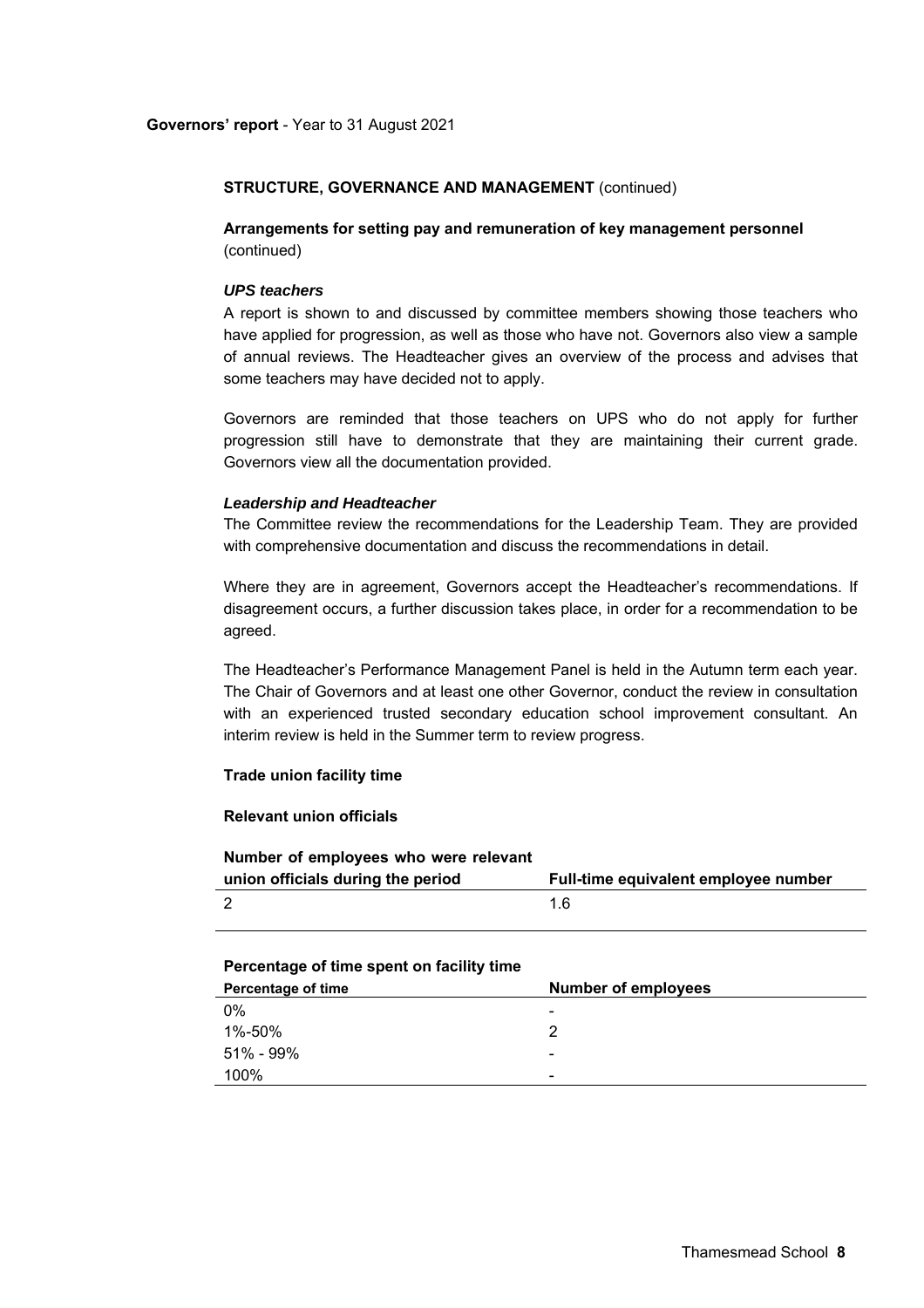**STRUCTURE, GOVERNANCE AND MANAGEMENT** (continued)

**Arrangements for setting pay and remuneration of key management personnel** (continued)

***UPS teachers***

A report is shown to and discussed by committee members showing those teachers who have applied for progression, as well as those who have not. Governors also view a sample of annual reviews. The Headteacher gives an overview of the process and advises that some teachers may have decided not to apply.

Governors are reminded that those teachers on UPS who do not apply for further progression still have to demonstrate that they are maintaining their current grade. Governors view all the documentation provided.

***Leadership and Headteacher***

The Committee review the recommendations for the Leadership Team. They are provided with comprehensive documentation and discuss the recommendations in detail.

Where they are in agreement, Governors accept the Headteacher's recommendations. If disagreement occurs, a further discussion takes place, in order for a recommendation to be agreed.

The Headteacher's Performance Management Panel is held in the Autumn term each year. The Chair of Governors and at least one other Governor, conduct the review in consultation with an experienced trusted secondary education school improvement consultant. An interim review is held in the Summer term to review progress.

**Trade union facility time**

**Relevant union officials**

| Number of employees who were relevant union officials during the period | Full-time equivalent employee number |
|---|---|
| 2 | 1.6 |

**Percentage of time spent on facility time**

| Percentage of time | Number of employees |
|---|---|
| 0% | - |
| 1%-50% | 2 |
| 51% - 99% | - |
| 100% | - |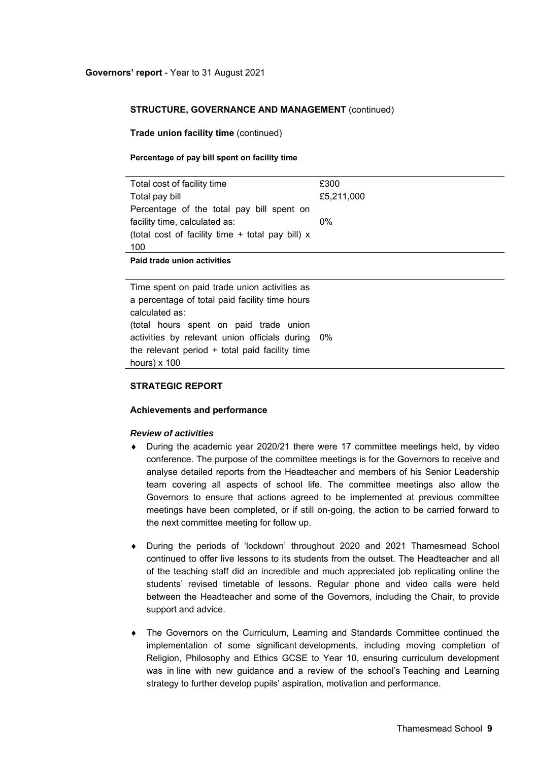**Governors' report** - Year to 31 August 2021

## STRUCTURE, GOVERNANCE AND MANAGEMENT (continued)

### Trade union facility time (continued)

#### Percentage of pay bill spent on facility time

| | |
|---|---|
| Total cost of facility time | £300 |
| Total pay bill | £5,211,000 |
| Percentage of the total pay bill spent on facility time, calculated as: (total cost of facility time ÷ total pay bill) x 100 | 0% |

#### Paid trade union activities

| | |
|---|---|
| Time spent on paid trade union activities as a percentage of total paid facility time hours calculated as: (total hours spent on paid trade union activities by relevant union officials during the relevant period ÷ total paid facility time hours) x 100 | 0% |

## STRATEGIC REPORT

### Achievements and performance

#### *Review of activities*

- During the academic year 2020/21 there were 17 committee meetings held, by video conference. The purpose of the committee meetings is for the Governors to receive and analyse detailed reports from the Headteacher and members of his Senior Leadership team covering all aspects of school life. The committee meetings also allow the Governors to ensure that actions agreed to be implemented at previous committee meetings have been completed, or if still on-going, the action to be carried forward to the next committee meeting for follow up.

- During the periods of 'lockdown' throughout 2020 and 2021 Thamesmead School continued to offer live lessons to its students from the outset. The Headteacher and all of the teaching staff did an incredible and much appreciated job replicating online the students' revised timetable of lessons. Regular phone and video calls were held between the Headteacher and some of the Governors, including the Chair, to provide support and advice.

- The Governors on the Curriculum, Learning and Standards Committee continued the implementation of some significant developments, including moving completion of Religion, Philosophy and Ethics GCSE to Year 10, ensuring curriculum development was in line with new guidance and a review of the school's Teaching and Learning strategy to further develop pupils' aspiration, motivation and performance.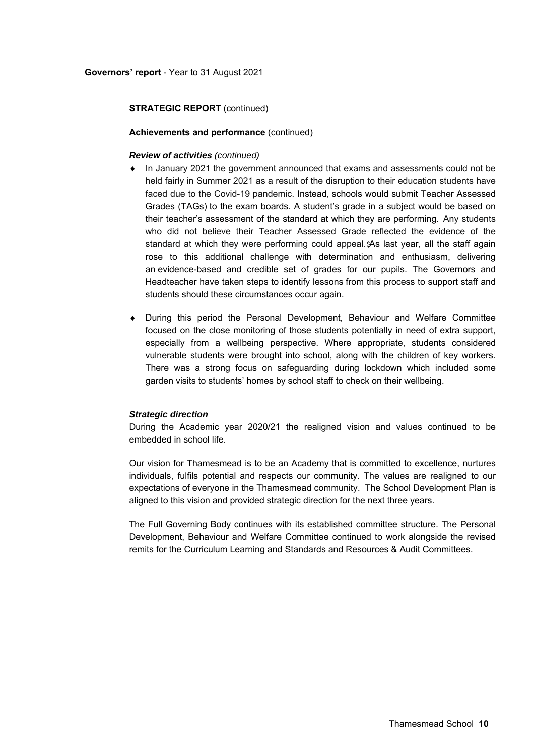**Governors' report** - Year to 31 August 2021

**STRATEGIC REPORT** (continued)

**Achievements and performance** (continued)

***Review of activities*** *(continued)*

- In January 2021 the government announced that exams and assessments could not be held fairly in Summer 2021 as a result of the disruption to their education students have faced due to the Covid-19 pandemic. Instead, schools would submit Teacher Assessed Grades (TAGs) to the exam boards. A student's grade in a subject would be based on their teacher's assessment of the standard at which they are performing. Any students who did not believe their Teacher Assessed Grade reflected the evidence of the standard at which they were performing could appeal. As last year, all the staff again rose to this additional challenge with determination and enthusiasm, delivering an evidence-based and credible set of grades for our pupils. The Governors and Headteacher have taken steps to identify lessons from this process to support staff and students should these circumstances occur again.
- During this period the Personal Development, Behaviour and Welfare Committee focused on the close monitoring of those students potentially in need of extra support, especially from a wellbeing perspective. Where appropriate, students considered vulnerable students were brought into school, along with the children of key workers. There was a strong focus on safeguarding during lockdown which included some garden visits to students' homes by school staff to check on their wellbeing.

***Strategic direction***

During the Academic year 2020/21 the realigned vision and values continued to be embedded in school life.

Our vision for Thamesmead is to be an Academy that is committed to excellence, nurtures individuals, fulfils potential and respects our community. The values are realigned to our expectations of everyone in the Thamesmead community. The School Development Plan is aligned to this vision and provided strategic direction for the next three years.

The Full Governing Body continues with its established committee structure. The Personal Development, Behaviour and Welfare Committee continued to work alongside the revised remits for the Curriculum Learning and Standards and Resources & Audit Committees.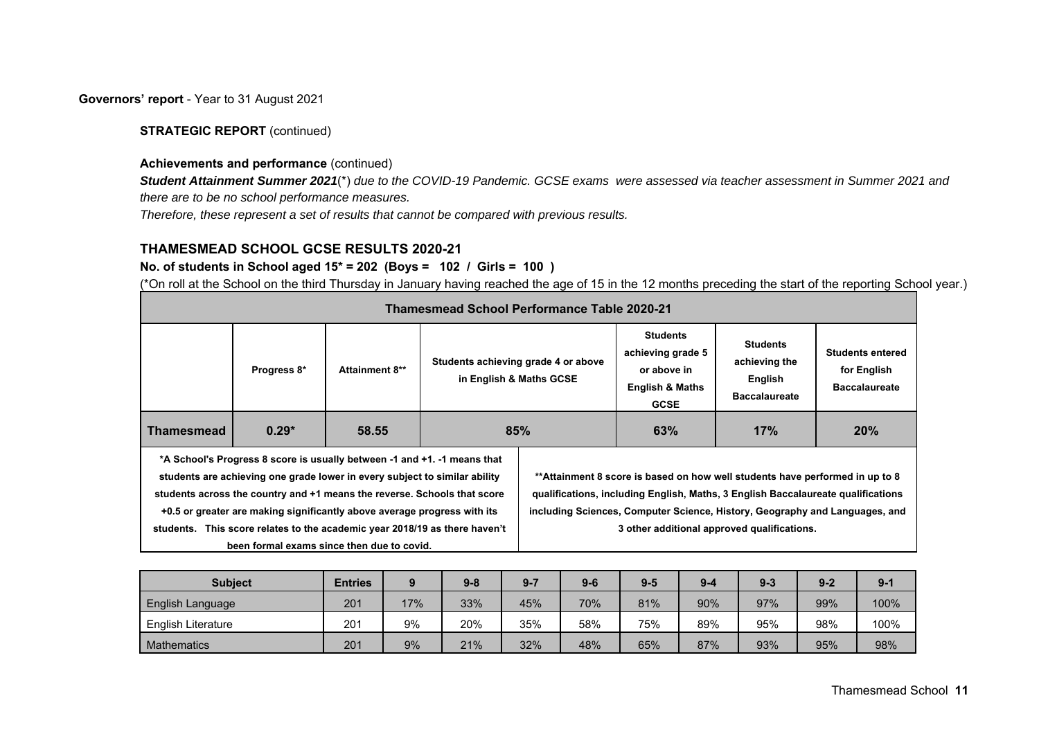**Governors' report** - Year to 31 August 2021

**STRATEGIC REPORT** (continued)

**Achievements and performance** (continued)

***Student Attainment Summer 2021***(*) *due to the COVID-19 Pandemic. GCSE exams were assessed via teacher assessment in Summer 2021 and there are to be no school performance measures.*

*Therefore, these represent a set of results that cannot be compared with previous results.*

## THAMESMEAD SCHOOL GCSE RESULTS 2020-21

**No. of students in School aged 15* = 202 (Boys = 102 / Girls = 100 )**

(*On roll at the School on the third Thursday in January having reached the age of 15 in the 12 months preceding the start of the reporting School year.)

| Thamesmead School Performance Table 2020-21 | | | | | | |
|---|---|---|---|---|---|---|
| | Progress 8* | Attainment 8** | Students achieving grade 4 or above in English & Maths GCSE | Students achieving grade 5 or above in English & Maths GCSE | Students achieving the English Baccalaureate | Students entered for English Baccalaureate |
| **Thamesmead** | **0.29*** | **58.55** | **85%** | **63%** | **17%** | **20%** |

**\*A School's Progress 8 score is usually between -1 and +1. -1 means that students are achieving one grade lower in every subject to similar ability students across the country and +1 means the reverse. Schools that score +0.5 or greater are making significantly above average progress with its students. This score relates to the academic year 2018/19 as there haven't been formal exams since then due to covid.**

**\*\*Attainment 8 score is based on how well students have performed in up to 8 qualifications, including English, Maths, 3 English Baccalaureate qualifications including Sciences, Computer Science, History, Geography and Languages, and 3 other additional approved qualifications.**

| Subject | Entries | 9 | 9-8 | 9-7 | 9-6 | 9-5 | 9-4 | 9-3 | 9-2 | 9-1 |
|---|---|---|---|---|---|---|---|---|---|---|
| English Language | 201 | 17% | 33% | 45% | 70% | 81% | 90% | 97% | 99% | 100% |
| English Literature | 201 | 9% | 20% | 35% | 58% | 75% | 89% | 95% | 98% | 100% |
| Mathematics | 201 | 9% | 21% | 32% | 48% | 65% | 87% | 93% | 95% | 98% |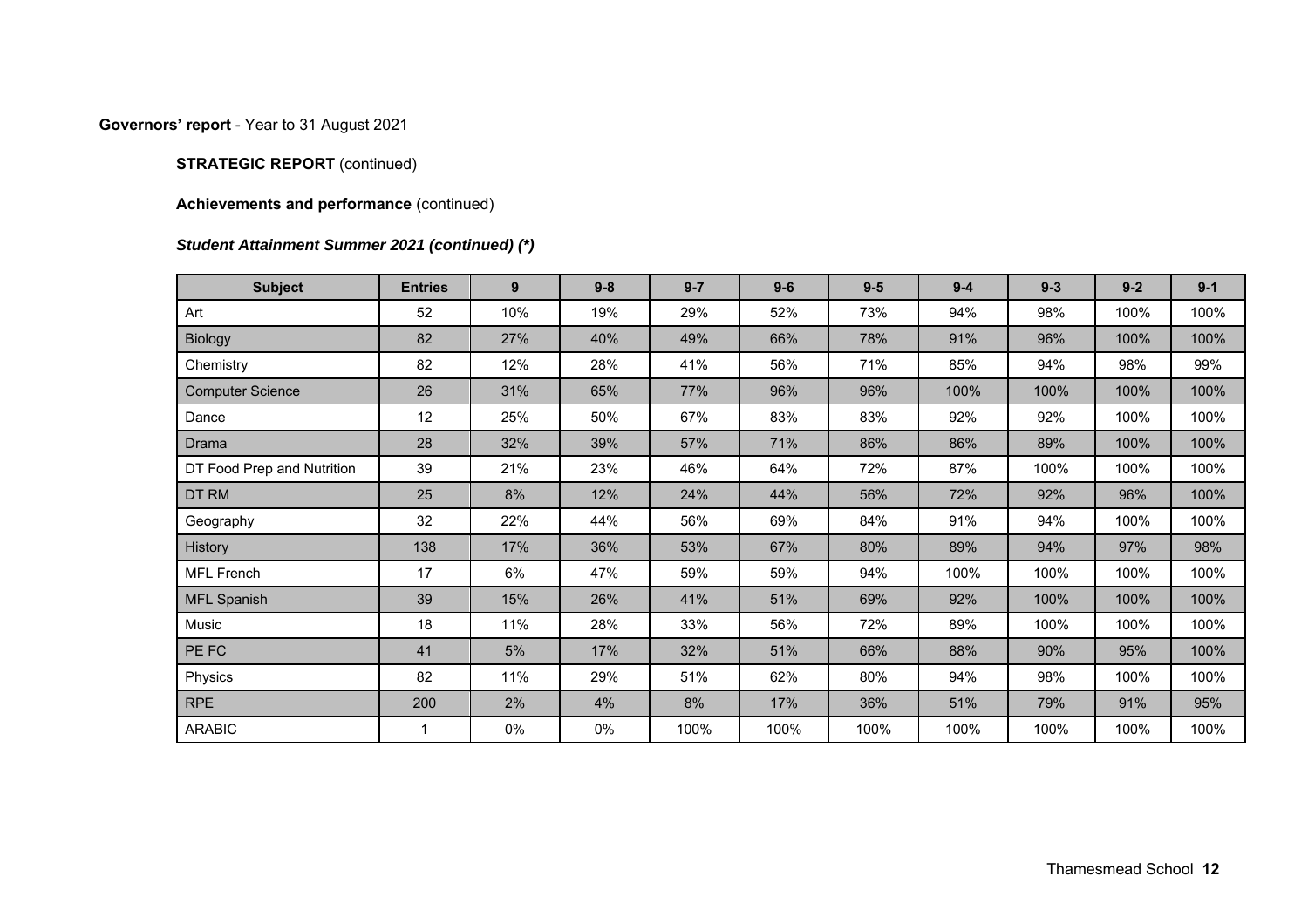**Governors' report** - Year to 31 August 2021

**STRATEGIC REPORT** (continued)

**Achievements and performance** (continued)

***Student Attainment Summer 2021 (continued) (*)***

| Subject | Entries | 9 | 9-8 | 9-7 | 9-6 | 9-5 | 9-4 | 9-3 | 9-2 | 9-1 |
|---|---|---|---|---|---|---|---|---|---|---|
| Art | 52 | 10% | 19% | 29% | 52% | 73% | 94% | 98% | 100% | 100% |
| Biology | 82 | 27% | 40% | 49% | 66% | 78% | 91% | 96% | 100% | 100% |
| Chemistry | 82 | 12% | 28% | 41% | 56% | 71% | 85% | 94% | 98% | 99% |
| Computer Science | 26 | 31% | 65% | 77% | 96% | 96% | 100% | 100% | 100% | 100% |
| Dance | 12 | 25% | 50% | 67% | 83% | 83% | 92% | 92% | 100% | 100% |
| Drama | 28 | 32% | 39% | 57% | 71% | 86% | 86% | 89% | 100% | 100% |
| DT Food Prep and Nutrition | 39 | 21% | 23% | 46% | 64% | 72% | 87% | 100% | 100% | 100% |
| DT RM | 25 | 8% | 12% | 24% | 44% | 56% | 72% | 92% | 96% | 100% |
| Geography | 32 | 22% | 44% | 56% | 69% | 84% | 91% | 94% | 100% | 100% |
| History | 138 | 17% | 36% | 53% | 67% | 80% | 89% | 94% | 97% | 98% |
| MFL French | 17 | 6% | 47% | 59% | 59% | 94% | 100% | 100% | 100% | 100% |
| MFL Spanish | 39 | 15% | 26% | 41% | 51% | 69% | 92% | 100% | 100% | 100% |
| Music | 18 | 11% | 28% | 33% | 56% | 72% | 89% | 100% | 100% | 100% |
| PE FC | 41 | 5% | 17% | 32% | 51% | 66% | 88% | 90% | 95% | 100% |
| Physics | 82 | 11% | 29% | 51% | 62% | 80% | 94% | 98% | 100% | 100% |
| RPE | 200 | 2% | 4% | 8% | 17% | 36% | 51% | 79% | 91% | 95% |
| ARABIC | 1 | 0% | 0% | 100% | 100% | 100% | 100% | 100% | 100% | 100% |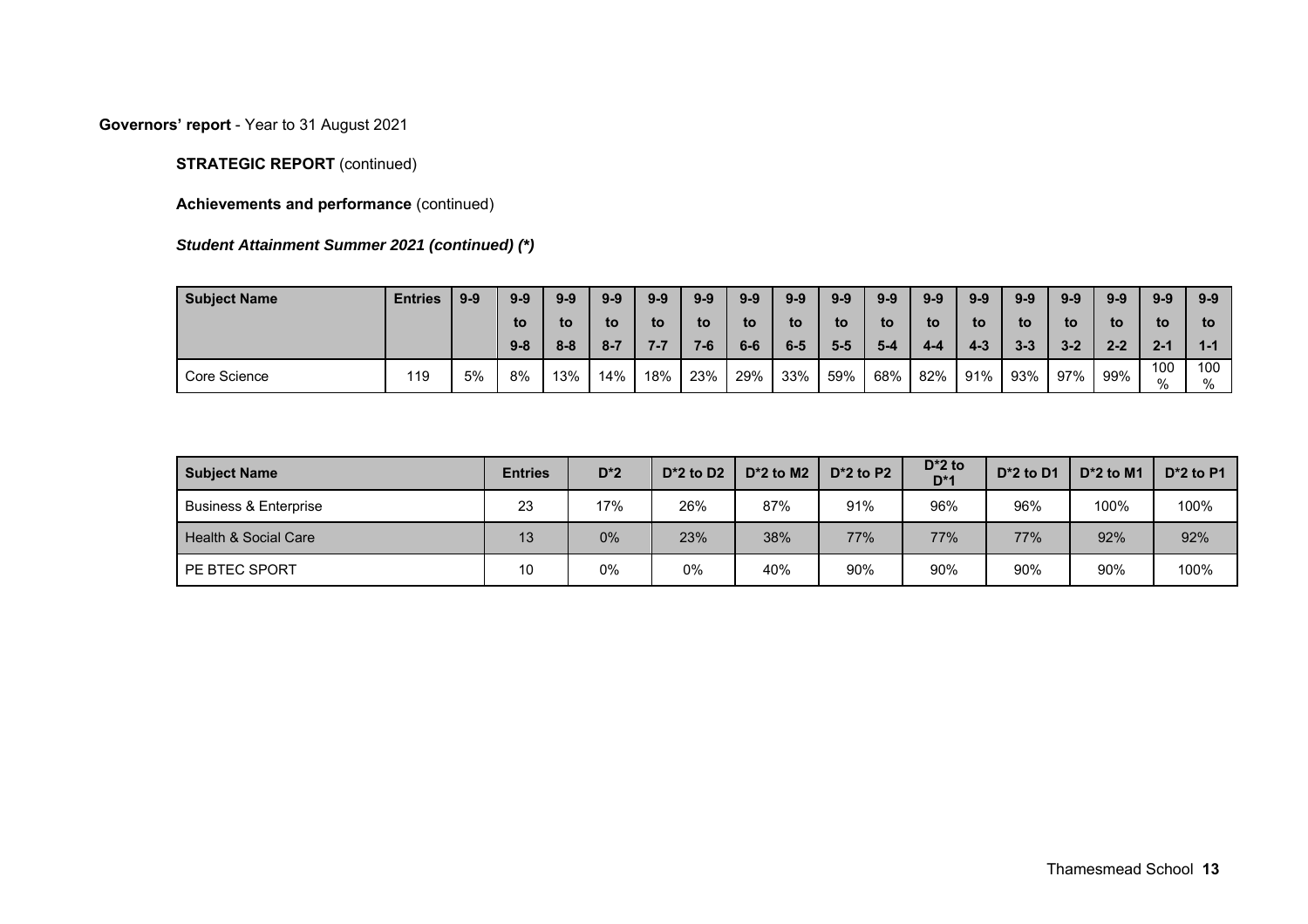**Governors' report** - Year to 31 August 2021

**STRATEGIC REPORT** (continued)

**Achievements and performance** (continued)

***Student Attainment Summer 2021 (continued) (*)***

| Subject Name | Entries | 9-9 | 9-9 to 9-8 | 9-9 to 8-8 | 9-9 to 8-7 | 9-9 to 7-7 | 9-9 to 7-6 | 9-9 to 6-6 | 9-9 to 6-5 | 9-9 to 5-5 | 9-9 to 5-4 | 9-9 to 4-4 | 9-9 to 4-3 | 9-9 to 3-3 | 9-9 to 3-2 | 9-9 to 2-2 | 9-9 to 2-1 | 9-9 to 1-1 |
|---|---|---|---|---|---|---|---|---|---|---|---|---|---|---|---|---|---|---|
| Core Science | 119 | 5% | 8% | 13% | 14% | 18% | 23% | 29% | 33% | 59% | 68% | 82% | 91% | 93% | 97% | 99% | 100% | 100% |

| Subject Name | Entries | D*2 | D*2 to D2 | D*2 to M2 | D*2 to P2 | D*2 to D*1 | D*2 to D1 | D*2 to M1 | D*2 to P1 |
|---|---|---|---|---|---|---|---|---|---|
| Business & Enterprise | 23 | 17% | 26% | 87% | 91% | 96% | 96% | 100% | 100% |
| Health & Social Care | 13 | 0% | 23% | 38% | 77% | 77% | 77% | 92% | 92% |
| PE BTEC SPORT | 10 | 0% | 0% | 40% | 90% | 90% | 90% | 90% | 100% |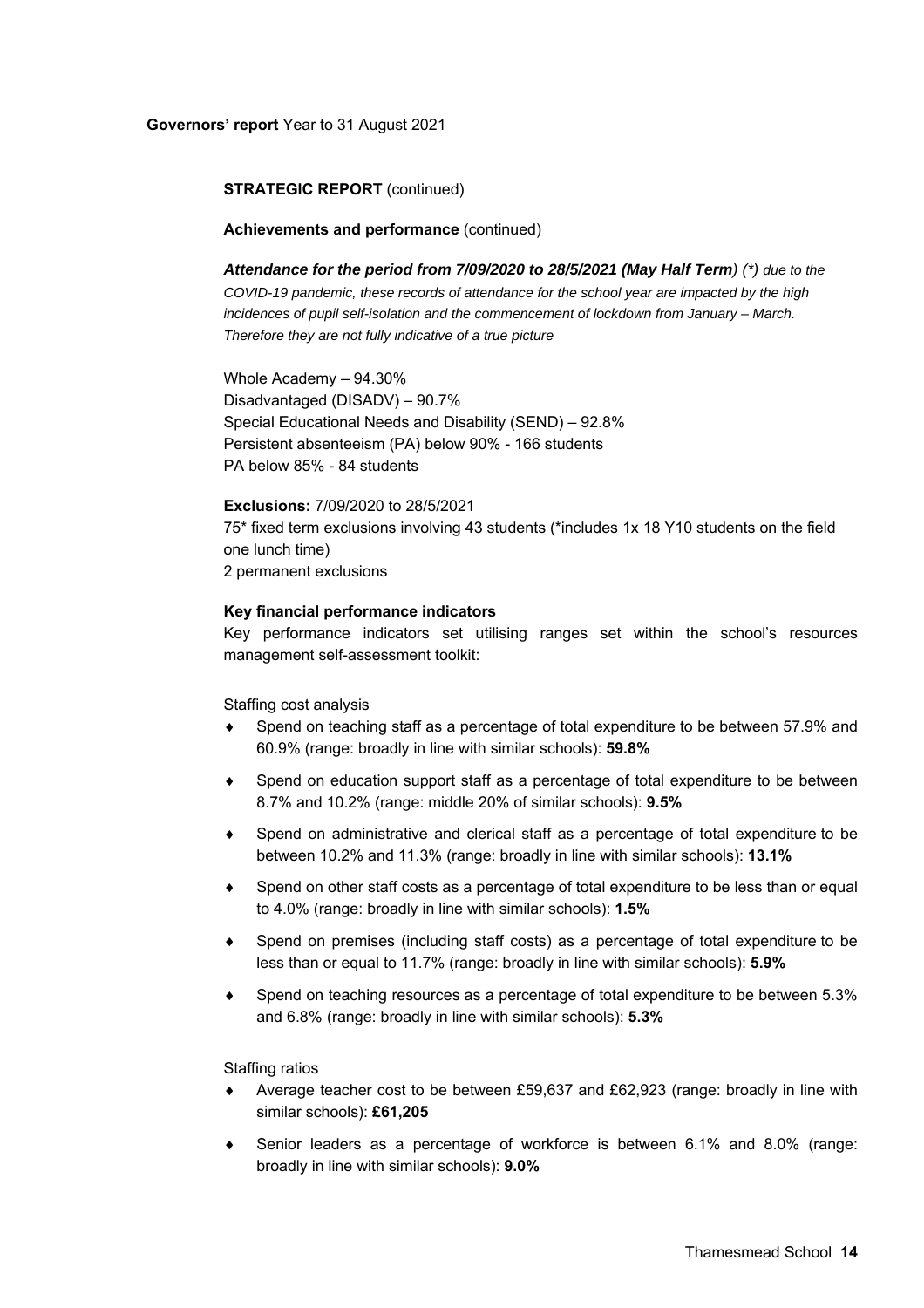**Governors' report** Year to 31 August 2021

**STRATEGIC REPORT** (continued)

**Achievements and performance** (continued)

***Attendance for the period from 7/09/2020 to 28/5/2021 (May Half Term****) (\*) due to the COVID-19 pandemic, these records of attendance for the school year are impacted by the high incidences of pupil self-isolation and the commencement of lockdown from January – March. Therefore they are not fully indicative of a true picture*

Whole Academy – 94.30%
Disadvantaged (DISADV) – 90.7%
Special Educational Needs and Disability (SEND) – 92.8%
Persistent absenteeism (PA) below 90% - 166 students
PA below 85% - 84 students

**Exclusions:** 7/09/2020 to 28/5/2021
75\* fixed term exclusions involving 43 students (\*includes 1x 18 Y10 students on the field one lunch time)
2 permanent exclusions

**Key financial performance indicators**

Key performance indicators set utilising ranges set within the school's resources management self-assessment toolkit:

Staffing cost analysis

- Spend on teaching staff as a percentage of total expenditure to be between 57.9% and 60.9% (range: broadly in line with similar schools): **59.8%**
- Spend on education support staff as a percentage of total expenditure to be between 8.7% and 10.2% (range: middle 20% of similar schools): **9.5%**
- Spend on administrative and clerical staff as a percentage of total expenditure to be between 10.2% and 11.3% (range: broadly in line with similar schools): **13.1%**
- Spend on other staff costs as a percentage of total expenditure to be less than or equal to 4.0% (range: broadly in line with similar schools): **1.5%**
- Spend on premises (including staff costs) as a percentage of total expenditure to be less than or equal to 11.7% (range: broadly in line with similar schools): **5.9%**
- Spend on teaching resources as a percentage of total expenditure to be between 5.3% and 6.8% (range: broadly in line with similar schools): **5.3%**

Staffing ratios

- Average teacher cost to be between £59,637 and £62,923 (range: broadly in line with similar schools): **£61,205**
- Senior leaders as a percentage of workforce is between 6.1% and 8.0% (range: broadly in line with similar schools): **9.0%**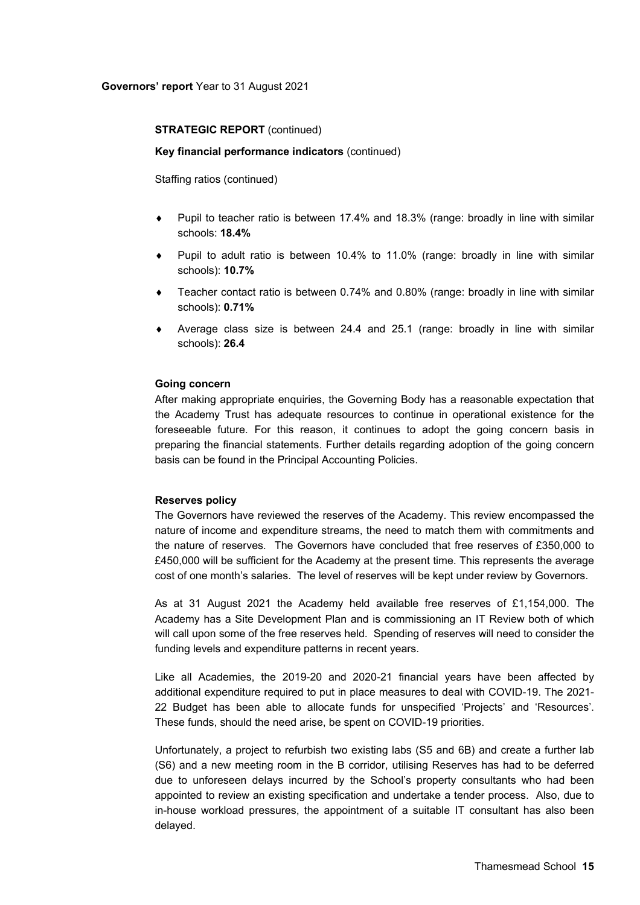**Governors' report** Year to 31 August 2021

**STRATEGIC REPORT** (continued)

**Key financial performance indicators** (continued)

Staffing ratios (continued)

- Pupil to teacher ratio is between 17.4% and 18.3% (range: broadly in line with similar schools: **18.4%**
- Pupil to adult ratio is between 10.4% to 11.0% (range: broadly in line with similar schools): **10.7%**
- Teacher contact ratio is between 0.74% and 0.80% (range: broadly in line with similar schools): **0.71%**
- Average class size is between 24.4 and 25.1 (range: broadly in line with similar schools): **26.4**

**Going concern**

After making appropriate enquiries, the Governing Body has a reasonable expectation that the Academy Trust has adequate resources to continue in operational existence for the foreseeable future. For this reason, it continues to adopt the going concern basis in preparing the financial statements. Further details regarding adoption of the going concern basis can be found in the Principal Accounting Policies.

**Reserves policy**

The Governors have reviewed the reserves of the Academy. This review encompassed the nature of income and expenditure streams, the need to match them with commitments and the nature of reserves. The Governors have concluded that free reserves of £350,000 to £450,000 will be sufficient for the Academy at the present time. This represents the average cost of one month's salaries. The level of reserves will be kept under review by Governors.

As at 31 August 2021 the Academy held available free reserves of £1,154,000. The Academy has a Site Development Plan and is commissioning an IT Review both of which will call upon some of the free reserves held. Spending of reserves will need to consider the funding levels and expenditure patterns in recent years.

Like all Academies, the 2019-20 and 2020-21 financial years have been affected by additional expenditure required to put in place measures to deal with COVID-19. The 2021-22 Budget has been able to allocate funds for unspecified 'Projects' and 'Resources'. These funds, should the need arise, be spent on COVID-19 priorities.

Unfortunately, a project to refurbish two existing labs (S5 and 6B) and create a further lab (S6) and a new meeting room in the B corridor, utilising Reserves has had to be deferred due to unforeseen delays incurred by the School's property consultants who had been appointed to review an existing specification and undertake a tender process. Also, due to in-house workload pressures, the appointment of a suitable IT consultant has also been delayed.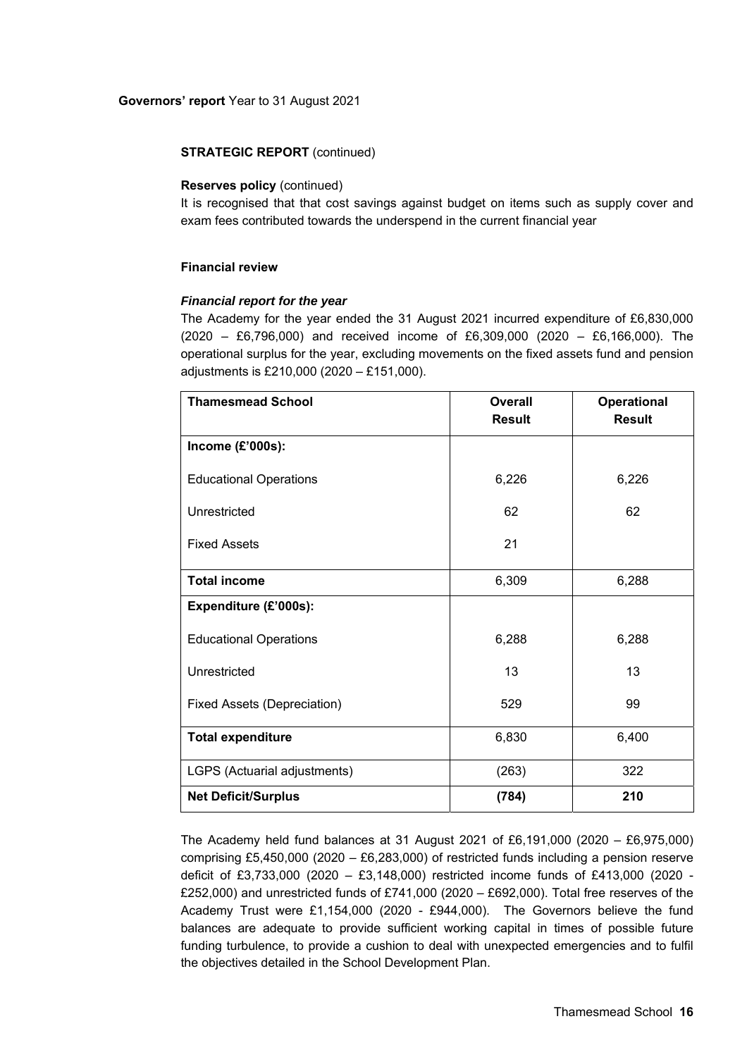**Governors' report** Year to 31 August 2021

**STRATEGIC REPORT** (continued)

**Reserves policy** (continued)

It is recognised that that cost savings against budget on items such as supply cover and exam fees contributed towards the underspend in the current financial year

**Financial review**

***Financial report for the year***

The Academy for the year ended the 31 August 2021 incurred expenditure of £6,830,000 (2020 – £6,796,000) and received income of £6,309,000 (2020 – £6,166,000). The operational surplus for the year, excluding movements on the fixed assets fund and pension adjustments is £210,000 (2020 – £151,000).

| Thamesmead School | Overall Result | Operational Result |
|---|---|---|
| **Income (£'000s):** | | |
| Educational Operations | 6,226 | 6,226 |
| Unrestricted | 62 | 62 |
| Fixed Assets | 21 | |
| **Total income** | 6,309 | 6,288 |
| **Expenditure (£'000s):** | | |
| Educational Operations | 6,288 | 6,288 |
| Unrestricted | 13 | 13 |
| Fixed Assets (Depreciation) | 529 | 99 |
| **Total expenditure** | 6,830 | 6,400 |
| LGPS (Actuarial adjustments) | (263) | 322 |
| **Net Deficit/Surplus** | **(784)** | **210** |

The Academy held fund balances at 31 August 2021 of £6,191,000 (2020 – £6,975,000) comprising £5,450,000 (2020 – £6,283,000) of restricted funds including a pension reserve deficit of £3,733,000 (2020 – £3,148,000) restricted income funds of £413,000 (2020 - £252,000) and unrestricted funds of £741,000 (2020 – £692,000). Total free reserves of the Academy Trust were £1,154,000 (2020 - £944,000). The Governors believe the fund balances are adequate to provide sufficient working capital in times of possible future funding turbulence, to provide a cushion to deal with unexpected emergencies and to fulfil the objectives detailed in the School Development Plan.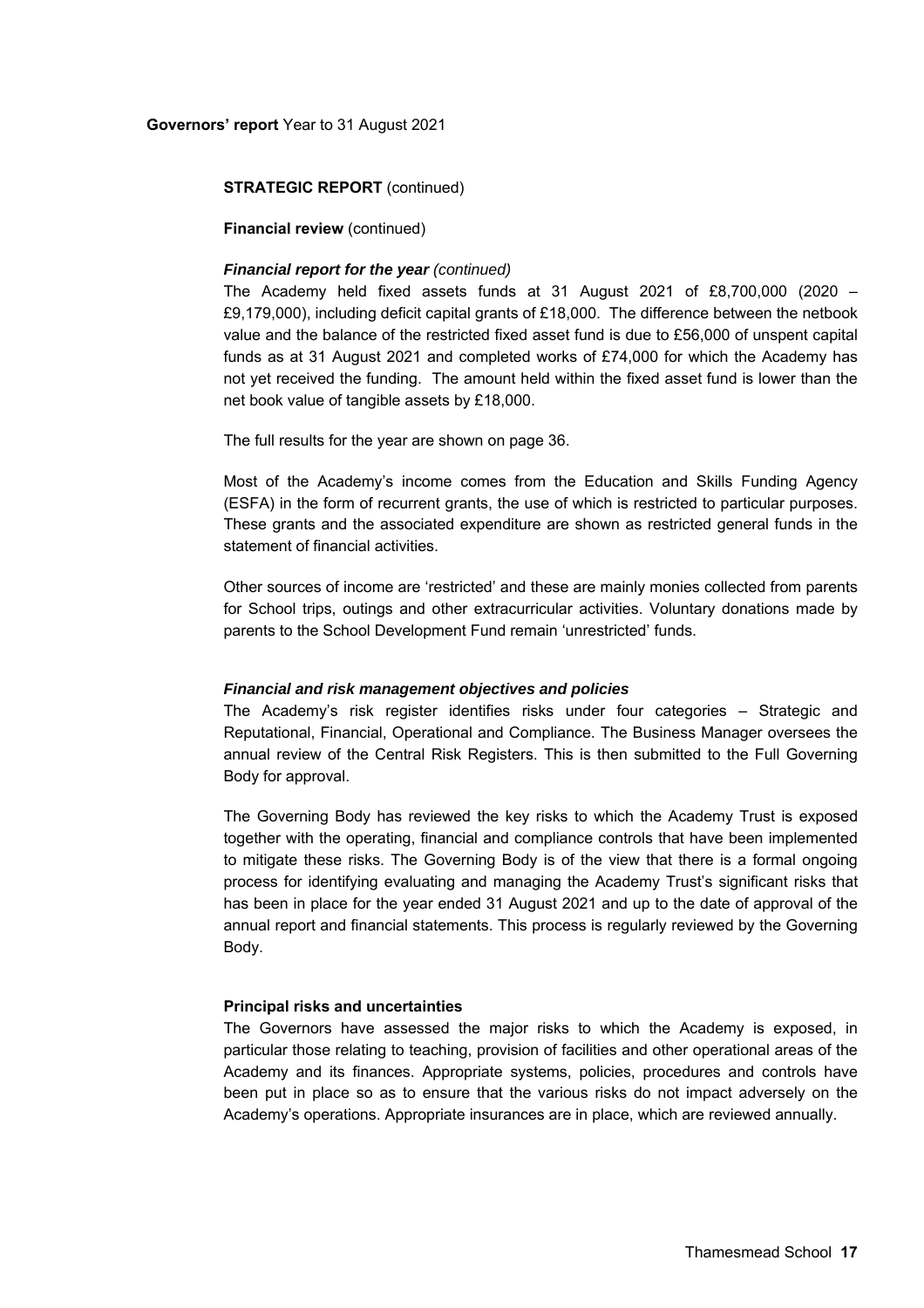**Governors' report** Year to 31 August 2021

**STRATEGIC REPORT** (continued)

**Financial review** (continued)

***Financial report for the year*** *(continued)*

The Academy held fixed assets funds at 31 August 2021 of £8,700,000 (2020 – £9,179,000), including deficit capital grants of £18,000. The difference between the netbook value and the balance of the restricted fixed asset fund is due to £56,000 of unspent capital funds as at 31 August 2021 and completed works of £74,000 for which the Academy has not yet received the funding. The amount held within the fixed asset fund is lower than the net book value of tangible assets by £18,000.

The full results for the year are shown on page 36.

Most of the Academy's income comes from the Education and Skills Funding Agency (ESFA) in the form of recurrent grants, the use of which is restricted to particular purposes. These grants and the associated expenditure are shown as restricted general funds in the statement of financial activities.

Other sources of income are 'restricted' and these are mainly monies collected from parents for School trips, outings and other extracurricular activities. Voluntary donations made by parents to the School Development Fund remain 'unrestricted' funds.

***Financial and risk management objectives and policies***

The Academy's risk register identifies risks under four categories – Strategic and Reputational, Financial, Operational and Compliance. The Business Manager oversees the annual review of the Central Risk Registers. This is then submitted to the Full Governing Body for approval.

The Governing Body has reviewed the key risks to which the Academy Trust is exposed together with the operating, financial and compliance controls that have been implemented to mitigate these risks. The Governing Body is of the view that there is a formal ongoing process for identifying evaluating and managing the Academy Trust's significant risks that has been in place for the year ended 31 August 2021 and up to the date of approval of the annual report and financial statements. This process is regularly reviewed by the Governing Body.

**Principal risks and uncertainties**

The Governors have assessed the major risks to which the Academy is exposed, in particular those relating to teaching, provision of facilities and other operational areas of the Academy and its finances. Appropriate systems, policies, procedures and controls have been put in place so as to ensure that the various risks do not impact adversely on the Academy's operations. Appropriate insurances are in place, which are reviewed annually.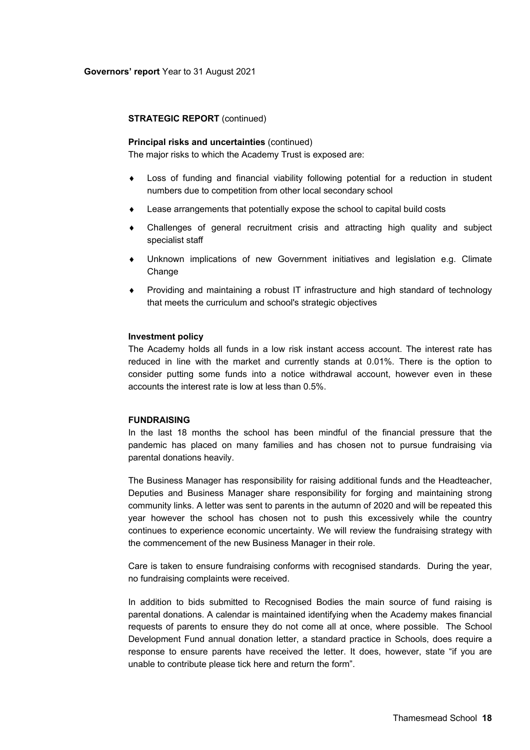**Governors' report** Year to 31 August 2021

**STRATEGIC REPORT** (continued)

**Principal risks and uncertainties** (continued)

The major risks to which the Academy Trust is exposed are:

- Loss of funding and financial viability following potential for a reduction in student numbers due to competition from other local secondary school
- Lease arrangements that potentially expose the school to capital build costs
- Challenges of general recruitment crisis and attracting high quality and subject specialist staff
- Unknown implications of new Government initiatives and legislation e.g. Climate Change
- Providing and maintaining a robust IT infrastructure and high standard of technology that meets the curriculum and school's strategic objectives

**Investment policy**

The Academy holds all funds in a low risk instant access account. The interest rate has reduced in line with the market and currently stands at 0.01%. There is the option to consider putting some funds into a notice withdrawal account, however even in these accounts the interest rate is low at less than 0.5%.

**FUNDRAISING**

In the last 18 months the school has been mindful of the financial pressure that the pandemic has placed on many families and has chosen not to pursue fundraising via parental donations heavily.

The Business Manager has responsibility for raising additional funds and the Headteacher, Deputies and Business Manager share responsibility for forging and maintaining strong community links. A letter was sent to parents in the autumn of 2020 and will be repeated this year however the school has chosen not to push this excessively while the country continues to experience economic uncertainty. We will review the fundraising strategy with the commencement of the new Business Manager in their role.

Care is taken to ensure fundraising conforms with recognised standards. During the year, no fundraising complaints were received.

In addition to bids submitted to Recognised Bodies the main source of fund raising is parental donations. A calendar is maintained identifying when the Academy makes financial requests of parents to ensure they do not come all at once, where possible. The School Development Fund annual donation letter, a standard practice in Schools, does require a response to ensure parents have received the letter. It does, however, state "if you are unable to contribute please tick here and return the form".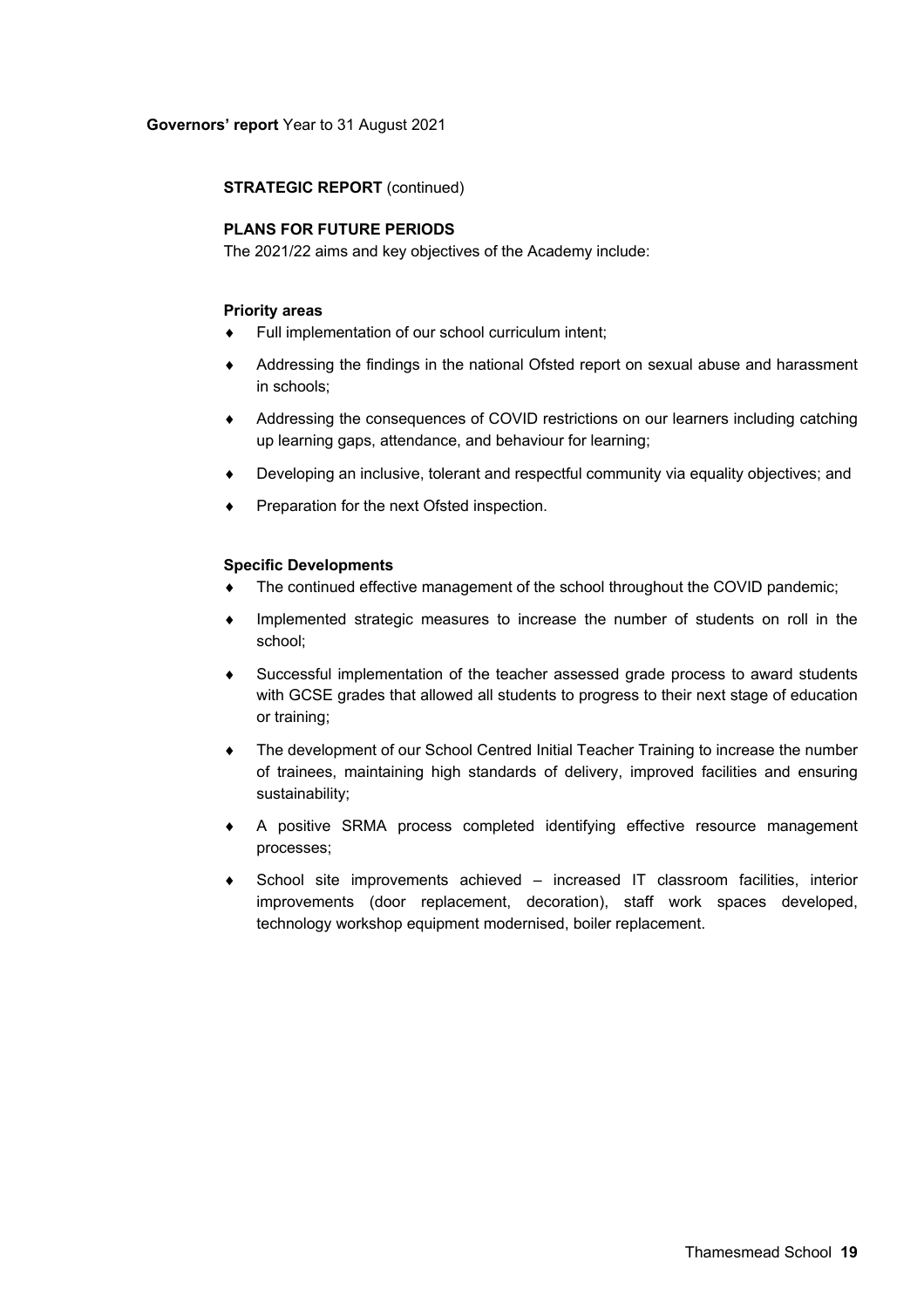**Governors' report** Year to 31 August 2021

**STRATEGIC REPORT** (continued)

## PLANS FOR FUTURE PERIODS

The 2021/22 aims and key objectives of the Academy include:

### Priority areas

- Full implementation of our school curriculum intent;
- Addressing the findings in the national Ofsted report on sexual abuse and harassment in schools;
- Addressing the consequences of COVID restrictions on our learners including catching up learning gaps, attendance, and behaviour for learning;
- Developing an inclusive, tolerant and respectful community via equality objectives; and
- Preparation for the next Ofsted inspection.

### Specific Developments

- The continued effective management of the school throughout the COVID pandemic;
- Implemented strategic measures to increase the number of students on roll in the school;
- Successful implementation of the teacher assessed grade process to award students with GCSE grades that allowed all students to progress to their next stage of education or training;
- The development of our School Centred Initial Teacher Training to increase the number of trainees, maintaining high standards of delivery, improved facilities and ensuring sustainability;
- A positive SRMA process completed identifying effective resource management processes;
- School site improvements achieved – increased IT classroom facilities, interior improvements (door replacement, decoration), staff work spaces developed, technology workshop equipment modernised, boiler replacement.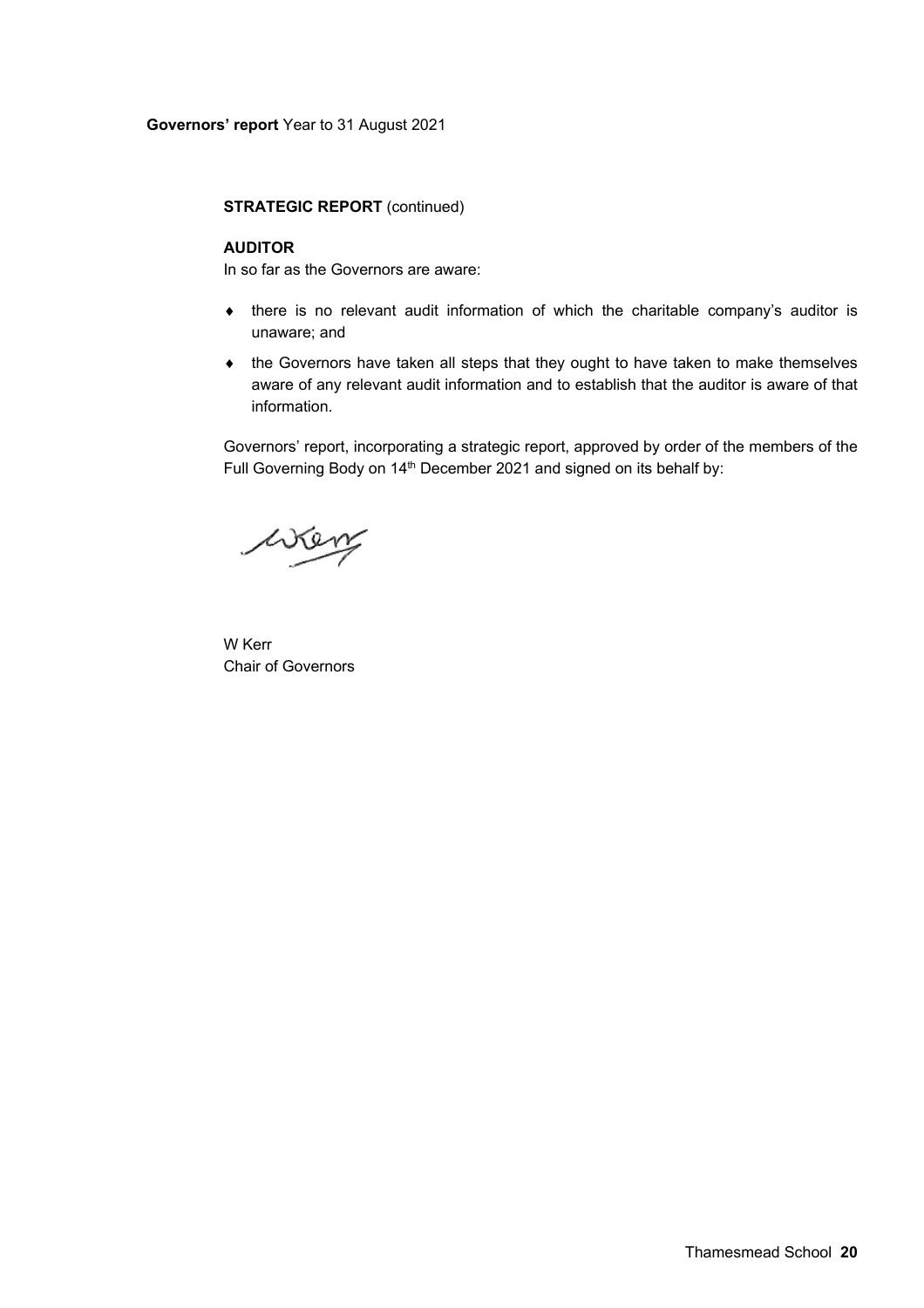**STRATEGIC REPORT** (continued)

**AUDITOR**

In so far as the Governors are aware:

- there is no relevant audit information of which the charitable company's auditor is unaware; and
- the Governors have taken all steps that they ought to have taken to make themselves aware of any relevant audit information and to establish that the auditor is aware of that information.

Governors' report, incorporating a strategic report, approved by order of the members of the Full Governing Body on 14th December 2021 and signed on its behalf by:

W Kerr
Chair of Governors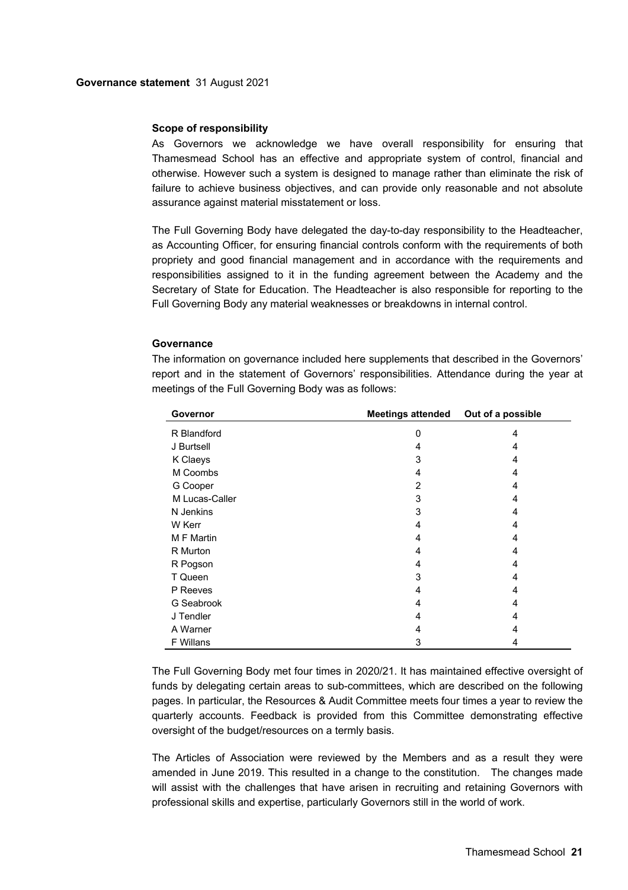**Governance statement** 31 August 2021

### Scope of responsibility

As Governors we acknowledge we have overall responsibility for ensuring that Thamesmead School has an effective and appropriate system of control, financial and otherwise. However such a system is designed to manage rather than eliminate the risk of failure to achieve business objectives, and can provide only reasonable and not absolute assurance against material misstatement or loss.

The Full Governing Body have delegated the day-to-day responsibility to the Headteacher, as Accounting Officer, for ensuring financial controls conform with the requirements of both propriety and good financial management and in accordance with the requirements and responsibilities assigned to it in the funding agreement between the Academy and the Secretary of State for Education. The Headteacher is also responsible for reporting to the Full Governing Body any material weaknesses or breakdowns in internal control.

### Governance

The information on governance included here supplements that described in the Governors' report and in the statement of Governors' responsibilities. Attendance during the year at meetings of the Full Governing Body was as follows:

| Governor | Meetings attended | Out of a possible |
|---|---|---|
| R Blandford | 0 | 4 |
| J Burtsell | 4 | 4 |
| K Claeys | 3 | 4 |
| M Coombs | 4 | 4 |
| G Cooper | 2 | 4 |
| M Lucas-Caller | 3 | 4 |
| N Jenkins | 3 | 4 |
| W Kerr | 4 | 4 |
| M F Martin | 4 | 4 |
| R Murton | 4 | 4 |
| R Pogson | 4 | 4 |
| T Queen | 3 | 4 |
| P Reeves | 4 | 4 |
| G Seabrook | 4 | 4 |
| J Tendler | 4 | 4 |
| A Warner | 4 | 4 |
| F Willans | 3 | 4 |

The Full Governing Body met four times in 2020/21. It has maintained effective oversight of funds by delegating certain areas to sub-committees, which are described on the following pages. In particular, the Resources & Audit Committee meets four times a year to review the quarterly accounts. Feedback is provided from this Committee demonstrating effective oversight of the budget/resources on a termly basis.

The Articles of Association were reviewed by the Members and as a result they were amended in June 2019. This resulted in a change to the constitution. The changes made will assist with the challenges that have arisen in recruiting and retaining Governors with professional skills and expertise, particularly Governors still in the world of work.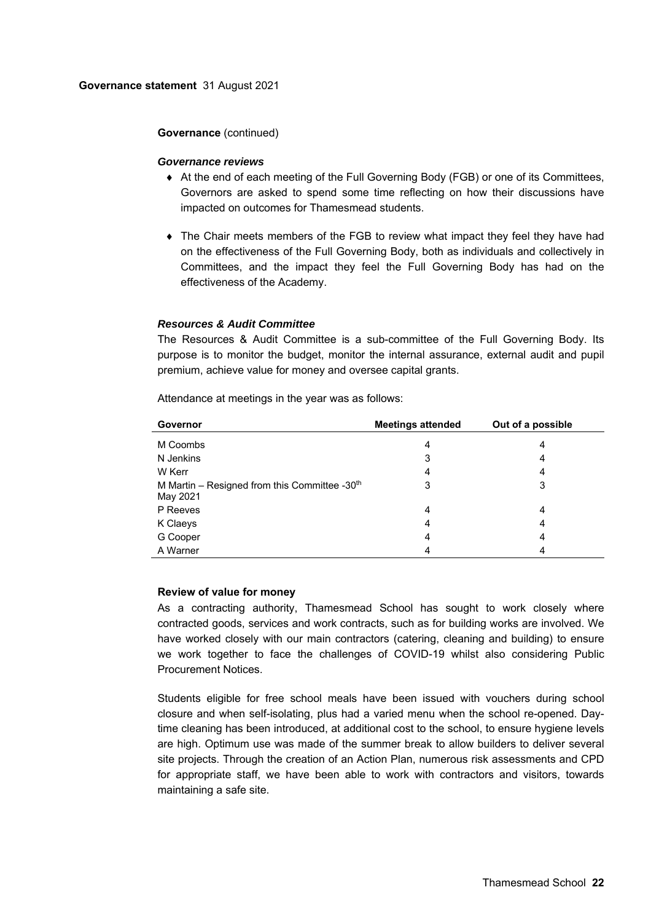**Governance statement** 31 August 2021

**Governance** (continued)

***Governance reviews***

- At the end of each meeting of the Full Governing Body (FGB) or one of its Committees, Governors are asked to spend some time reflecting on how their discussions have impacted on outcomes for Thamesmead students.
- The Chair meets members of the FGB to review what impact they feel they have had on the effectiveness of the Full Governing Body, both as individuals and collectively in Committees, and the impact they feel the Full Governing Body has had on the effectiveness of the Academy.

***Resources & Audit Committee***

The Resources & Audit Committee is a sub-committee of the Full Governing Body. Its purpose is to monitor the budget, monitor the internal assurance, external audit and pupil premium, achieve value for money and oversee capital grants.

Attendance at meetings in the year was as follows:

| Governor | Meetings attended | Out of a possible |
|---|---|---|
| M Coombs | 4 | 4 |
| N Jenkins | 3 | 4 |
| W Kerr | 4 | 4 |
| M Martin – Resigned from this Committee -30th May 2021 | 3 | 3 |
| P Reeves | 4 | 4 |
| K Claeys | 4 | 4 |
| G Cooper | 4 | 4 |
| A Warner | 4 | 4 |

**Review of value for money**

As a contracting authority, Thamesmead School has sought to work closely where contracted goods, services and work contracts, such as for building works are involved. We have worked closely with our main contractors (catering, cleaning and building) to ensure we work together to face the challenges of COVID-19 whilst also considering Public Procurement Notices.

Students eligible for free school meals have been issued with vouchers during school closure and when self-isolating, plus had a varied menu when the school re-opened. Day-time cleaning has been introduced, at additional cost to the school, to ensure hygiene levels are high. Optimum use was made of the summer break to allow builders to deliver several site projects. Through the creation of an Action Plan, numerous risk assessments and CPD for appropriate staff, we have been able to work with contractors and visitors, towards maintaining a safe site.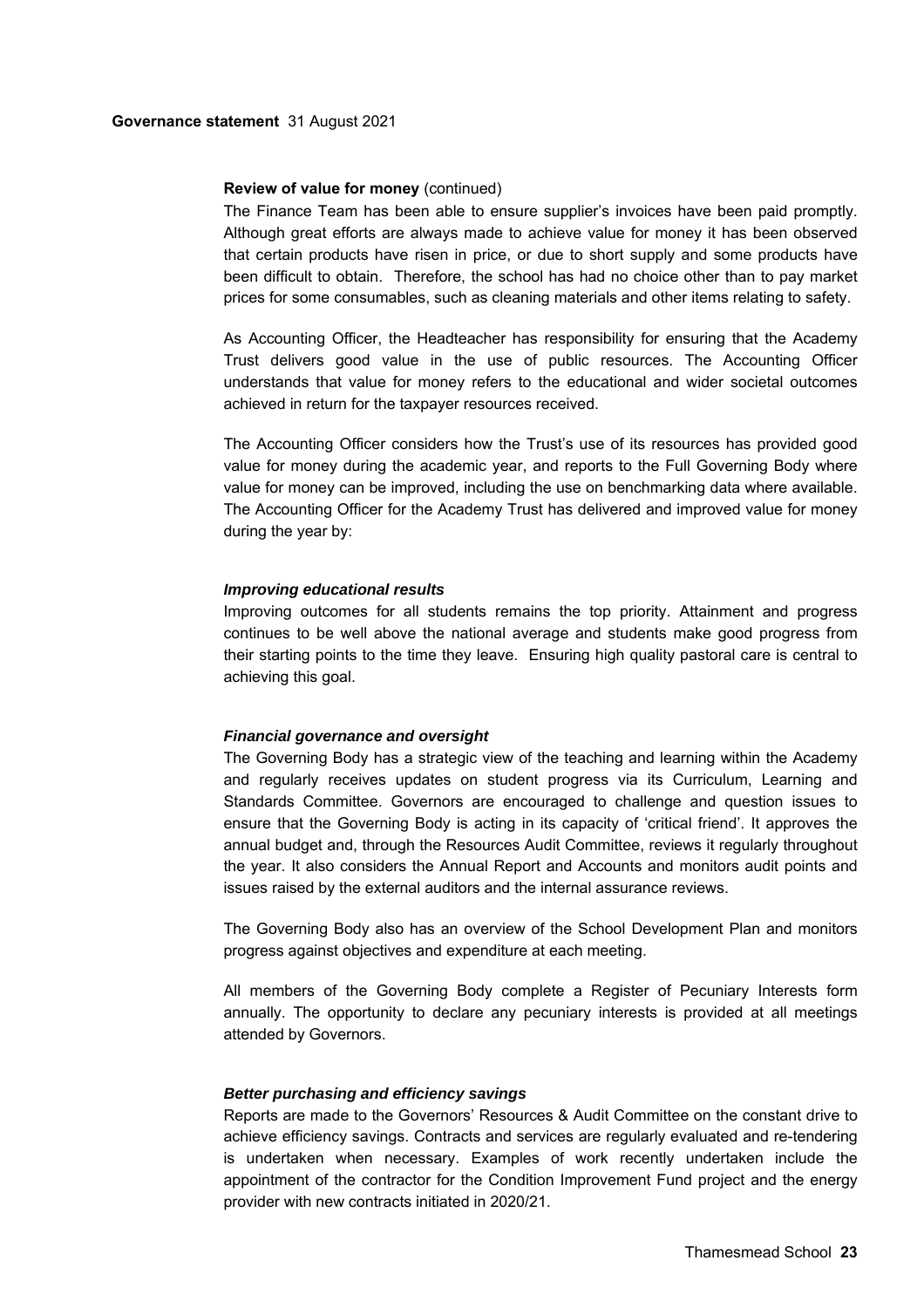**Review of value for money** (continued)

The Finance Team has been able to ensure supplier's invoices have been paid promptly. Although great efforts are always made to achieve value for money it has been observed that certain products have risen in price, or due to short supply and some products have been difficult to obtain. Therefore, the school has had no choice other than to pay market prices for some consumables, such as cleaning materials and other items relating to safety.

As Accounting Officer, the Headteacher has responsibility for ensuring that the Academy Trust delivers good value in the use of public resources. The Accounting Officer understands that value for money refers to the educational and wider societal outcomes achieved in return for the taxpayer resources received.

The Accounting Officer considers how the Trust's use of its resources has provided good value for money during the academic year, and reports to the Full Governing Body where value for money can be improved, including the use on benchmarking data where available. The Accounting Officer for the Academy Trust has delivered and improved value for money during the year by:

***Improving educational results***

Improving outcomes for all students remains the top priority. Attainment and progress continues to be well above the national average and students make good progress from their starting points to the time they leave. Ensuring high quality pastoral care is central to achieving this goal.

***Financial governance and oversight***

The Governing Body has a strategic view of the teaching and learning within the Academy and regularly receives updates on student progress via its Curriculum, Learning and Standards Committee. Governors are encouraged to challenge and question issues to ensure that the Governing Body is acting in its capacity of 'critical friend'. It approves the annual budget and, through the Resources Audit Committee, reviews it regularly throughout the year. It also considers the Annual Report and Accounts and monitors audit points and issues raised by the external auditors and the internal assurance reviews.

The Governing Body also has an overview of the School Development Plan and monitors progress against objectives and expenditure at each meeting.

All members of the Governing Body complete a Register of Pecuniary Interests form annually. The opportunity to declare any pecuniary interests is provided at all meetings attended by Governors.

***Better purchasing and efficiency savings***

Reports are made to the Governors' Resources & Audit Committee on the constant drive to achieve efficiency savings. Contracts and services are regularly evaluated and re-tendering is undertaken when necessary. Examples of work recently undertaken include the appointment of the contractor for the Condition Improvement Fund project and the energy provider with new contracts initiated in 2020/21.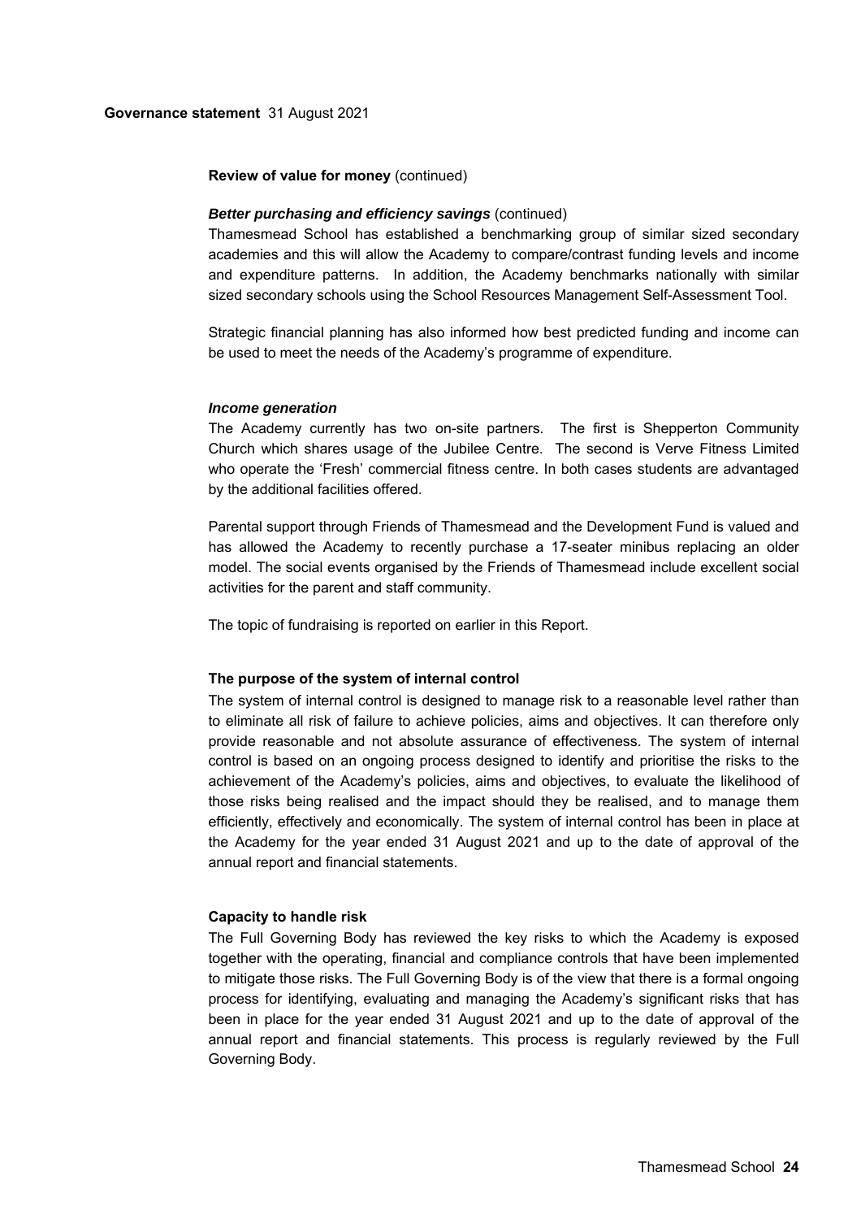**Review of value for money** (continued)

***Better purchasing and efficiency savings*** (continued)

Thamesmead School has established a benchmarking group of similar sized secondary academies and this will allow the Academy to compare/contrast funding levels and income and expenditure patterns. In addition, the Academy benchmarks nationally with similar sized secondary schools using the School Resources Management Self-Assessment Tool.

Strategic financial planning has also informed how best predicted funding and income can be used to meet the needs of the Academy's programme of expenditure.

***Income generation***

The Academy currently has two on-site partners. The first is Shepperton Community Church which shares usage of the Jubilee Centre. The second is Verve Fitness Limited who operate the 'Fresh' commercial fitness centre. In both cases students are advantaged by the additional facilities offered.

Parental support through Friends of Thamesmead and the Development Fund is valued and has allowed the Academy to recently purchase a 17-seater minibus replacing an older model. The social events organised by the Friends of Thamesmead include excellent social activities for the parent and staff community.

The topic of fundraising is reported on earlier in this Report.

**The purpose of the system of internal control**

The system of internal control is designed to manage risk to a reasonable level rather than to eliminate all risk of failure to achieve policies, aims and objectives. It can therefore only provide reasonable and not absolute assurance of effectiveness. The system of internal control is based on an ongoing process designed to identify and prioritise the risks to the achievement of the Academy's policies, aims and objectives, to evaluate the likelihood of those risks being realised and the impact should they be realised, and to manage them efficiently, effectively and economically. The system of internal control has been in place at the Academy for the year ended 31 August 2021 and up to the date of approval of the annual report and financial statements.

**Capacity to handle risk**

The Full Governing Body has reviewed the key risks to which the Academy is exposed together with the operating, financial and compliance controls that have been implemented to mitigate those risks. The Full Governing Body is of the view that there is a formal ongoing process for identifying, evaluating and managing the Academy's significant risks that has been in place for the year ended 31 August 2021 and up to the date of approval of the annual report and financial statements. This process is regularly reviewed by the Full Governing Body.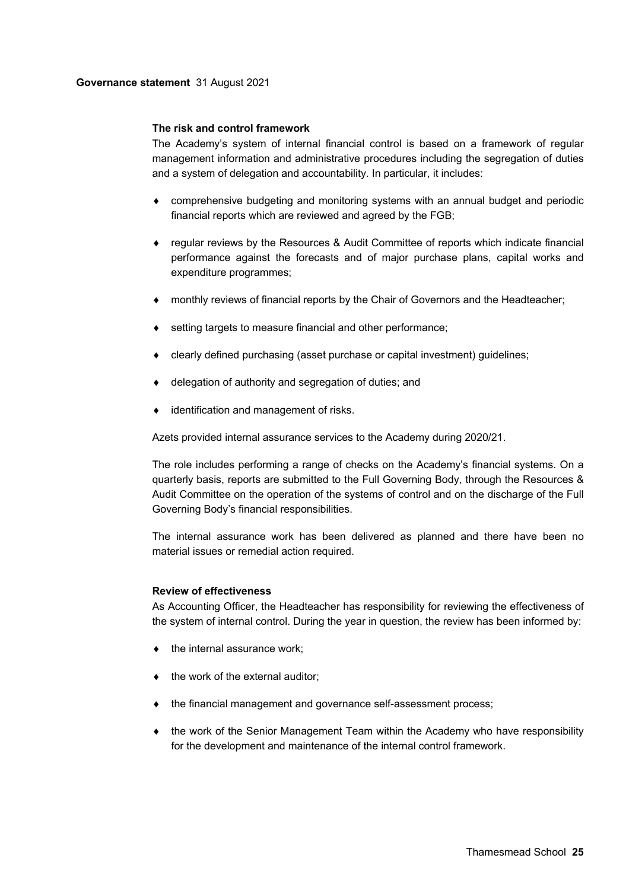### The risk and control framework

The Academy's system of internal financial control is based on a framework of regular management information and administrative procedures including the segregation of duties and a system of delegation and accountability. In particular, it includes:

- comprehensive budgeting and monitoring systems with an annual budget and periodic financial reports which are reviewed and agreed by the FGB;
- regular reviews by the Resources & Audit Committee of reports which indicate financial performance against the forecasts and of major purchase plans, capital works and expenditure programmes;
- monthly reviews of financial reports by the Chair of Governors and the Headteacher;
- setting targets to measure financial and other performance;
- clearly defined purchasing (asset purchase or capital investment) guidelines;
- delegation of authority and segregation of duties; and
- identification and management of risks.

Azets provided internal assurance services to the Academy during 2020/21.

The role includes performing a range of checks on the Academy's financial systems. On a quarterly basis, reports are submitted to the Full Governing Body, through the Resources & Audit Committee on the operation of the systems of control and on the discharge of the Full Governing Body's financial responsibilities.

The internal assurance work has been delivered as planned and there have been no material issues or remedial action required.

### Review of effectiveness

As Accounting Officer, the Headteacher has responsibility for reviewing the effectiveness of the system of internal control. During the year in question, the review has been informed by:

- the internal assurance work;
- the work of the external auditor;
- the financial management and governance self-assessment process;
- the work of the Senior Management Team within the Academy who have responsibility for the development and maintenance of the internal control framework.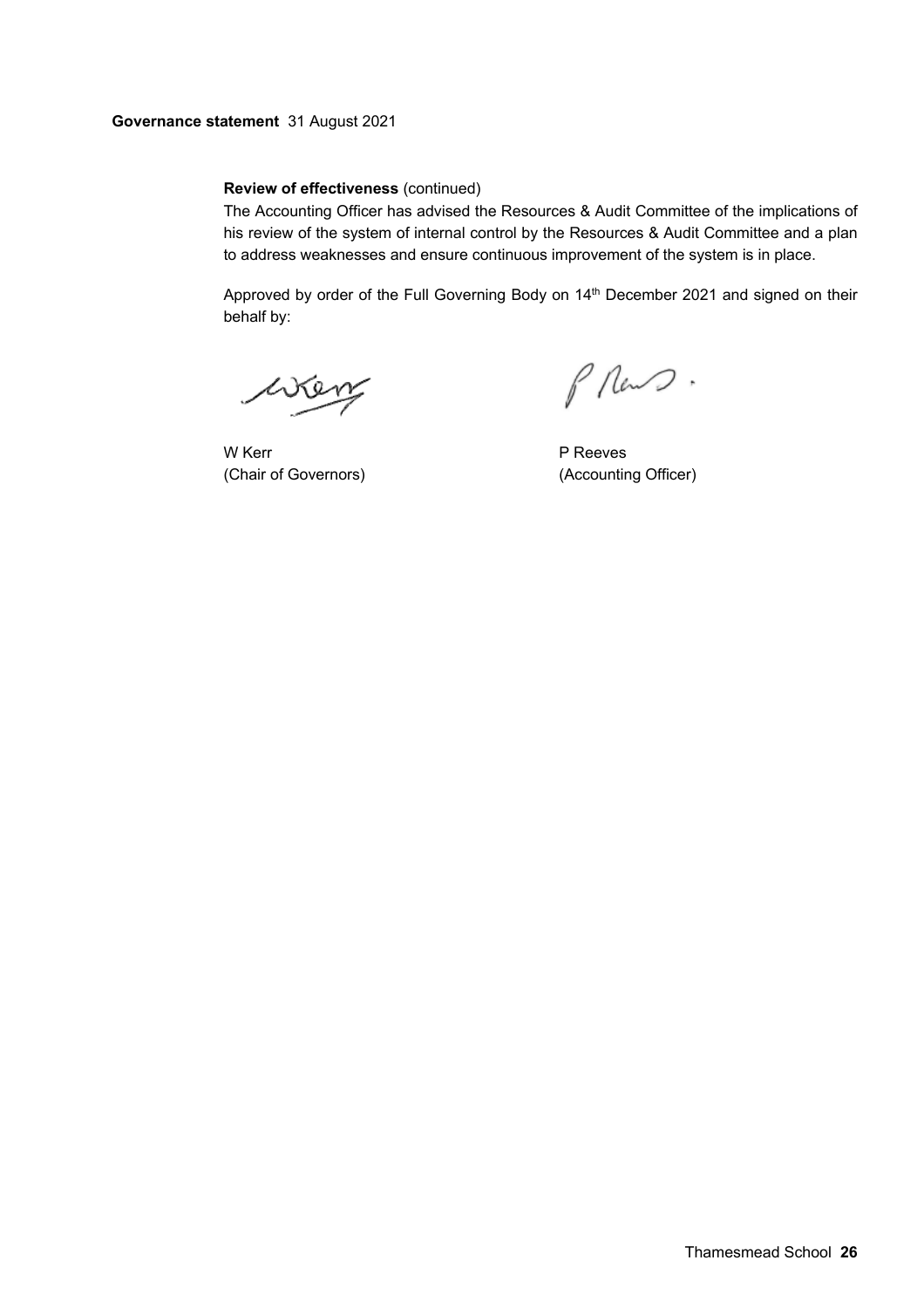**Governance statement** 31 August 2021

**Review of effectiveness** (continued)

The Accounting Officer has advised the Resources & Audit Committee of the implications of his review of the system of internal control by the Resources & Audit Committee and a plan to address weaknesses and ensure continuous improvement of the system is in place.

Approved by order of the Full Governing Body on 14th December 2021 and signed on their behalf by:

W Kerr
(Chair of Governors)

P Reeves
(Accounting Officer)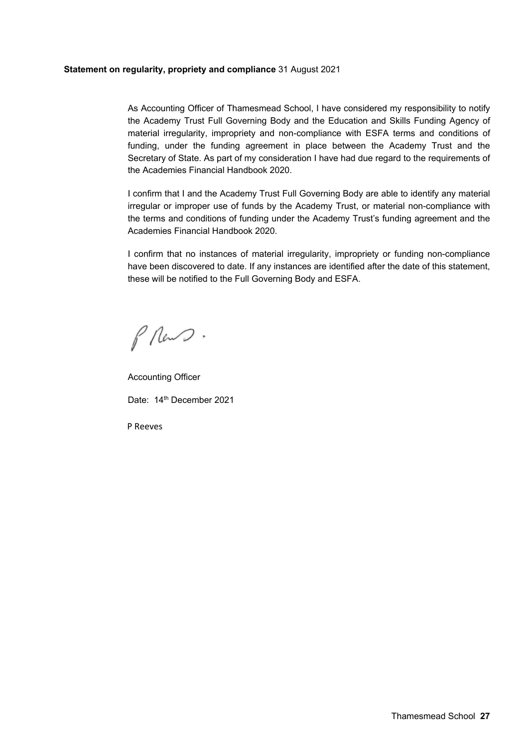**Statement on regularity, propriety and compliance** 31 August 2021

As Accounting Officer of Thamesmead School, I have considered my responsibility to notify the Academy Trust Full Governing Body and the Education and Skills Funding Agency of material irregularity, impropriety and non-compliance with ESFA terms and conditions of funding, under the funding agreement in place between the Academy Trust and the Secretary of State. As part of my consideration I have had due regard to the requirements of the Academies Financial Handbook 2020.

I confirm that I and the Academy Trust Full Governing Body are able to identify any material irregular or improper use of funds by the Academy Trust, or material non-compliance with the terms and conditions of funding under the Academy Trust's funding agreement and the Academies Financial Handbook 2020.

I confirm that no instances of material irregularity, impropriety or funding non-compliance have been discovered to date. If any instances are identified after the date of this statement, these will be notified to the Full Governing Body and ESFA.

Accounting Officer

Date: 14th December 2021

P Reeves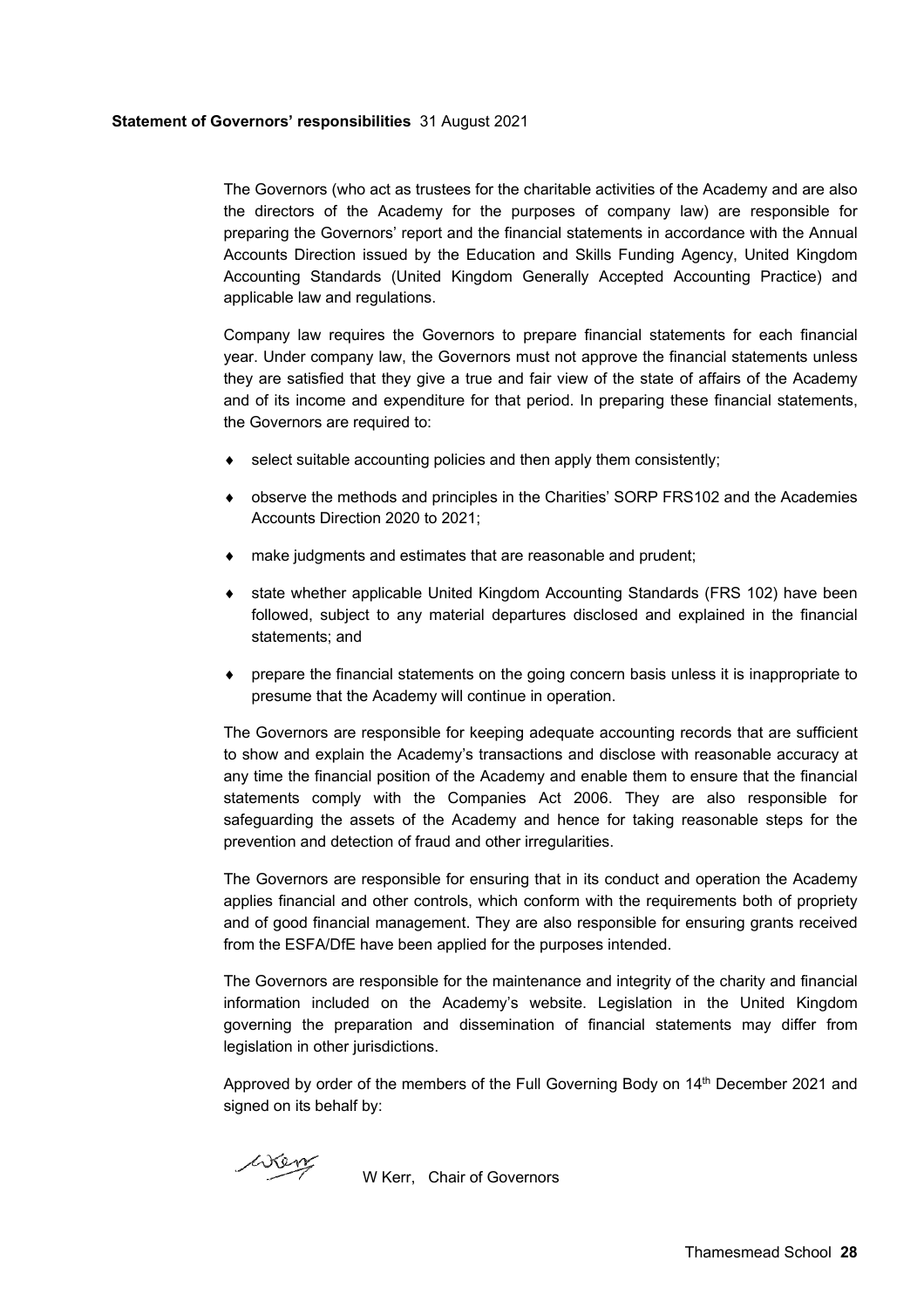**Statement of Governors' responsibilities** 31 August 2021

The Governors (who act as trustees for the charitable activities of the Academy and are also the directors of the Academy for the purposes of company law) are responsible for preparing the Governors' report and the financial statements in accordance with the Annual Accounts Direction issued by the Education and Skills Funding Agency, United Kingdom Accounting Standards (United Kingdom Generally Accepted Accounting Practice) and applicable law and regulations.

Company law requires the Governors to prepare financial statements for each financial year. Under company law, the Governors must not approve the financial statements unless they are satisfied that they give a true and fair view of the state of affairs of the Academy and of its income and expenditure for that period. In preparing these financial statements, the Governors are required to:

- select suitable accounting policies and then apply them consistently;
- observe the methods and principles in the Charities' SORP FRS102 and the Academies Accounts Direction 2020 to 2021;
- make judgments and estimates that are reasonable and prudent;
- state whether applicable United Kingdom Accounting Standards (FRS 102) have been followed, subject to any material departures disclosed and explained in the financial statements; and
- prepare the financial statements on the going concern basis unless it is inappropriate to presume that the Academy will continue in operation.

The Governors are responsible for keeping adequate accounting records that are sufficient to show and explain the Academy's transactions and disclose with reasonable accuracy at any time the financial position of the Academy and enable them to ensure that the financial statements comply with the Companies Act 2006. They are also responsible for safeguarding the assets of the Academy and hence for taking reasonable steps for the prevention and detection of fraud and other irregularities.

The Governors are responsible for ensuring that in its conduct and operation the Academy applies financial and other controls, which conform with the requirements both of propriety and of good financial management. They are also responsible for ensuring grants received from the ESFA/DfE have been applied for the purposes intended.

The Governors are responsible for the maintenance and integrity of the charity and financial information included on the Academy's website. Legislation in the United Kingdom governing the preparation and dissemination of financial statements may differ from legislation in other jurisdictions.

Approved by order of the members of the Full Governing Body on 14th December 2021 and signed on its behalf by:

W Kerr, Chair of Governors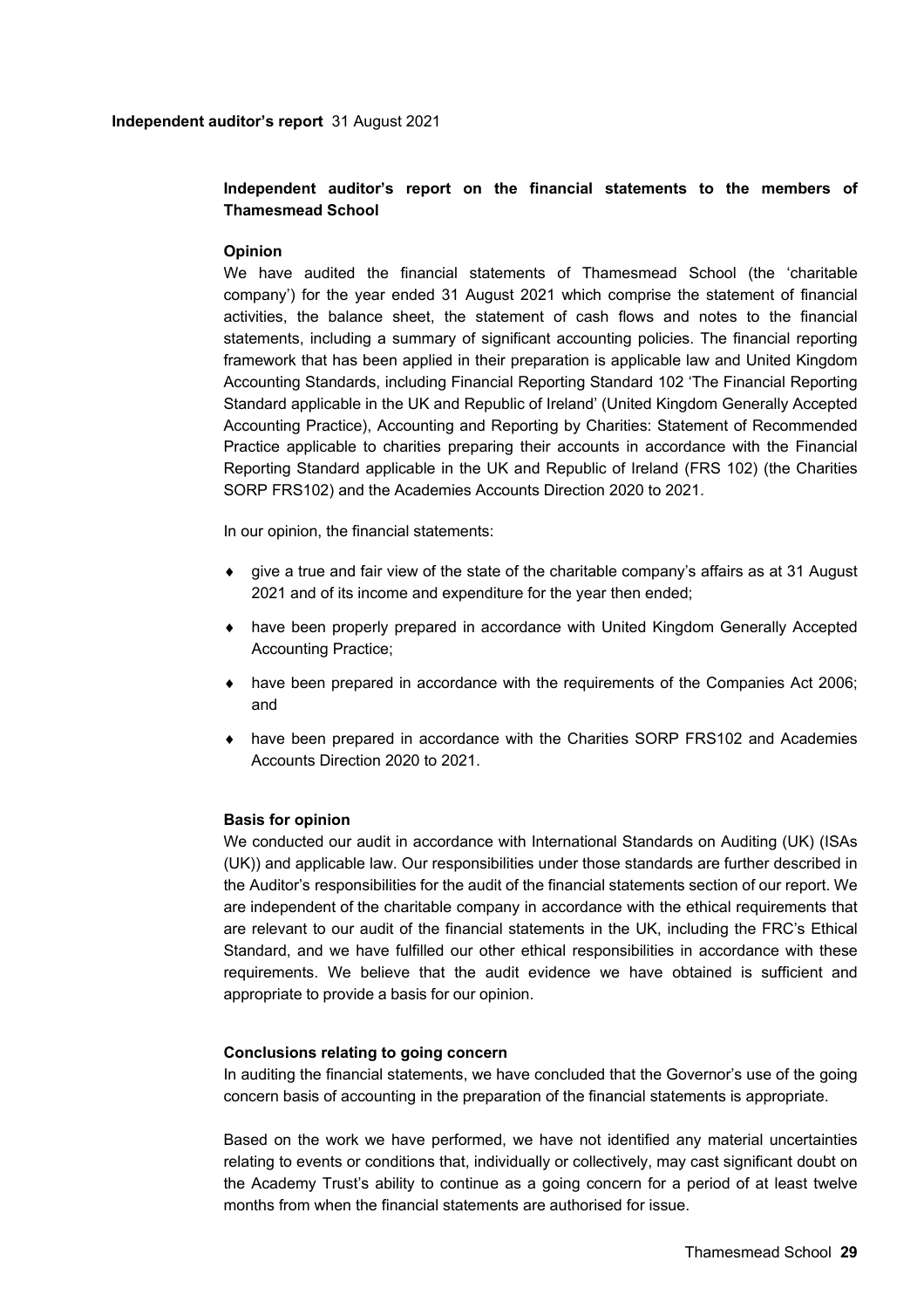**Independent auditor's report** 31 August 2021

## Independent auditor's report on the financial statements to the members of Thamesmead School

### Opinion

We have audited the financial statements of Thamesmead School (the 'charitable company') for the year ended 31 August 2021 which comprise the statement of financial activities, the balance sheet, the statement of cash flows and notes to the financial statements, including a summary of significant accounting policies. The financial reporting framework that has been applied in their preparation is applicable law and United Kingdom Accounting Standards, including Financial Reporting Standard 102 'The Financial Reporting Standard applicable in the UK and Republic of Ireland' (United Kingdom Generally Accepted Accounting Practice), Accounting and Reporting by Charities: Statement of Recommended Practice applicable to charities preparing their accounts in accordance with the Financial Reporting Standard applicable in the UK and Republic of Ireland (FRS 102) (the Charities SORP FRS102) and the Academies Accounts Direction 2020 to 2021.

In our opinion, the financial statements:

- give a true and fair view of the state of the charitable company's affairs as at 31 August 2021 and of its income and expenditure for the year then ended;
- have been properly prepared in accordance with United Kingdom Generally Accepted Accounting Practice;
- have been prepared in accordance with the requirements of the Companies Act 2006; and
- have been prepared in accordance with the Charities SORP FRS102 and Academies Accounts Direction 2020 to 2021.

### Basis for opinion

We conducted our audit in accordance with International Standards on Auditing (UK) (ISAs (UK)) and applicable law. Our responsibilities under those standards are further described in the Auditor's responsibilities for the audit of the financial statements section of our report. We are independent of the charitable company in accordance with the ethical requirements that are relevant to our audit of the financial statements in the UK, including the FRC's Ethical Standard, and we have fulfilled our other ethical responsibilities in accordance with these requirements. We believe that the audit evidence we have obtained is sufficient and appropriate to provide a basis for our opinion.

### Conclusions relating to going concern

In auditing the financial statements, we have concluded that the Governor's use of the going concern basis of accounting in the preparation of the financial statements is appropriate.

Based on the work we have performed, we have not identified any material uncertainties relating to events or conditions that, individually or collectively, may cast significant doubt on the Academy Trust's ability to continue as a going concern for a period of at least twelve months from when the financial statements are authorised for issue.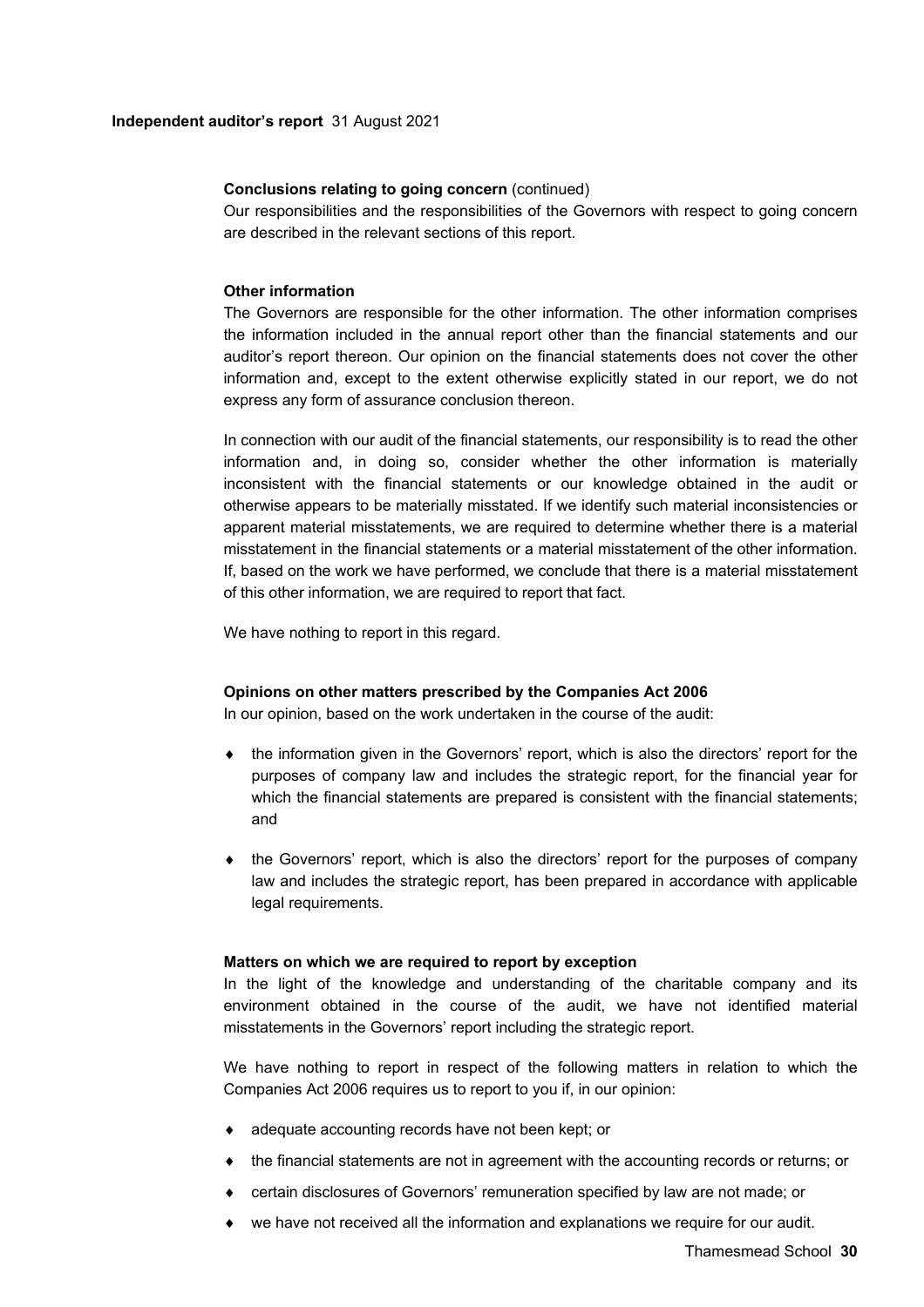**Conclusions relating to going concern** (continued)

Our responsibilities and the responsibilities of the Governors with respect to going concern are described in the relevant sections of this report.

**Other information**

The Governors are responsible for the other information. The other information comprises the information included in the annual report other than the financial statements and our auditor's report thereon. Our opinion on the financial statements does not cover the other information and, except to the extent otherwise explicitly stated in our report, we do not express any form of assurance conclusion thereon.

In connection with our audit of the financial statements, our responsibility is to read the other information and, in doing so, consider whether the other information is materially inconsistent with the financial statements or our knowledge obtained in the audit or otherwise appears to be materially misstated. If we identify such material inconsistencies or apparent material misstatements, we are required to determine whether there is a material misstatement in the financial statements or a material misstatement of the other information. If, based on the work we have performed, we conclude that there is a material misstatement of this other information, we are required to report that fact.

We have nothing to report in this regard.

**Opinions on other matters prescribed by the Companies Act 2006**

In our opinion, based on the work undertaken in the course of the audit:

- the information given in the Governors' report, which is also the directors' report for the purposes of company law and includes the strategic report, for the financial year for which the financial statements are prepared is consistent with the financial statements; and
- the Governors' report, which is also the directors' report for the purposes of company law and includes the strategic report, has been prepared in accordance with applicable legal requirements.

**Matters on which we are required to report by exception**

In the light of the knowledge and understanding of the charitable company and its environment obtained in the course of the audit, we have not identified material misstatements in the Governors' report including the strategic report.

We have nothing to report in respect of the following matters in relation to which the Companies Act 2006 requires us to report to you if, in our opinion:

- adequate accounting records have not been kept; or
- the financial statements are not in agreement with the accounting records or returns; or
- certain disclosures of Governors' remuneration specified by law are not made; or
- we have not received all the information and explanations we require for our audit.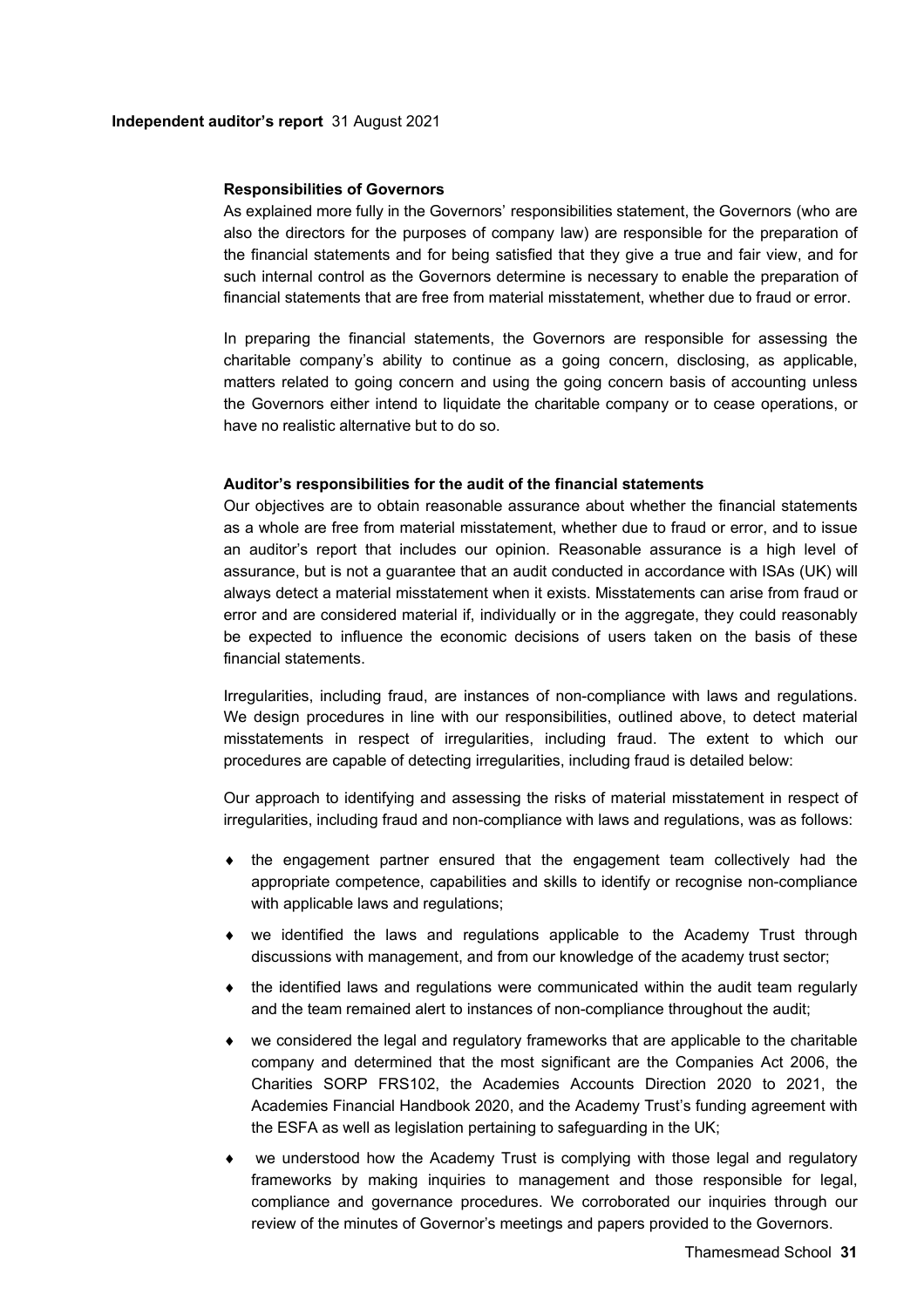**Responsibilities of Governors**

As explained more fully in the Governors' responsibilities statement, the Governors (who are also the directors for the purposes of company law) are responsible for the preparation of the financial statements and for being satisfied that they give a true and fair view, and for such internal control as the Governors determine is necessary to enable the preparation of financial statements that are free from material misstatement, whether due to fraud or error.

In preparing the financial statements, the Governors are responsible for assessing the charitable company's ability to continue as a going concern, disclosing, as applicable, matters related to going concern and using the going concern basis of accounting unless the Governors either intend to liquidate the charitable company or to cease operations, or have no realistic alternative but to do so.

**Auditor's responsibilities for the audit of the financial statements**

Our objectives are to obtain reasonable assurance about whether the financial statements as a whole are free from material misstatement, whether due to fraud or error, and to issue an auditor's report that includes our opinion. Reasonable assurance is a high level of assurance, but is not a guarantee that an audit conducted in accordance with ISAs (UK) will always detect a material misstatement when it exists. Misstatements can arise from fraud or error and are considered material if, individually or in the aggregate, they could reasonably be expected to influence the economic decisions of users taken on the basis of these financial statements.

Irregularities, including fraud, are instances of non-compliance with laws and regulations. We design procedures in line with our responsibilities, outlined above, to detect material misstatements in respect of irregularities, including fraud. The extent to which our procedures are capable of detecting irregularities, including fraud is detailed below:

Our approach to identifying and assessing the risks of material misstatement in respect of irregularities, including fraud and non-compliance with laws and regulations, was as follows:

- the engagement partner ensured that the engagement team collectively had the appropriate competence, capabilities and skills to identify or recognise non-compliance with applicable laws and regulations;
- we identified the laws and regulations applicable to the Academy Trust through discussions with management, and from our knowledge of the academy trust sector;
- the identified laws and regulations were communicated within the audit team regularly and the team remained alert to instances of non-compliance throughout the audit;
- we considered the legal and regulatory frameworks that are applicable to the charitable company and determined that the most significant are the Companies Act 2006, the Charities SORP FRS102, the Academies Accounts Direction 2020 to 2021, the Academies Financial Handbook 2020, and the Academy Trust's funding agreement with the ESFA as well as legislation pertaining to safeguarding in the UK;
- we understood how the Academy Trust is complying with those legal and regulatory frameworks by making inquiries to management and those responsible for legal, compliance and governance procedures. We corroborated our inquiries through our review of the minutes of Governor's meetings and papers provided to the Governors.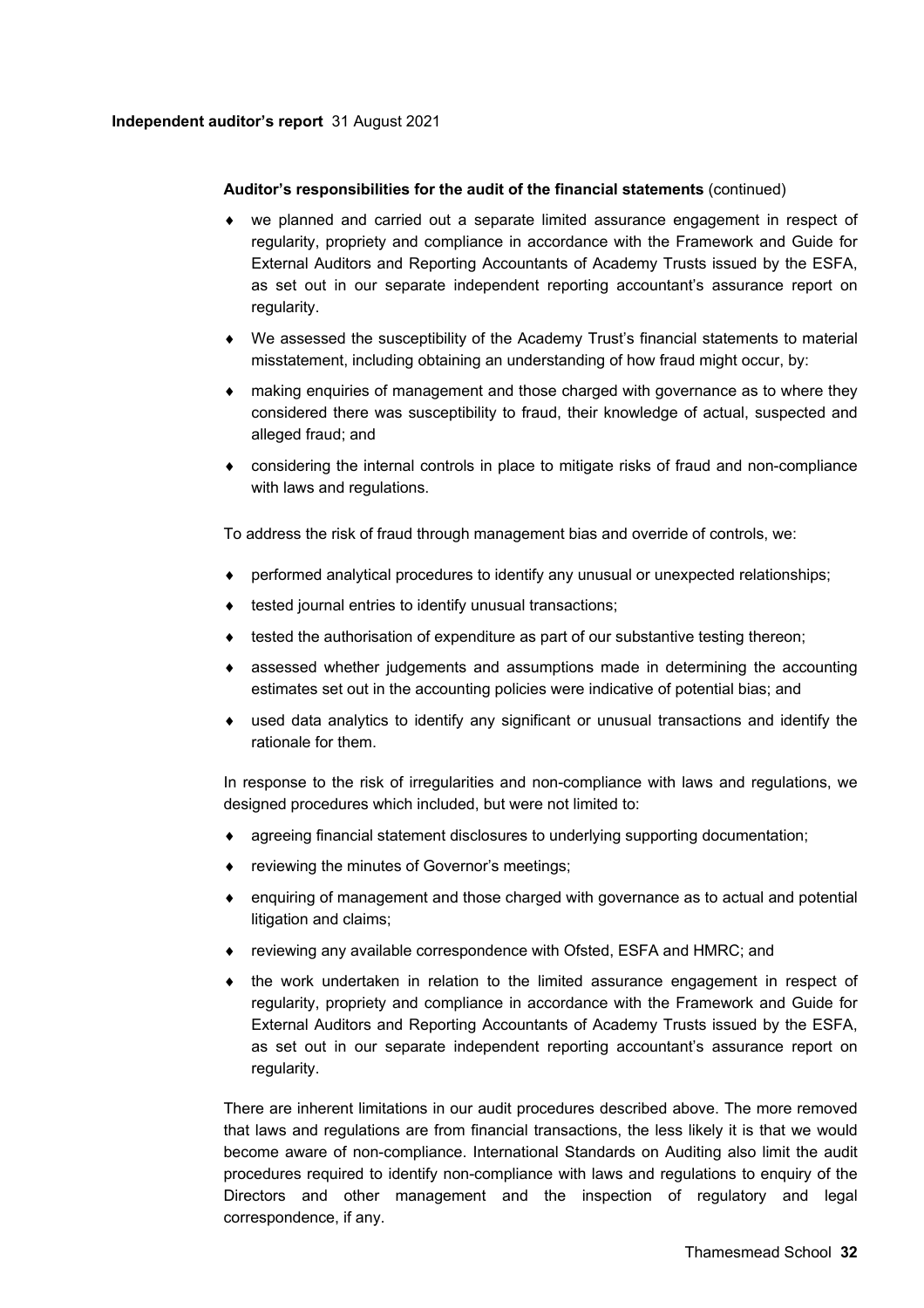**Auditor's responsibilities for the audit of the financial statements** (continued)

- we planned and carried out a separate limited assurance engagement in respect of regularity, propriety and compliance in accordance with the Framework and Guide for External Auditors and Reporting Accountants of Academy Trusts issued by the ESFA, as set out in our separate independent reporting accountant's assurance report on regularity.
- We assessed the susceptibility of the Academy Trust's financial statements to material misstatement, including obtaining an understanding of how fraud might occur, by:
- making enquiries of management and those charged with governance as to where they considered there was susceptibility to fraud, their knowledge of actual, suspected and alleged fraud; and
- considering the internal controls in place to mitigate risks of fraud and non-compliance with laws and regulations.

To address the risk of fraud through management bias and override of controls, we:

- performed analytical procedures to identify any unusual or unexpected relationships;
- tested journal entries to identify unusual transactions;
- tested the authorisation of expenditure as part of our substantive testing thereon;
- assessed whether judgements and assumptions made in determining the accounting estimates set out in the accounting policies were indicative of potential bias; and
- used data analytics to identify any significant or unusual transactions and identify the rationale for them.

In response to the risk of irregularities and non-compliance with laws and regulations, we designed procedures which included, but were not limited to:

- agreeing financial statement disclosures to underlying supporting documentation;
- reviewing the minutes of Governor's meetings;
- enquiring of management and those charged with governance as to actual and potential litigation and claims;
- reviewing any available correspondence with Ofsted, ESFA and HMRC; and
- the work undertaken in relation to the limited assurance engagement in respect of regularity, propriety and compliance in accordance with the Framework and Guide for External Auditors and Reporting Accountants of Academy Trusts issued by the ESFA, as set out in our separate independent reporting accountant's assurance report on regularity.

There are inherent limitations in our audit procedures described above. The more removed that laws and regulations are from financial transactions, the less likely it is that we would become aware of non-compliance. International Standards on Auditing also limit the audit procedures required to identify non-compliance with laws and regulations to enquiry of the Directors and other management and the inspection of regulatory and legal correspondence, if any.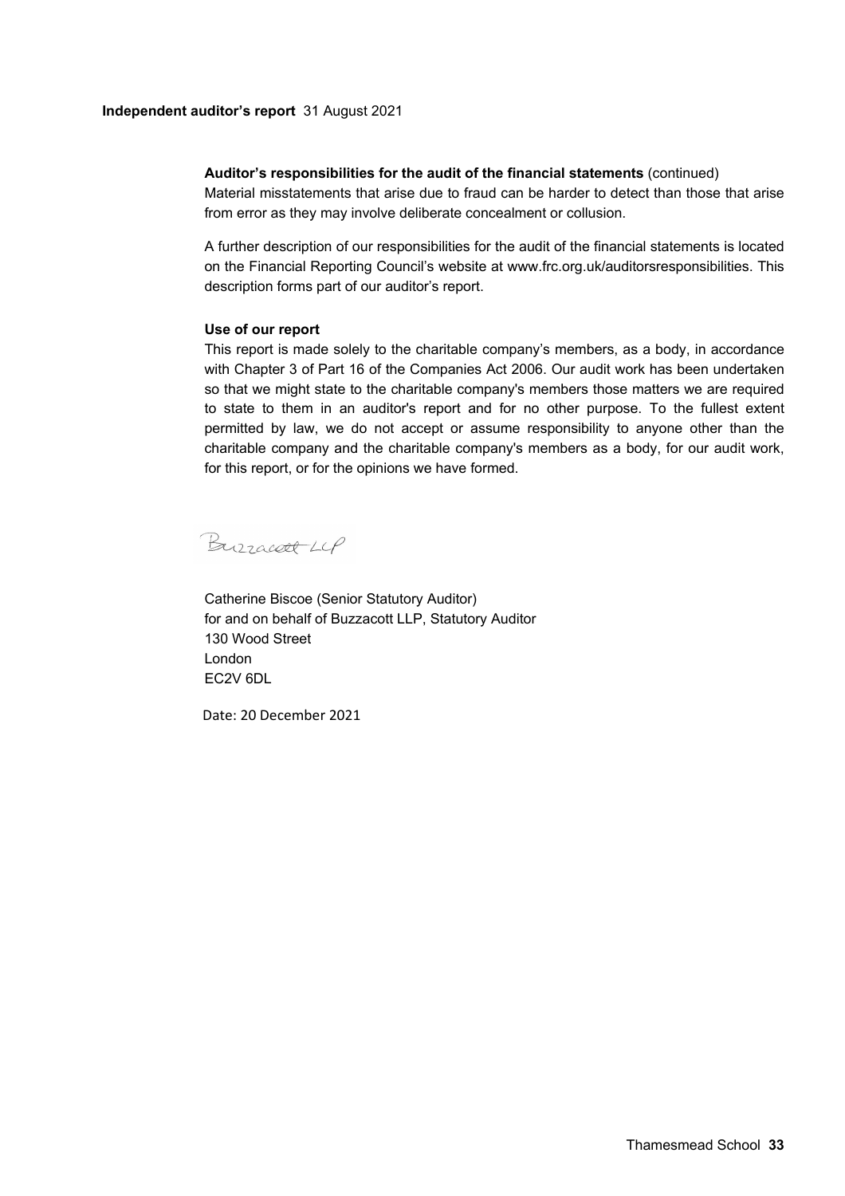**Auditor's responsibilities for the audit of the financial statements** (continued)

Material misstatements that arise due to fraud can be harder to detect than those that arise from error as they may involve deliberate concealment or collusion.

A further description of our responsibilities for the audit of the financial statements is located on the Financial Reporting Council's website at www.frc.org.uk/auditorsresponsibilities. This description forms part of our auditor's report.

**Use of our report**

This report is made solely to the charitable company's members, as a body, in accordance with Chapter 3 of Part 16 of the Companies Act 2006. Our audit work has been undertaken so that we might state to the charitable company's members those matters we are required to state to them in an auditor's report and for no other purpose. To the fullest extent permitted by law, we do not accept or assume responsibility to anyone other than the charitable company and the charitable company's members as a body, for our audit work, for this report, or for the opinions we have formed.

Buzzacott LLP

Catherine Biscoe (Senior Statutory Auditor)
for and on behalf of Buzzacott LLP, Statutory Auditor
130 Wood Street
London
EC2V 6DL

Date: 20 December 2021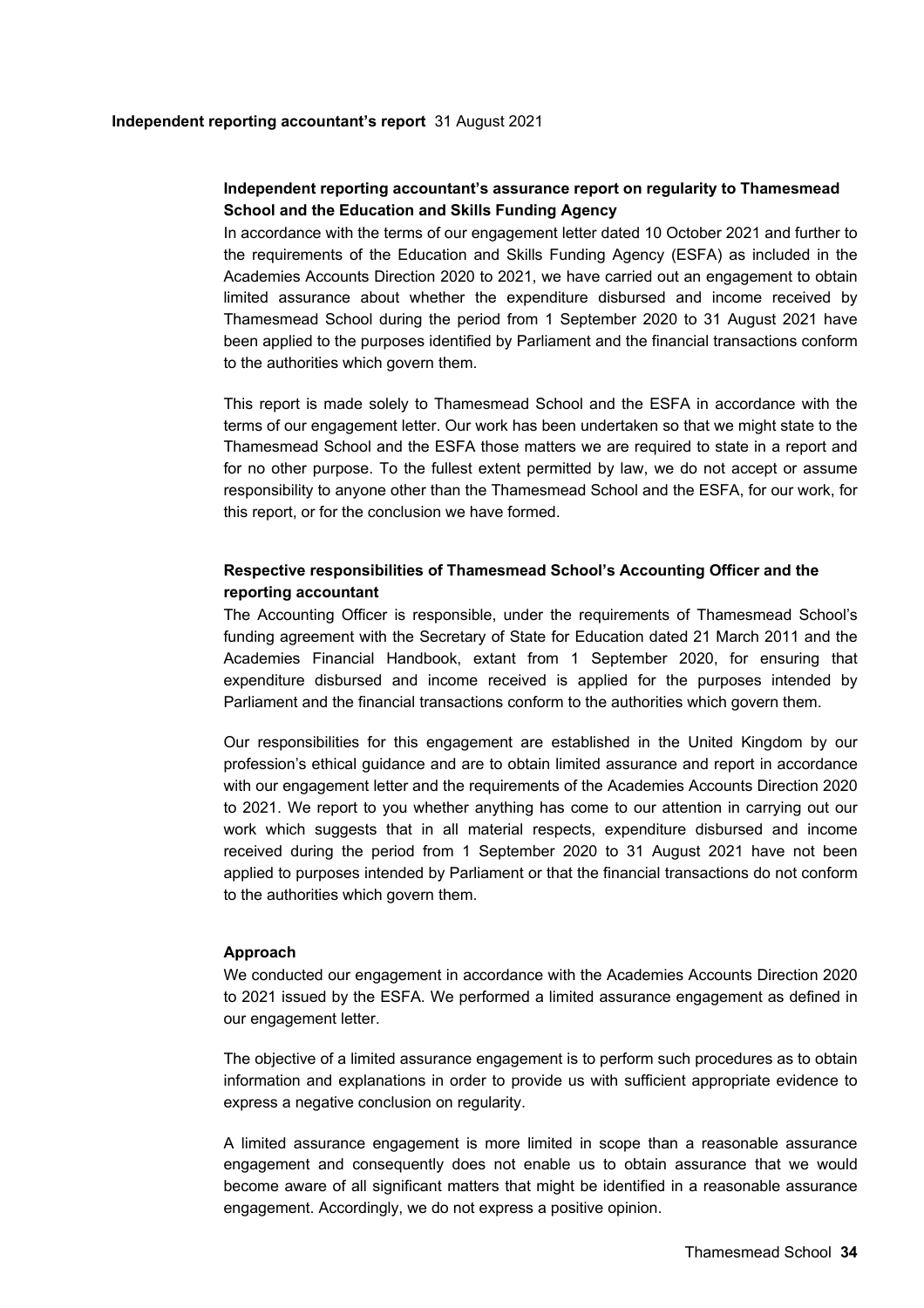**Independent reporting accountant's report** 31 August 2021

### Independent reporting accountant's assurance report on regularity to Thamesmead School and the Education and Skills Funding Agency

In accordance with the terms of our engagement letter dated 10 October 2021 and further to the requirements of the Education and Skills Funding Agency (ESFA) as included in the Academies Accounts Direction 2020 to 2021, we have carried out an engagement to obtain limited assurance about whether the expenditure disbursed and income received by Thamesmead School during the period from 1 September 2020 to 31 August 2021 have been applied to the purposes identified by Parliament and the financial transactions conform to the authorities which govern them.

This report is made solely to Thamesmead School and the ESFA in accordance with the terms of our engagement letter. Our work has been undertaken so that we might state to the Thamesmead School and the ESFA those matters we are required to state in a report and for no other purpose. To the fullest extent permitted by law, we do not accept or assume responsibility to anyone other than the Thamesmead School and the ESFA, for our work, for this report, or for the conclusion we have formed.

### Respective responsibilities of Thamesmead School's Accounting Officer and the reporting accountant

The Accounting Officer is responsible, under the requirements of Thamesmead School's funding agreement with the Secretary of State for Education dated 21 March 2011 and the Academies Financial Handbook, extant from 1 September 2020, for ensuring that expenditure disbursed and income received is applied for the purposes intended by Parliament and the financial transactions conform to the authorities which govern them.

Our responsibilities for this engagement are established in the United Kingdom by our profession's ethical guidance and are to obtain limited assurance and report in accordance with our engagement letter and the requirements of the Academies Accounts Direction 2020 to 2021. We report to you whether anything has come to our attention in carrying out our work which suggests that in all material respects, expenditure disbursed and income received during the period from 1 September 2020 to 31 August 2021 have not been applied to purposes intended by Parliament or that the financial transactions do not conform to the authorities which govern them.

### Approach

We conducted our engagement in accordance with the Academies Accounts Direction 2020 to 2021 issued by the ESFA. We performed a limited assurance engagement as defined in our engagement letter.

The objective of a limited assurance engagement is to perform such procedures as to obtain information and explanations in order to provide us with sufficient appropriate evidence to express a negative conclusion on regularity.

A limited assurance engagement is more limited in scope than a reasonable assurance engagement and consequently does not enable us to obtain assurance that we would become aware of all significant matters that might be identified in a reasonable assurance engagement. Accordingly, we do not express a positive opinion.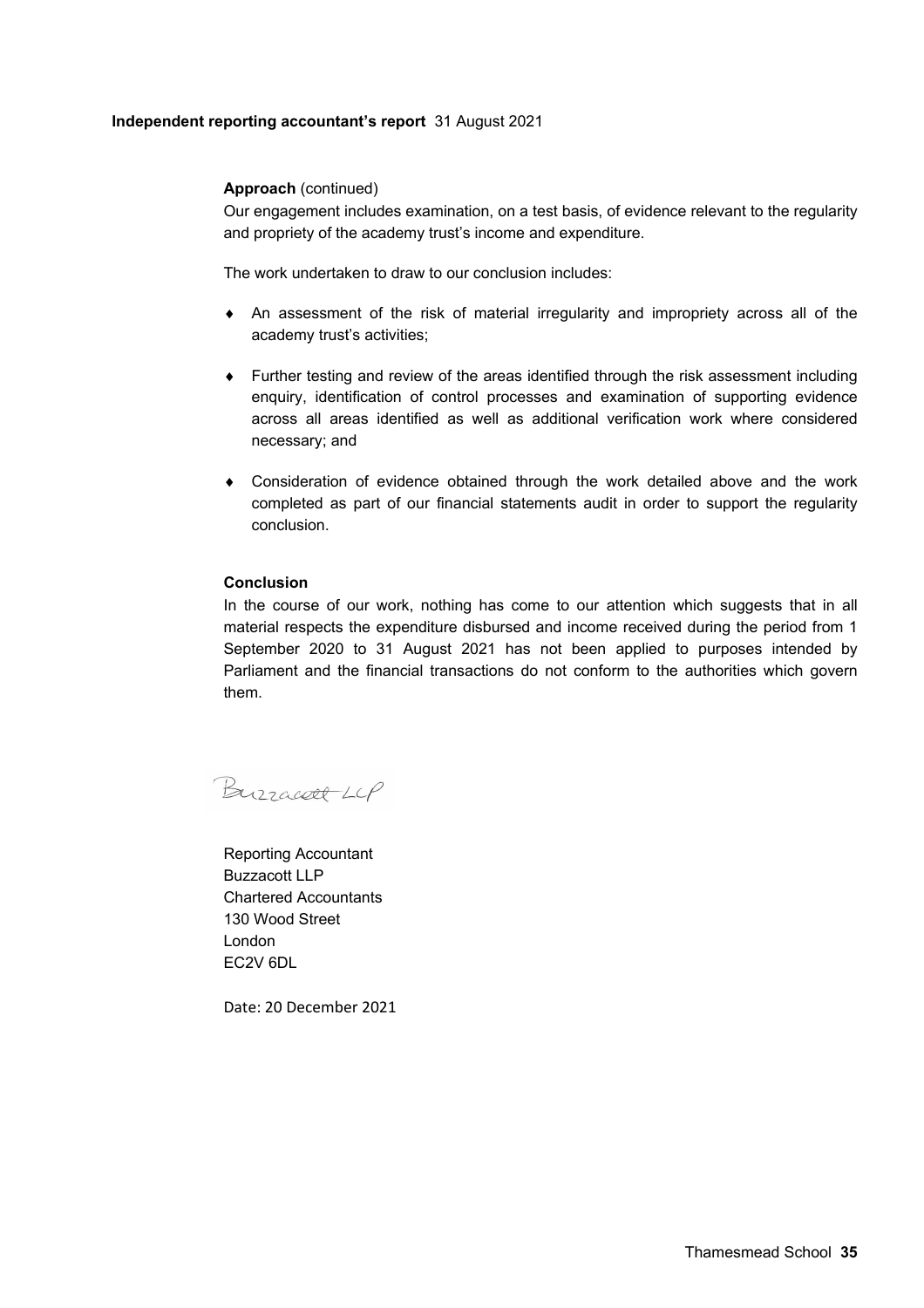**Independent reporting accountant's report** 31 August 2021

**Approach** (continued)

Our engagement includes examination, on a test basis, of evidence relevant to the regularity and propriety of the academy trust's income and expenditure.

The work undertaken to draw to our conclusion includes:

- An assessment of the risk of material irregularity and impropriety across all of the academy trust's activities;

- Further testing and review of the areas identified through the risk assessment including enquiry, identification of control processes and examination of supporting evidence across all areas identified as well as additional verification work where considered necessary; and

- Consideration of evidence obtained through the work detailed above and the work completed as part of our financial statements audit in order to support the regularity conclusion.

**Conclusion**

In the course of our work, nothing has come to our attention which suggests that in all material respects the expenditure disbursed and income received during the period from 1 September 2020 to 31 August 2021 has not been applied to purposes intended by Parliament and the financial transactions do not conform to the authorities which govern them.

Buzzacott LLP

Reporting Accountant
Buzzacott LLP
Chartered Accountants
130 Wood Street
London
EC2V 6DL

Date: 20 December 2021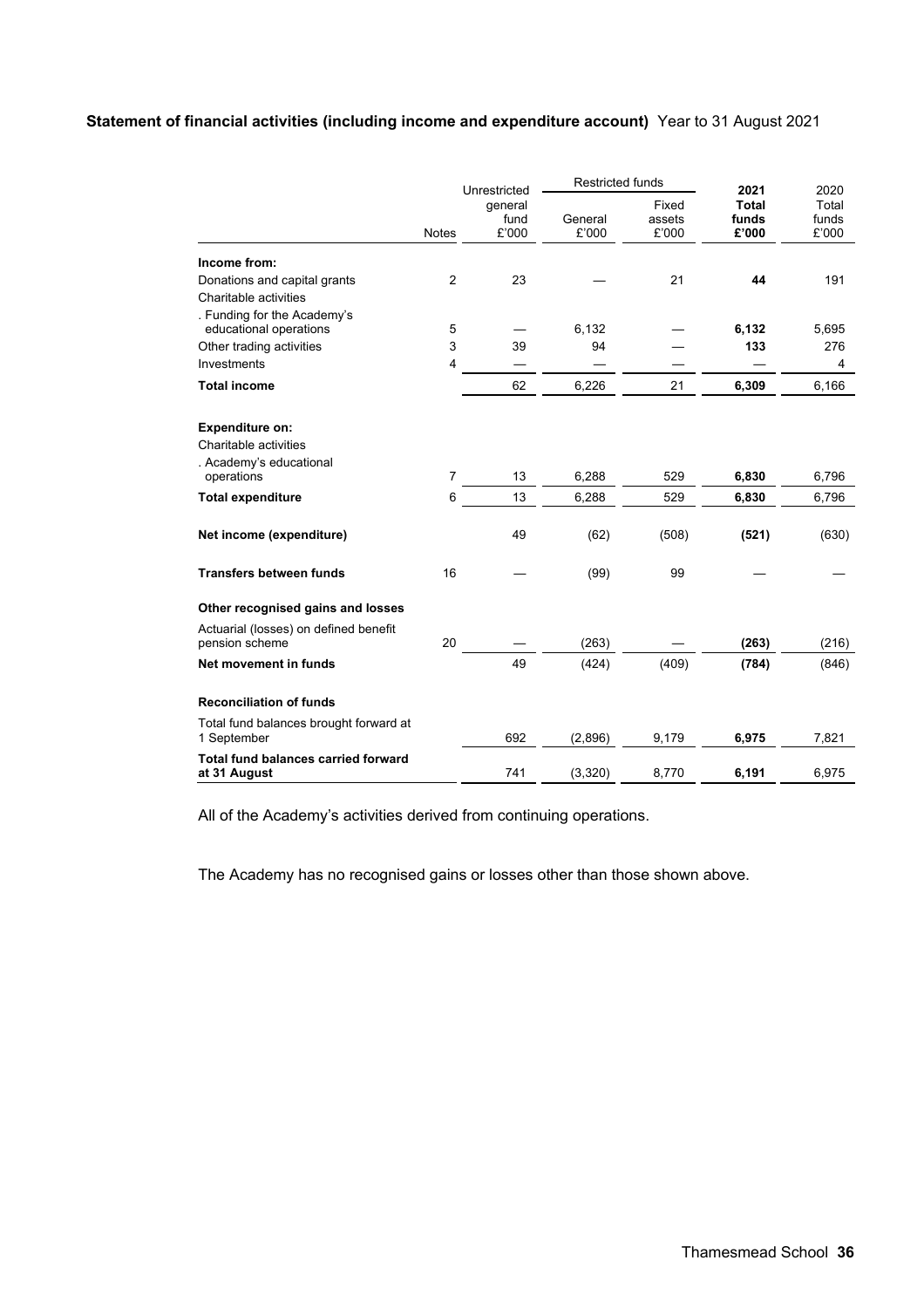**Statement of financial activities (including income and expenditure account)** Year to 31 August 2021

| | Notes | Unrestricted general fund £'000 | Restricted funds General £'000 | Restricted funds Fixed assets £'000 | **2021 Total funds £'000** | 2020 Total funds £'000 |
|---|---|---|---|---|---|---|
| **Income from:** | | | | | | |
| Donations and capital grants | 2 | 23 | — | 21 | **44** | 191 |
| Charitable activities | | | | | | |
| . Funding for the Academy's educational operations | 5 | — | 6,132 | — | **6,132** | 5,695 |
| Other trading activities | 3 | 39 | 94 | — | **133** | 276 |
| Investments | 4 | — | — | — | **—** | 4 |
| **Total income** | | 62 | 6,226 | 21 | **6,309** | 6,166 |
| | | | | | | |
| **Expenditure on:** | | | | | | |
| Charitable activities | | | | | | |
| . Academy's educational operations | 7 | 13 | 6,288 | 529 | **6,830** | 6,796 |
| **Total expenditure** | 6 | 13 | 6,288 | 529 | **6,830** | 6,796 |
| | | | | | | |
| **Net income (expenditure)** | | 49 | (62) | (508) | **(521)** | (630) |
| | | | | | | |
| **Transfers between funds** | 16 | — | (99) | 99 | **—** | — |
| | | | | | | |
| **Other recognised gains and losses** | | | | | | |
| Actuarial (losses) on defined benefit pension scheme | 20 | — | (263) | — | **(263)** | (216) |
| **Net movement in funds** | | 49 | (424) | (409) | **(784)** | (846) |
| | | | | | | |
| **Reconciliation of funds** | | | | | | |
| Total fund balances brought forward at 1 September | | 692 | (2,896) | 9,179 | **6,975** | 7,821 |
| **Total fund balances carried forward at 31 August** | | 741 | (3,320) | 8,770 | **6,191** | 6,975 |

All of the Academy's activities derived from continuing operations.

The Academy has no recognised gains or losses other than those shown above.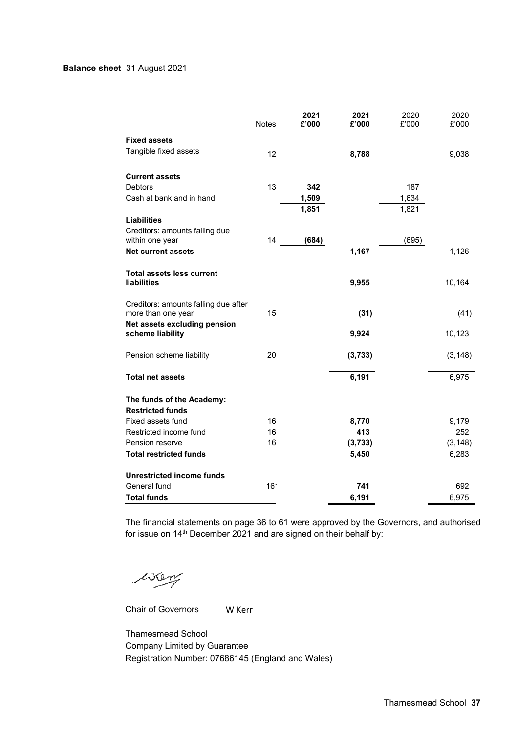**Balance sheet** 31 August 2021

| | Notes | 2021 £'000 | 2021 £'000 | 2020 £'000 | 2020 £'000 |
|---|---|---|---|---|---|
| **Fixed assets** | | | | | |
| Tangible fixed assets | 12 | | **8,788** | | 9,038 |
| | | | | | |
| **Current assets** | | | | | |
| Debtors | 13 | **342** | | 187 | |
| Cash at bank and in hand | | **1,509** | | 1,634 | |
| | | **1,851** | | 1,821 | |
| **Liabilities** | | | | | |
| Creditors: amounts falling due within one year | 14 | **(684)** | | (695) | |
| **Net current assets** | | | **1,167** | | 1,126 |
| | | | | | |
| **Total assets less current liabilities** | | | **9,955** | | 10,164 |
| | | | | | |
| Creditors: amounts falling due after more than one year | 15 | | **(31)** | | (41) |
| **Net assets excluding pension scheme liability** | | | **9,924** | | 10,123 |
| | | | | | |
| Pension scheme liability | 20 | | **(3,733)** | | (3,148) |
| | | | | | |
| **Total net assets** | | | **6,191** | | 6,975 |
| | | | | | |
| **The funds of the Academy:** | | | | | |
| **Restricted funds** | | | | | |
| Fixed assets fund | 16 | | **8,770** | | 9,179 |
| Restricted income fund | 16 | | **413** | | 252 |
| Pension reserve | 16 | | **(3,733)** | | (3,148) |
| **Total restricted funds** | | | **5,450** | | 6,283 |
| | | | | | |
| **Unrestricted income funds** | | | | | |
| General fund | 16 | | **741** | | 692 |
| **Total funds** | | | **6,191** | | 6,975 |

The financial statements on page 36 to 61 were approved by the Governors, and authorised for issue on 14th December 2021 and are signed on their behalf by:

Chair of Governors W Kerr

Thamesmead School
Company Limited by Guarantee
Registration Number: 07686145 (England and Wales)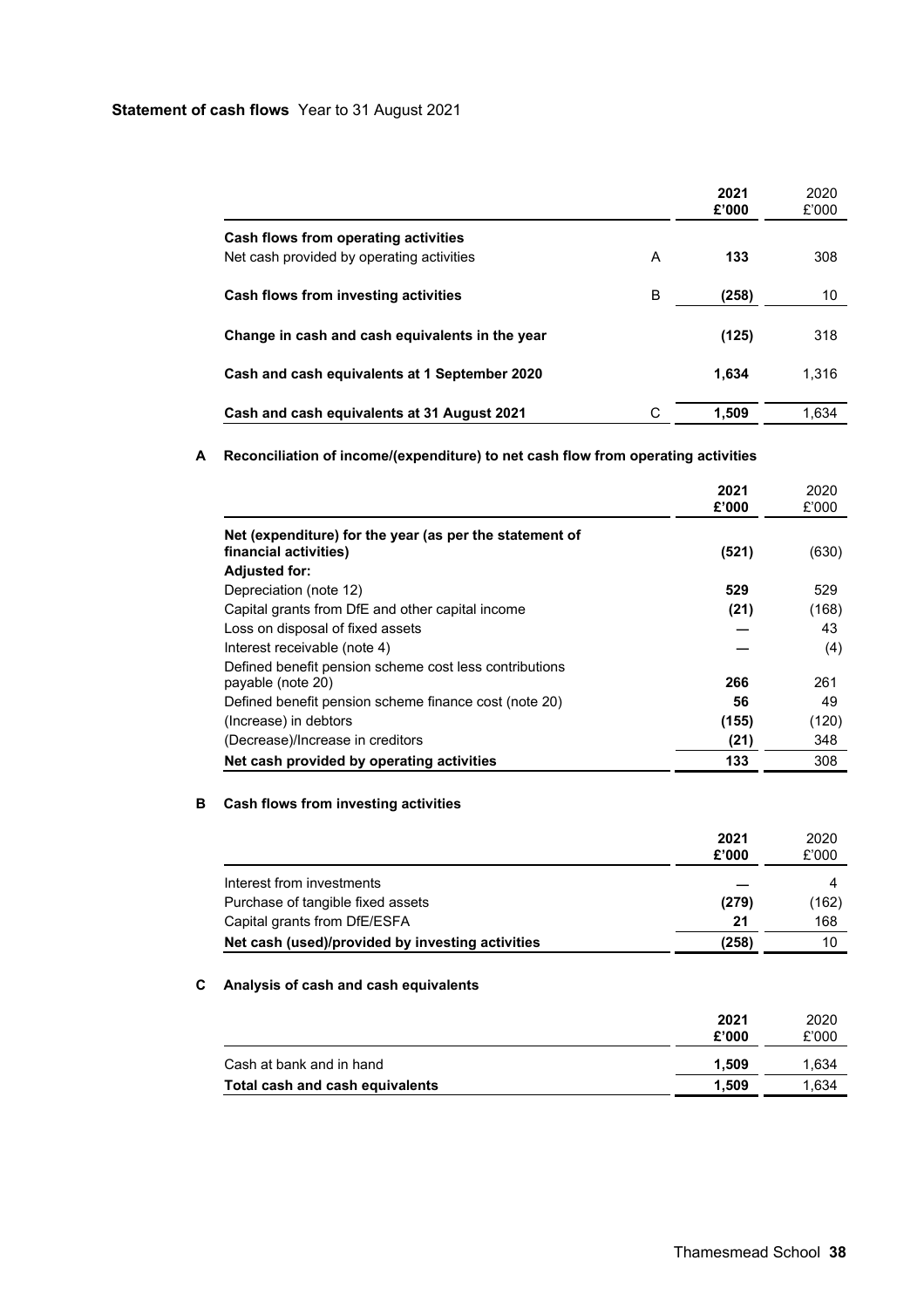**Statement of cash flows** Year to 31 August 2021

| | | 2021 £'000 | 2020 £'000 |
|---|---|---|---|
| **Cash flows from operating activities** | | | |
| Net cash provided by operating activities | A | **133** | 308 |
| **Cash flows from investing activities** | B | **(258)** | 10 |
| **Change in cash and cash equivalents in the year** | | **(125)** | 318 |
| **Cash and cash equivalents at 1 September 2020** | | **1,634** | 1,316 |
| **Cash and cash equivalents at 31 August 2021** | C | **1,509** | 1,634 |

**A Reconciliation of income/(expenditure) to net cash flow from operating activities**

| | 2021 £'000 | 2020 £'000 |
|---|---|---|
| **Net (expenditure) for the year (as per the statement of financial activities)** | **(521)** | (630) |
| **Adjusted for:** | | |
| Depreciation (note 12) | **529** | 529 |
| Capital grants from DfE and other capital income | **(21)** | (168) |
| Loss on disposal of fixed assets | **—** | 43 |
| Interest receivable (note 4) | **—** | (4) |
| Defined benefit pension scheme cost less contributions payable (note 20) | **266** | 261 |
| Defined benefit pension scheme finance cost (note 20) | **56** | 49 |
| (Increase) in debtors | **(155)** | (120) |
| (Decrease)/Increase in creditors | **(21)** | 348 |
| **Net cash provided by operating activities** | **133** | 308 |

**B Cash flows from investing activities**

| | 2021 £'000 | 2020 £'000 |
|---|---|---|
| Interest from investments | **—** | 4 |
| Purchase of tangible fixed assets | **(279)** | (162) |
| Capital grants from DfE/ESFA | **21** | 168 |
| **Net cash (used)/provided by investing activities** | **(258)** | 10 |

**C Analysis of cash and cash equivalents**

| | 2021 £'000 | 2020 £'000 |
|---|---|---|
| Cash at bank and in hand | **1,509** | 1,634 |
| **Total cash and cash equivalents** | **1,509** | 1,634 |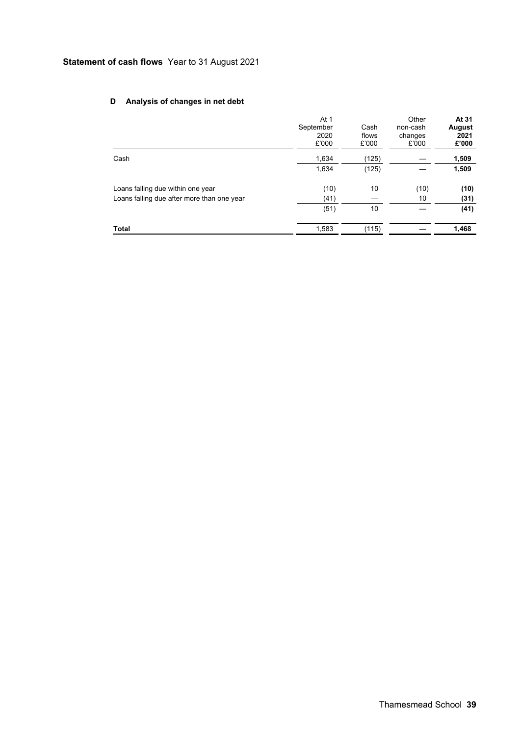## Statement of cash flows Year to 31 August 2021

### D Analysis of changes in net debt

| | At 1 September 2020 £'000 | Cash flows £'000 | Other non-cash changes £'000 | **At 31 August 2021 £'000** |
|---|---|---|---|---|
| Cash | 1,634 | (125) | — | **1,509** |
| | 1,634 | (125) | — | **1,509** |
| Loans falling due within one year | (10) | 10 | (10) | **(10)** |
| Loans falling due after more than one year | (41) | — | 10 | **(31)** |
| | (51) | 10 | — | **(41)** |
| **Total** | 1,583 | (115) | — | **1,468** |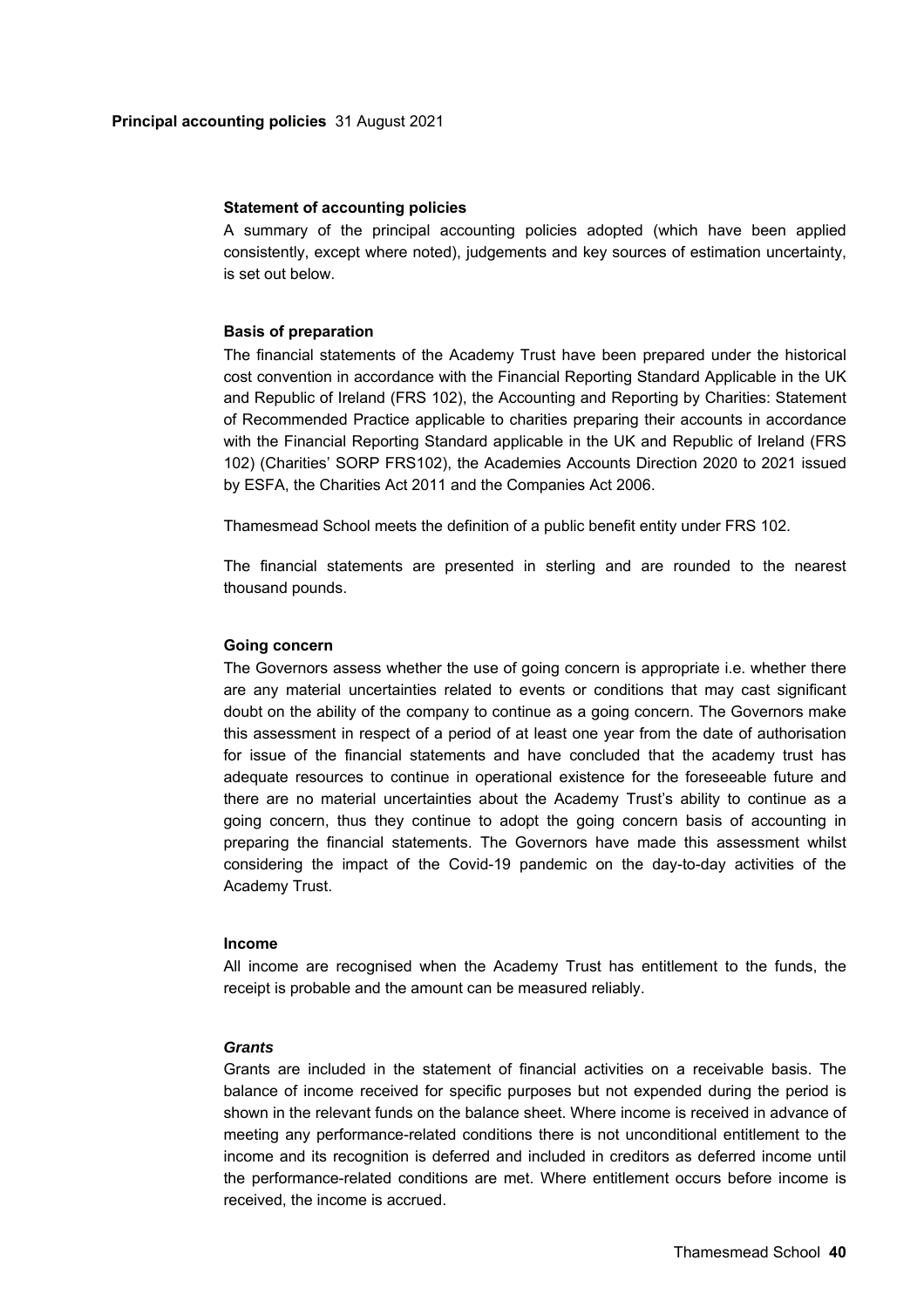**Principal accounting policies** 31 August 2021

### Statement of accounting policies

A summary of the principal accounting policies adopted (which have been applied consistently, except where noted), judgements and key sources of estimation uncertainty, is set out below.

### Basis of preparation

The financial statements of the Academy Trust have been prepared under the historical cost convention in accordance with the Financial Reporting Standard Applicable in the UK and Republic of Ireland (FRS 102), the Accounting and Reporting by Charities: Statement of Recommended Practice applicable to charities preparing their accounts in accordance with the Financial Reporting Standard applicable in the UK and Republic of Ireland (FRS 102) (Charities' SORP FRS102), the Academies Accounts Direction 2020 to 2021 issued by ESFA, the Charities Act 2011 and the Companies Act 2006.

Thamesmead School meets the definition of a public benefit entity under FRS 102.

The financial statements are presented in sterling and are rounded to the nearest thousand pounds.

### Going concern

The Governors assess whether the use of going concern is appropriate i.e. whether there are any material uncertainties related to events or conditions that may cast significant doubt on the ability of the company to continue as a going concern. The Governors make this assessment in respect of a period of at least one year from the date of authorisation for issue of the financial statements and have concluded that the academy trust has adequate resources to continue in operational existence for the foreseeable future and there are no material uncertainties about the Academy Trust's ability to continue as a going concern, thus they continue to adopt the going concern basis of accounting in preparing the financial statements. The Governors have made this assessment whilst considering the impact of the Covid-19 pandemic on the day-to-day activities of the Academy Trust.

### Income

All income are recognised when the Academy Trust has entitlement to the funds, the receipt is probable and the amount can be measured reliably.

#### *Grants*

Grants are included in the statement of financial activities on a receivable basis. The balance of income received for specific purposes but not expended during the period is shown in the relevant funds on the balance sheet. Where income is received in advance of meeting any performance-related conditions there is not unconditional entitlement to the income and its recognition is deferred and included in creditors as deferred income until the performance-related conditions are met. Where entitlement occurs before income is received, the income is accrued.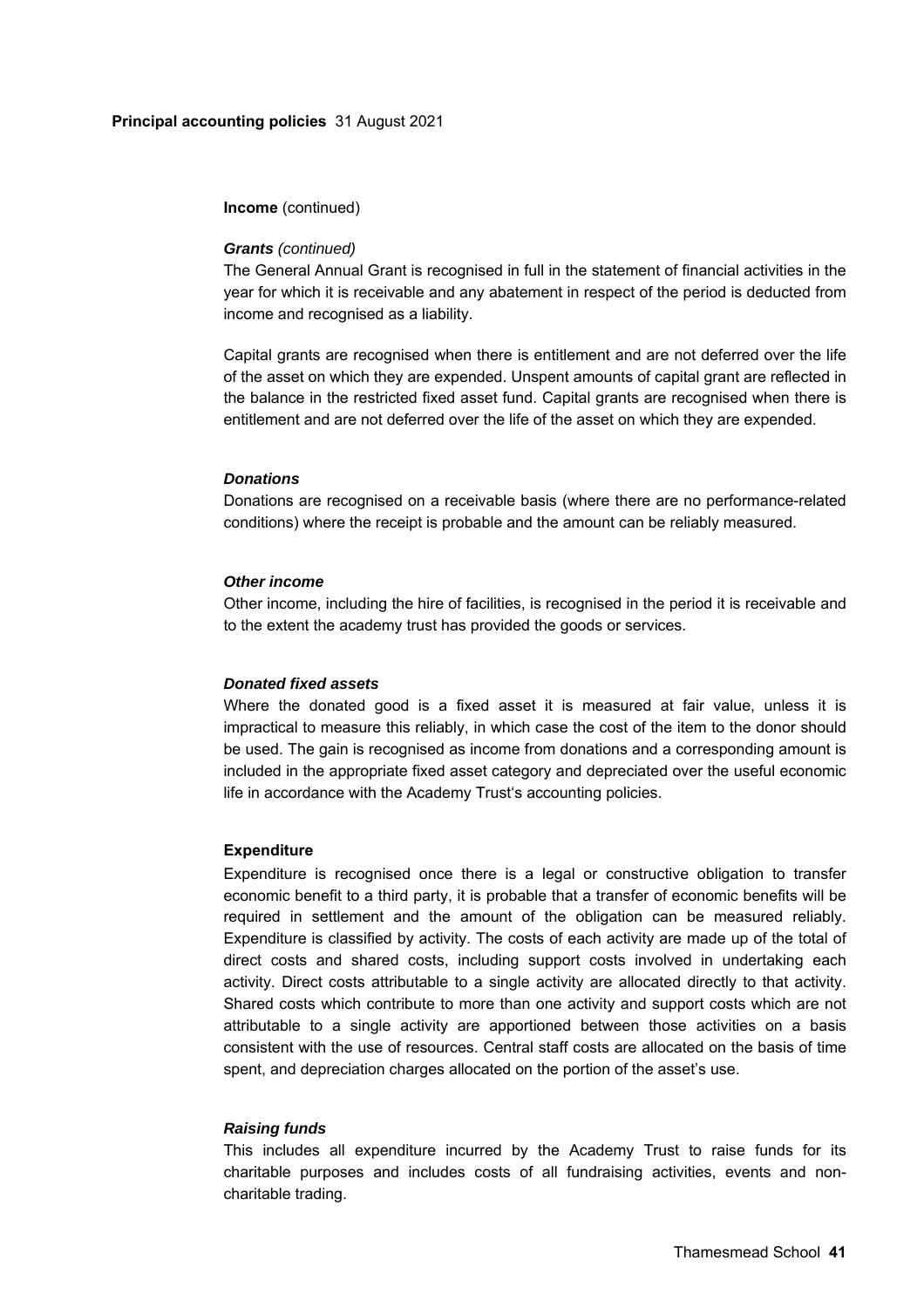**Principal accounting policies** 31 August 2021

**Income** (continued)

***Grants** (continued)*

The General Annual Grant is recognised in full in the statement of financial activities in the year for which it is receivable and any abatement in respect of the period is deducted from income and recognised as a liability.

Capital grants are recognised when there is entitlement and are not deferred over the life of the asset on which they are expended. Unspent amounts of capital grant are reflected in the balance in the restricted fixed asset fund. Capital grants are recognised when there is entitlement and are not deferred over the life of the asset on which they are expended.

***Donations***

Donations are recognised on a receivable basis (where there are no performance-related conditions) where the receipt is probable and the amount can be reliably measured.

***Other income***

Other income, including the hire of facilities, is recognised in the period it is receivable and to the extent the academy trust has provided the goods or services.

***Donated fixed assets***

Where the donated good is a fixed asset it is measured at fair value, unless it is impractical to measure this reliably, in which case the cost of the item to the donor should be used. The gain is recognised as income from donations and a corresponding amount is included in the appropriate fixed asset category and depreciated over the useful economic life in accordance with the Academy Trust's accounting policies.

**Expenditure**

Expenditure is recognised once there is a legal or constructive obligation to transfer economic benefit to a third party, it is probable that a transfer of economic benefits will be required in settlement and the amount of the obligation can be measured reliably. Expenditure is classified by activity. The costs of each activity are made up of the total of direct costs and shared costs, including support costs involved in undertaking each activity. Direct costs attributable to a single activity are allocated directly to that activity. Shared costs which contribute to more than one activity and support costs which are not attributable to a single activity are apportioned between those activities on a basis consistent with the use of resources. Central staff costs are allocated on the basis of time spent, and depreciation charges allocated on the portion of the asset's use.

***Raising funds***

This includes all expenditure incurred by the Academy Trust to raise funds for its charitable purposes and includes costs of all fundraising activities, events and non-charitable trading.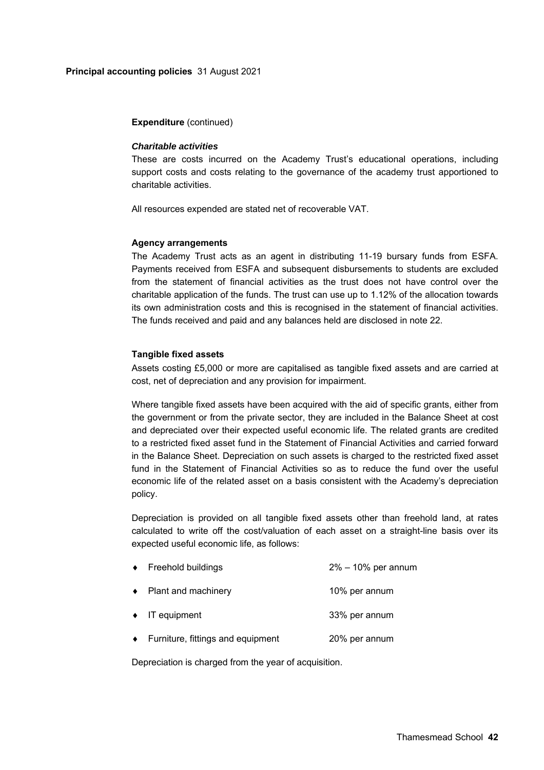**Principal accounting policies** 31 August 2021

**Expenditure** (continued)

***Charitable activities***

These are costs incurred on the Academy Trust's educational operations, including support costs and costs relating to the governance of the academy trust apportioned to charitable activities.

All resources expended are stated net of recoverable VAT.

**Agency arrangements**

The Academy Trust acts as an agent in distributing 11-19 bursary funds from ESFA. Payments received from ESFA and subsequent disbursements to students are excluded from the statement of financial activities as the trust does not have control over the charitable application of the funds. The trust can use up to 1.12% of the allocation towards its own administration costs and this is recognised in the statement of financial activities. The funds received and paid and any balances held are disclosed in note 22.

**Tangible fixed assets**

Assets costing £5,000 or more are capitalised as tangible fixed assets and are carried at cost, net of depreciation and any provision for impairment.

Where tangible fixed assets have been acquired with the aid of specific grants, either from the government or from the private sector, they are included in the Balance Sheet at cost and depreciated over their expected useful economic life. The related grants are credited to a restricted fixed asset fund in the Statement of Financial Activities and carried forward in the Balance Sheet. Depreciation on such assets is charged to the restricted fixed asset fund in the Statement of Financial Activities so as to reduce the fund over the useful economic life of the related asset on a basis consistent with the Academy's depreciation policy.

Depreciation is provided on all tangible fixed assets other than freehold land, at rates calculated to write off the cost/valuation of each asset on a straight-line basis over its expected useful economic life, as follows:

- Freehold buildings — 2% – 10% per annum
- Plant and machinery — 10% per annum
- IT equipment — 33% per annum
- Furniture, fittings and equipment — 20% per annum

Depreciation is charged from the year of acquisition.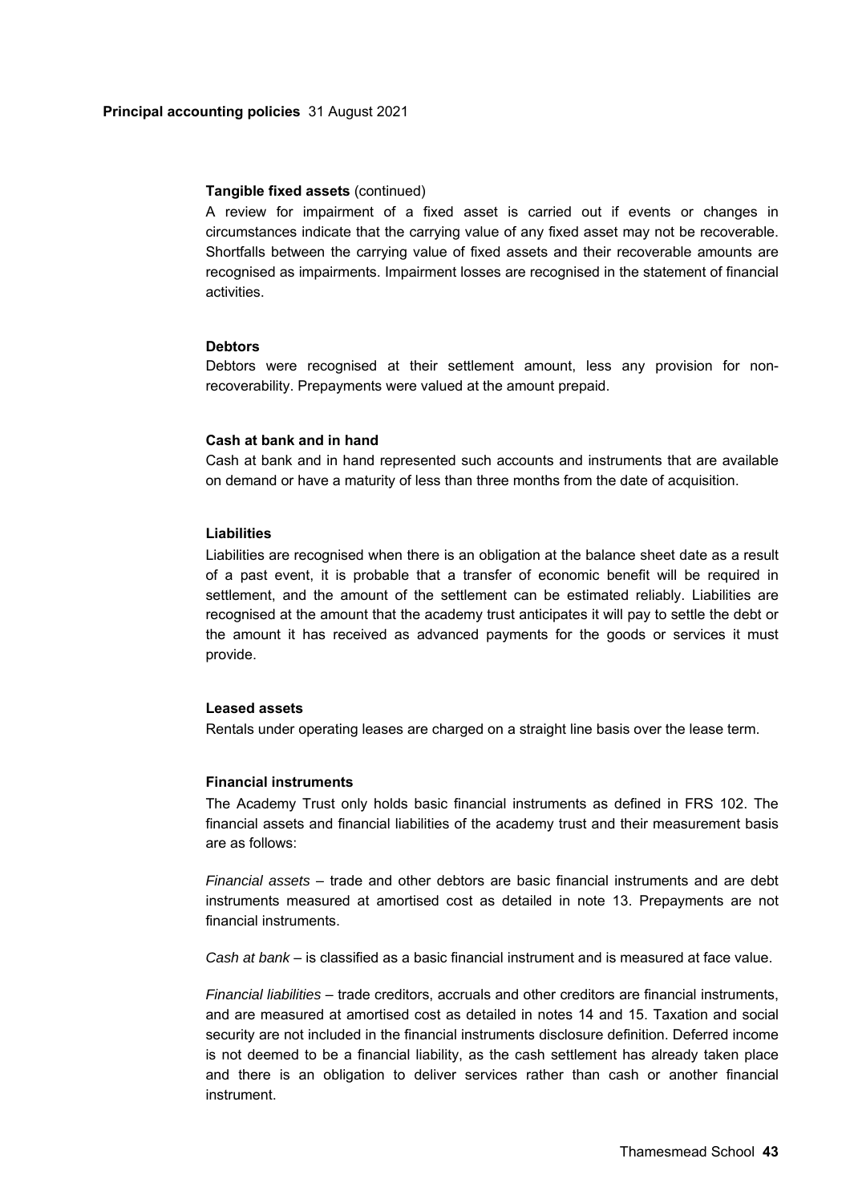**Principal accounting policies** 31 August 2021

**Tangible fixed assets** (continued)

A review for impairment of a fixed asset is carried out if events or changes in circumstances indicate that the carrying value of any fixed asset may not be recoverable. Shortfalls between the carrying value of fixed assets and their recoverable amounts are recognised as impairments. Impairment losses are recognised in the statement of financial activities.

**Debtors**

Debtors were recognised at their settlement amount, less any provision for non-recoverability. Prepayments were valued at the amount prepaid.

**Cash at bank and in hand**

Cash at bank and in hand represented such accounts and instruments that are available on demand or have a maturity of less than three months from the date of acquisition.

**Liabilities**

Liabilities are recognised when there is an obligation at the balance sheet date as a result of a past event, it is probable that a transfer of economic benefit will be required in settlement, and the amount of the settlement can be estimated reliably. Liabilities are recognised at the amount that the academy trust anticipates it will pay to settle the debt or the amount it has received as advanced payments for the goods or services it must provide.

**Leased assets**

Rentals under operating leases are charged on a straight line basis over the lease term.

**Financial instruments**

The Academy Trust only holds basic financial instruments as defined in FRS 102. The financial assets and financial liabilities of the academy trust and their measurement basis are as follows:

*Financial assets* – trade and other debtors are basic financial instruments and are debt instruments measured at amortised cost as detailed in note 13. Prepayments are not financial instruments.

*Cash at bank* – is classified as a basic financial instrument and is measured at face value.

*Financial liabilities* – trade creditors, accruals and other creditors are financial instruments, and are measured at amortised cost as detailed in notes 14 and 15. Taxation and social security are not included in the financial instruments disclosure definition. Deferred income is not deemed to be a financial liability, as the cash settlement has already taken place and there is an obligation to deliver services rather than cash or another financial instrument.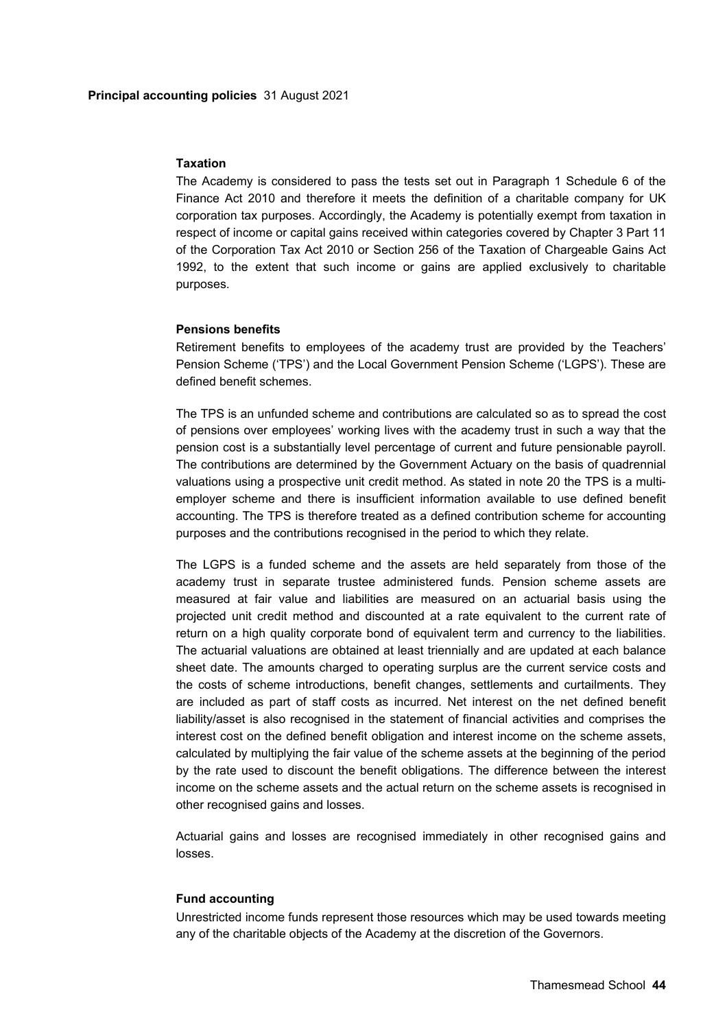**Principal accounting policies** 31 August 2021

### Taxation

The Academy is considered to pass the tests set out in Paragraph 1 Schedule 6 of the Finance Act 2010 and therefore it meets the definition of a charitable company for UK corporation tax purposes. Accordingly, the Academy is potentially exempt from taxation in respect of income or capital gains received within categories covered by Chapter 3 Part 11 of the Corporation Tax Act 2010 or Section 256 of the Taxation of Chargeable Gains Act 1992, to the extent that such income or gains are applied exclusively to charitable purposes.

### Pensions benefits

Retirement benefits to employees of the academy trust are provided by the Teachers' Pension Scheme ('TPS') and the Local Government Pension Scheme ('LGPS'). These are defined benefit schemes.

The TPS is an unfunded scheme and contributions are calculated so as to spread the cost of pensions over employees' working lives with the academy trust in such a way that the pension cost is a substantially level percentage of current and future pensionable payroll. The contributions are determined by the Government Actuary on the basis of quadrennial valuations using a prospective unit credit method. As stated in note 20 the TPS is a multi-employer scheme and there is insufficient information available to use defined benefit accounting. The TPS is therefore treated as a defined contribution scheme for accounting purposes and the contributions recognised in the period to which they relate.

The LGPS is a funded scheme and the assets are held separately from those of the academy trust in separate trustee administered funds. Pension scheme assets are measured at fair value and liabilities are measured on an actuarial basis using the projected unit credit method and discounted at a rate equivalent to the current rate of return on a high quality corporate bond of equivalent term and currency to the liabilities. The actuarial valuations are obtained at least triennially and are updated at each balance sheet date. The amounts charged to operating surplus are the current service costs and the costs of scheme introductions, benefit changes, settlements and curtailments. They are included as part of staff costs as incurred. Net interest on the net defined benefit liability/asset is also recognised in the statement of financial activities and comprises the interest cost on the defined benefit obligation and interest income on the scheme assets, calculated by multiplying the fair value of the scheme assets at the beginning of the period by the rate used to discount the benefit obligations. The difference between the interest income on the scheme assets and the actual return on the scheme assets is recognised in other recognised gains and losses.

Actuarial gains and losses are recognised immediately in other recognised gains and losses.

### Fund accounting

Unrestricted income funds represent those resources which may be used towards meeting any of the charitable objects of the Academy at the discretion of the Governors.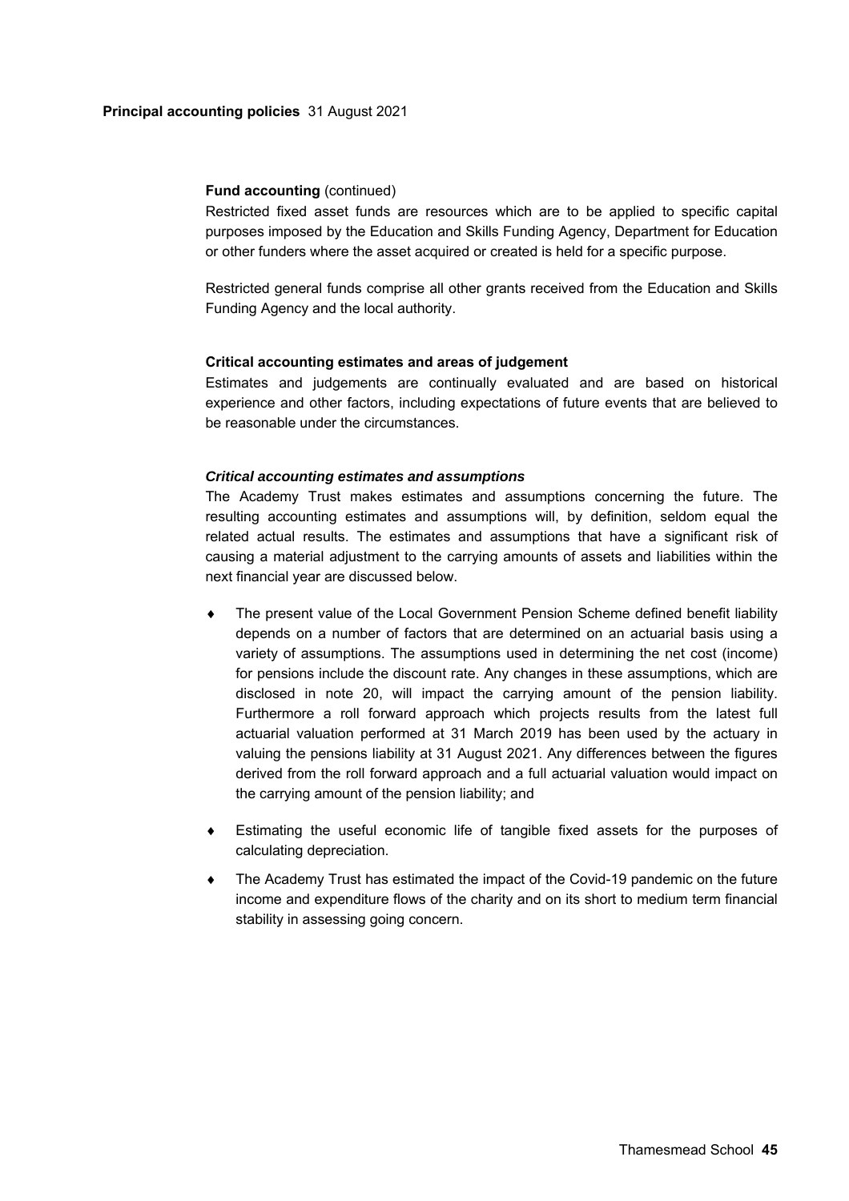**Fund accounting** (continued)

Restricted fixed asset funds are resources which are to be applied to specific capital purposes imposed by the Education and Skills Funding Agency, Department for Education or other funders where the asset acquired or created is held for a specific purpose.

Restricted general funds comprise all other grants received from the Education and Skills Funding Agency and the local authority.

**Critical accounting estimates and areas of judgement**

Estimates and judgements are continually evaluated and are based on historical experience and other factors, including expectations of future events that are believed to be reasonable under the circumstances.

***Critical accounting estimates and assumptions***

The Academy Trust makes estimates and assumptions concerning the future. The resulting accounting estimates and assumptions will, by definition, seldom equal the related actual results. The estimates and assumptions that have a significant risk of causing a material adjustment to the carrying amounts of assets and liabilities within the next financial year are discussed below.

- The present value of the Local Government Pension Scheme defined benefit liability depends on a number of factors that are determined on an actuarial basis using a variety of assumptions. The assumptions used in determining the net cost (income) for pensions include the discount rate. Any changes in these assumptions, which are disclosed in note 20, will impact the carrying amount of the pension liability. Furthermore a roll forward approach which projects results from the latest full actuarial valuation performed at 31 March 2019 has been used by the actuary in valuing the pensions liability at 31 August 2021. Any differences between the figures derived from the roll forward approach and a full actuarial valuation would impact on the carrying amount of the pension liability; and

- Estimating the useful economic life of tangible fixed assets for the purposes of calculating depreciation.

- The Academy Trust has estimated the impact of the Covid-19 pandemic on the future income and expenditure flows of the charity and on its short to medium term financial stability in assessing going concern.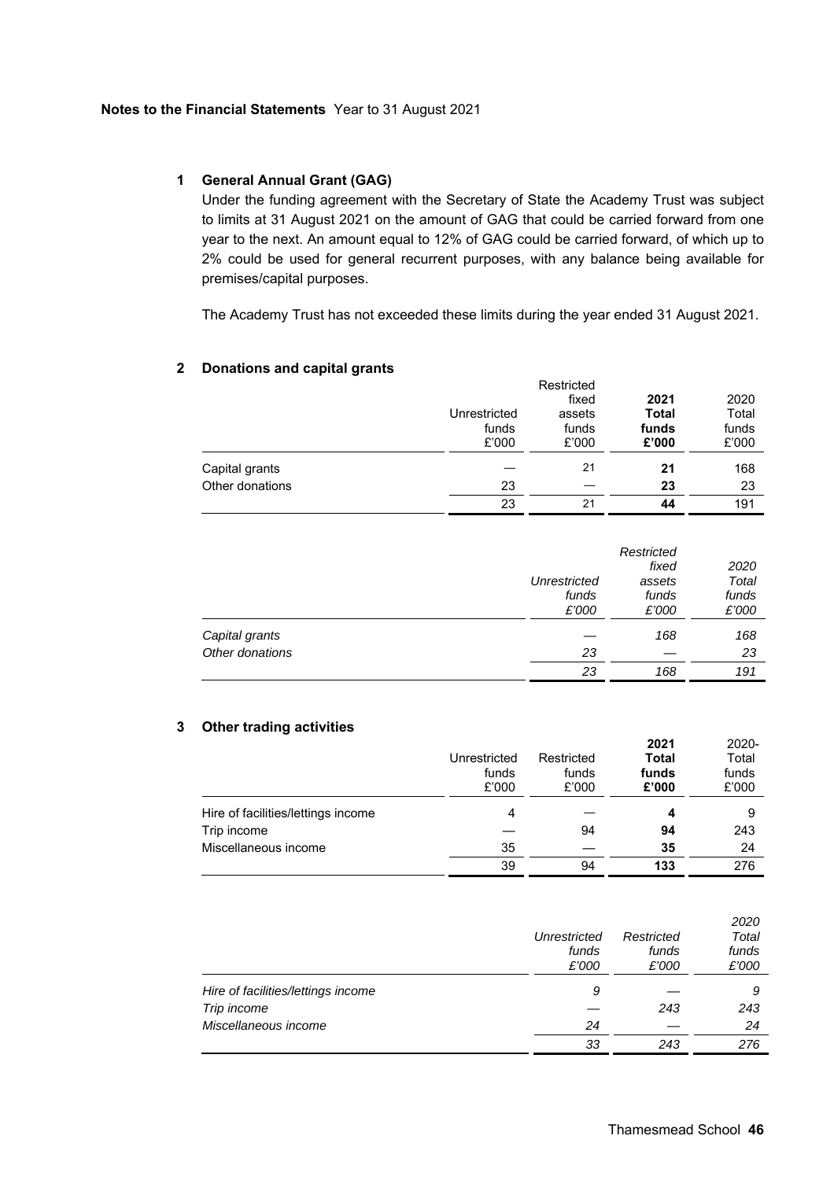**Notes to the Financial Statements** Year to 31 August 2021

## 1 General Annual Grant (GAG)

Under the funding agreement with the Secretary of State the Academy Trust was subject to limits at 31 August 2021 on the amount of GAG that could be carried forward from one year to the next. An amount equal to 12% of GAG could be carried forward, of which up to 2% could be used for general recurrent purposes, with any balance being available for premises/capital purposes.

The Academy Trust has not exceeded these limits during the year ended 31 August 2021.

## 2 Donations and capital grants

| | Unrestricted funds £'000 | Restricted fixed assets funds £'000 | **2021 Total funds £'000** | 2020 Total funds £'000 |
|---|---|---|---|---|
| Capital grants | — | 21 | **21** | 168 |
| Other donations | 23 | — | **23** | 23 |
| | 23 | 21 | **44** | 191 |

| | *Unrestricted funds £'000* | *Restricted fixed assets funds £'000* | *2020 Total funds £'000* |
|---|---|---|---|
| *Capital grants* | — | *168* | *168* |
| *Other donations* | *23* | — | *23* |
| | *23* | *168* | *191* |

## 3 Other trading activities

| | Unrestricted funds £'000 | Restricted funds £'000 | **2021 Total funds £'000** | 2020- Total funds £'000 |
|---|---|---|---|---|
| Hire of facilities/lettings income | 4 | — | **4** | 9 |
| Trip income | — | 94 | **94** | 243 |
| Miscellaneous income | 35 | — | **35** | 24 |
| | 39 | 94 | **133** | 276 |

| | *Unrestricted funds £'000* | *Restricted funds £'000* | *2020 Total funds £'000* |
|---|---|---|---|
| *Hire of facilities/lettings income* | *9* | — | *9* |
| *Trip income* | — | *243* | *243* |
| *Miscellaneous income* | *24* | — | *24* |
| | *33* | *243* | *276* |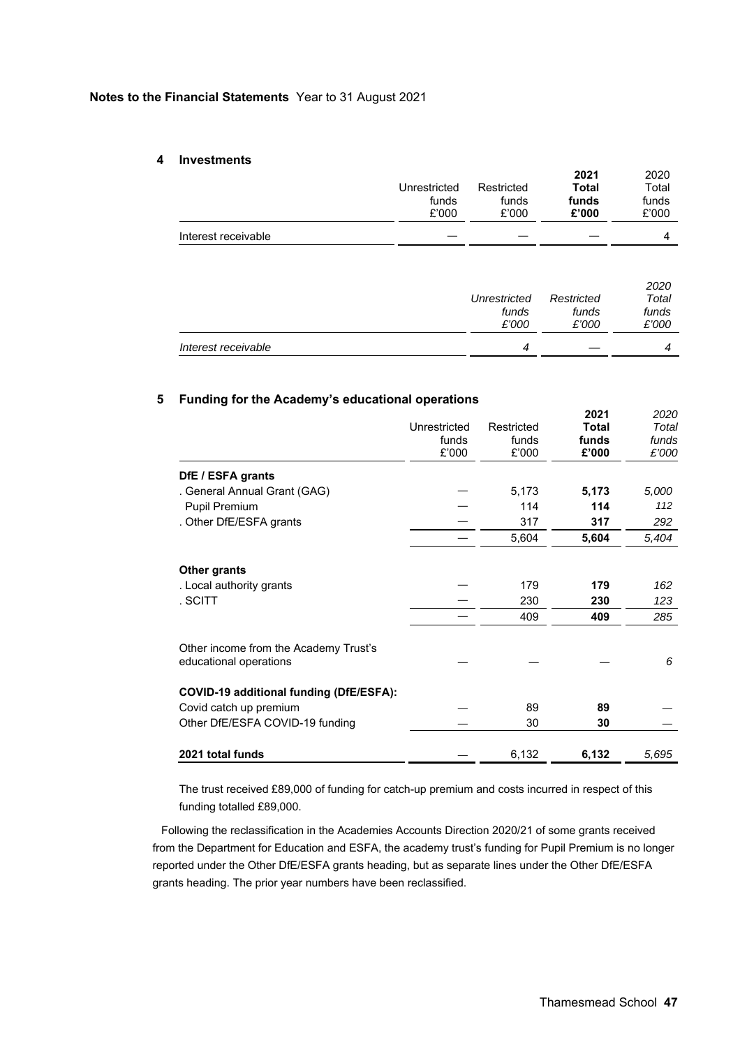**Notes to the Financial Statements** Year to 31 August 2021

## 4 Investments

| | Unrestricted funds £'000 | Restricted funds £'000 | **2021 Total funds £'000** | 2020 Total funds £'000 |
|---|---|---|---|---|
| Interest receivable | — | — | — | 4 |

| | *Unrestricted funds £'000* | *Restricted funds £'000* | *2020 Total funds £'000* |
|---|---|---|---|
| *Interest receivable* | *4* | *—* | *4* |

## 5 Funding for the Academy's educational operations

| | Unrestricted funds £'000 | Restricted funds £'000 | **2021 Total funds £'000** | *2020 Total funds £'000* |
|---|---|---|---|---|
| **DfE / ESFA grants** | | | | |
| . General Annual Grant (GAG) | — | 5,173 | **5,173** | *5,000* |
| Pupil Premium | — | 114 | **114** | *112* |
| . Other DfE/ESFA grants | — | 317 | **317** | *292* |
| | — | 5,604 | **5,604** | *5,404* |
| **Other grants** | | | | |
| . Local authority grants | — | 179 | **179** | *162* |
| . SCITT | — | 230 | **230** | *123* |
| | — | 409 | **409** | *285* |
| Other income from the Academy Trust's educational operations | — | — | — | *6* |
| **COVID-19 additional funding (DfE/ESFA):** | | | | |
| Covid catch up premium | — | 89 | **89** | — |
| Other DfE/ESFA COVID-19 funding | — | 30 | **30** | — |
| **2021 total funds** | — | 6,132 | **6,132** | *5,695* |

The trust received £89,000 of funding for catch-up premium and costs incurred in respect of this funding totalled £89,000.

Following the reclassification in the Academies Accounts Direction 2020/21 of some grants received from the Department for Education and ESFA, the academy trust's funding for Pupil Premium is no longer reported under the Other DfE/ESFA grants heading, but as separate lines under the Other DfE/ESFA grants heading. The prior year numbers have been reclassified.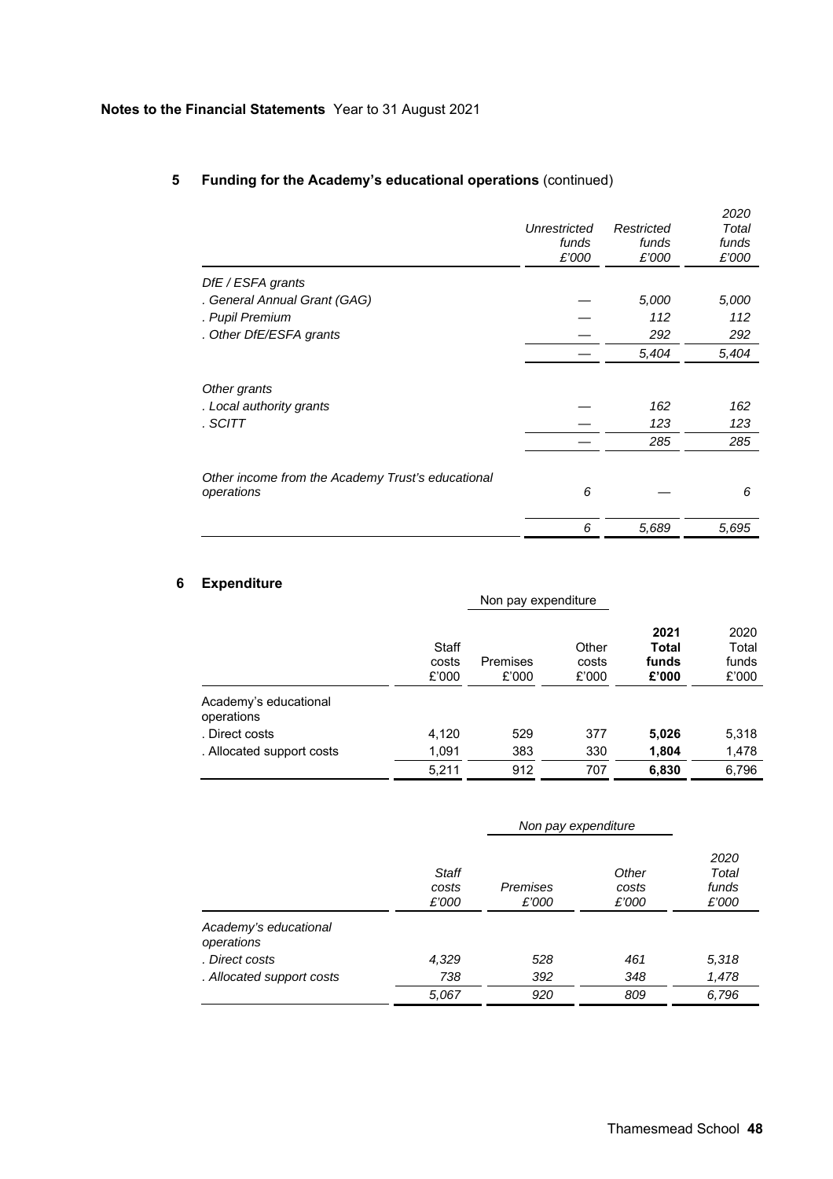**Notes to the Financial Statements** Year to 31 August 2021

## 5 Funding for the Academy's educational operations (continued)

| | *Unrestricted funds £'000* | *Restricted funds £'000* | *2020 Total funds £'000* |
|---|---|---|---|
| *DfE / ESFA grants* | | | |
| *. General Annual Grant (GAG)* | *—* | *5,000* | *5,000* |
| *. Pupil Premium* | *—* | *112* | *112* |
| *. Other DfE/ESFA grants* | *—* | *292* | *292* |
| | *—* | *5,404* | *5,404* |
| *Other grants* | | | |
| *. Local authority grants* | *—* | *162* | *162* |
| *. SCITT* | *—* | *123* | *123* |
| | *—* | *285* | *285* |
| *Other income from the Academy Trust's educational operations* | *6* | *—* | *6* |
| | *6* | *5,689* | *5,695* |

## 6 Expenditure

| | | Non pay expenditure | | | |
|---|---|---|---|---|---|
| | Staff costs £'000 | Premises £'000 | Other costs £'000 | **2021 Total funds £'000** | 2020 Total funds £'000 |
| Academy's educational operations | | | | | |
| . Direct costs | 4,120 | 529 | 377 | **5,026** | 5,318 |
| . Allocated support costs | 1,091 | 383 | 330 | **1,804** | 1,478 |
| | 5,211 | 912 | 707 | **6,830** | 6,796 |

| | | *Non pay expenditure* | | |
|---|---|---|---|---|
| | *Staff costs £'000* | *Premises £'000* | *Other costs £'000* | *2020 Total funds £'000* |
| *Academy's educational operations* | | | | |
| *. Direct costs* | *4,329* | *528* | *461* | *5,318* |
| *. Allocated support costs* | *738* | *392* | *348* | *1,478* |
| | *5,067* | *920* | *809* | *6,796* |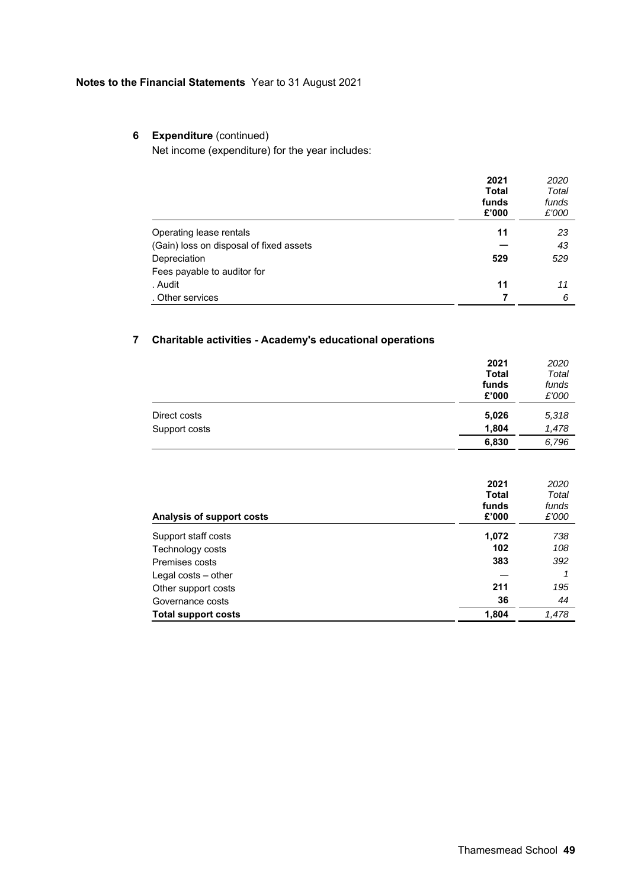**Notes to the Financial Statements** Year to 31 August 2021

## 6 Expenditure (continued)

Net income (expenditure) for the year includes:

| | 2021 Total funds £'000 | *2020 Total funds £'000* |
|---|---|---|
| Operating lease rentals | **11** | *23* |
| (Gain) loss on disposal of fixed assets | **—** | *43* |
| Depreciation | **529** | *529* |
| Fees payable to auditor for | | |
| . Audit | **11** | *11* |
| . Other services | **7** | *6* |

## 7 Charitable activities - Academy's educational operations

| | 2021 Total funds £'000 | *2020 Total funds £'000* |
|---|---|---|
| Direct costs | **5,026** | *5,318* |
| Support costs | **1,804** | *1,478* |
| | **6,830** | *6,796* |

| **Analysis of support costs** | 2021 Total funds £'000 | *2020 Total funds £'000* |
|---|---|---|
| Support staff costs | **1,072** | *738* |
| Technology costs | **102** | *108* |
| Premises costs | **383** | *392* |
| Legal costs – other | **—** | *1* |
| Other support costs | **211** | *195* |
| Governance costs | **36** | *44* |
| **Total support costs** | **1,804** | *1,478* |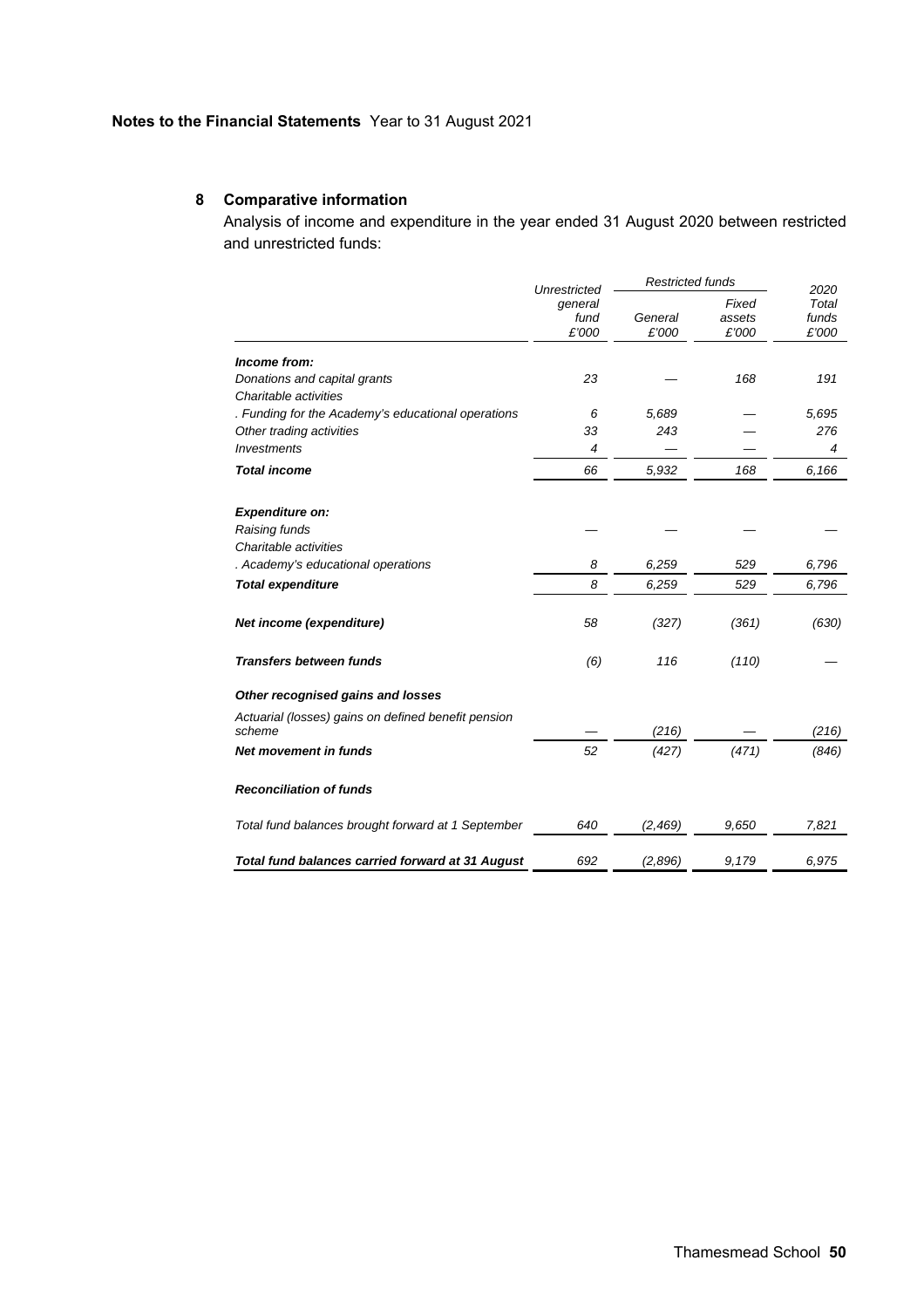**Notes to the Financial Statements** Year to 31 August 2021

## 8 Comparative information

Analysis of income and expenditure in the year ended 31 August 2020 between restricted and unrestricted funds:

| | Unrestricted general fund £'000 | Restricted funds General £'000 | Restricted funds Fixed assets £'000 | 2020 Total funds £'000 |
|---|---|---|---|---|
| ***Income from:*** | | | | |
| *Donations and capital grants* | *23* | *—* | *168* | *191* |
| *Charitable activities* | | | | |
| *. Funding for the Academy's educational operations* | *6* | *5,689* | *—* | *5,695* |
| *Other trading activities* | *33* | *243* | *—* | *276* |
| *Investments* | *4* | *—* | *—* | *4* |
| ***Total income*** | *66* | *5,932* | *168* | *6,166* |
| ***Expenditure on:*** | | | | |
| *Raising funds* | *—* | *—* | *—* | *—* |
| *Charitable activities* | | | | |
| *. Academy's educational operations* | *8* | *6,259* | *529* | *6,796* |
| ***Total expenditure*** | *8* | *6,259* | *529* | *6,796* |
| ***Net income (expenditure)*** | *58* | *(327)* | *(361)* | *(630)* |
| ***Transfers between funds*** | *(6)* | *116* | *(110)* | *—* |
| ***Other recognised gains and losses*** | | | | |
| *Actuarial (losses) gains on defined benefit pension scheme* | *—* | *(216)* | *—* | *(216)* |
| ***Net movement in funds*** | *52* | *(427)* | *(471)* | *(846)* |
| ***Reconciliation of funds*** | | | | |
| *Total fund balances brought forward at 1 September* | *640* | *(2,469)* | *9,650* | *7,821* |
| ***Total fund balances carried forward at 31 August*** | *692* | *(2,896)* | *9,179* | *6,975* |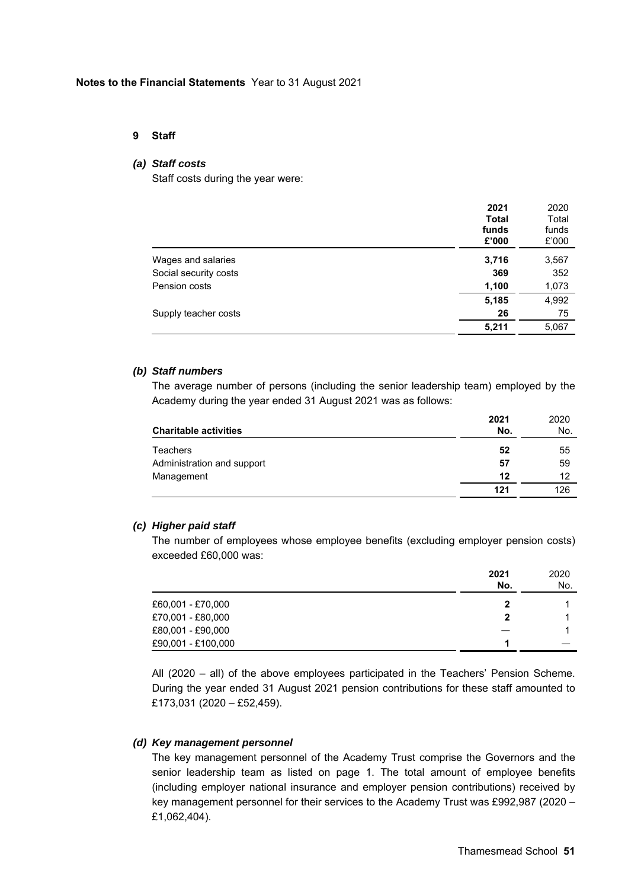## 9 Staff

### *(a) Staff costs*

Staff costs during the year were:

| | **2021 Total funds £'000** | 2020 Total funds £'000 |
|---|---|---|
| Wages and salaries | **3,716** | 3,567 |
| Social security costs | **369** | 352 |
| Pension costs | **1,100** | 1,073 |
| | **5,185** | 4,992 |
| Supply teacher costs | **26** | 75 |
| | **5,211** | 5,067 |

### *(b) Staff numbers*

The average number of persons (including the senior leadership team) employed by the Academy during the year ended 31 August 2021 was as follows:

| **Charitable activities** | **2021 No.** | 2020 No. |
|---|---|---|
| Teachers | **52** | 55 |
| Administration and support | **57** | 59 |
| Management | **12** | 12 |
| | **121** | 126 |

### *(c) Higher paid staff*

The number of employees whose employee benefits (excluding employer pension costs) exceeded £60,000 was:

| | **2021 No.** | 2020 No. |
|---|---|---|
| £60,001 - £70,000 | **2** | 1 |
| £70,001 - £80,000 | **2** | 1 |
| £80,001 - £90,000 | **—** | 1 |
| £90,001 - £100,000 | **1** | — |

All (2020 – all) of the above employees participated in the Teachers' Pension Scheme. During the year ended 31 August 2021 pension contributions for these staff amounted to £173,031 (2020 – £52,459).

### *(d) Key management personnel*

The key management personnel of the Academy Trust comprise the Governors and the senior leadership team as listed on page 1. The total amount of employee benefits (including employer national insurance and employer pension contributions) received by key management personnel for their services to the Academy Trust was £992,987 (2020 – £1,062,404).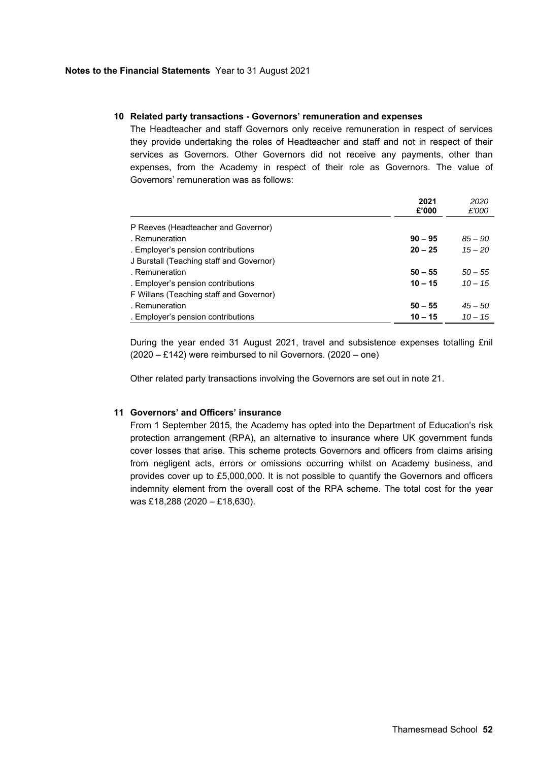**Notes to the Financial Statements** Year to 31 August 2021

### 10 Related party transactions - Governors' remuneration and expenses

The Headteacher and staff Governors only receive remuneration in respect of services they provide undertaking the roles of Headteacher and staff and not in respect of their services as Governors. Other Governors did not receive any payments, other than expenses, from the Academy in respect of their role as Governors. The value of Governors' remuneration was as follows:

| | **2021 £'000** | *2020 £'000* |
|---|---|---|
| P Reeves (Headteacher and Governor) | | |
| . Remuneration | **90 – 95** | *85 – 90* |
| . Employer's pension contributions | **20 – 25** | *15 – 20* |
| J Burstall (Teaching staff and Governor) | | |
| . Remuneration | **50 – 55** | *50 – 55* |
| . Employer's pension contributions | **10 – 15** | *10 – 15* |
| F Willans (Teaching staff and Governor) | | |
| . Remuneration | **50 – 55** | *45 – 50* |
| . Employer's pension contributions | **10 – 15** | *10 – 15* |

During the year ended 31 August 2021, travel and subsistence expenses totalling £nil (2020 – £142) were reimbursed to nil Governors. (2020 – one)

Other related party transactions involving the Governors are set out in note 21.

### 11 Governors' and Officers' insurance

From 1 September 2015, the Academy has opted into the Department of Education's risk protection arrangement (RPA), an alternative to insurance where UK government funds cover losses that arise. This scheme protects Governors and officers from claims arising from negligent acts, errors or omissions occurring whilst on Academy business, and provides cover up to £5,000,000. It is not possible to quantify the Governors and officers indemnity element from the overall cost of the RPA scheme. The total cost for the year was £18,288 (2020 – £18,630).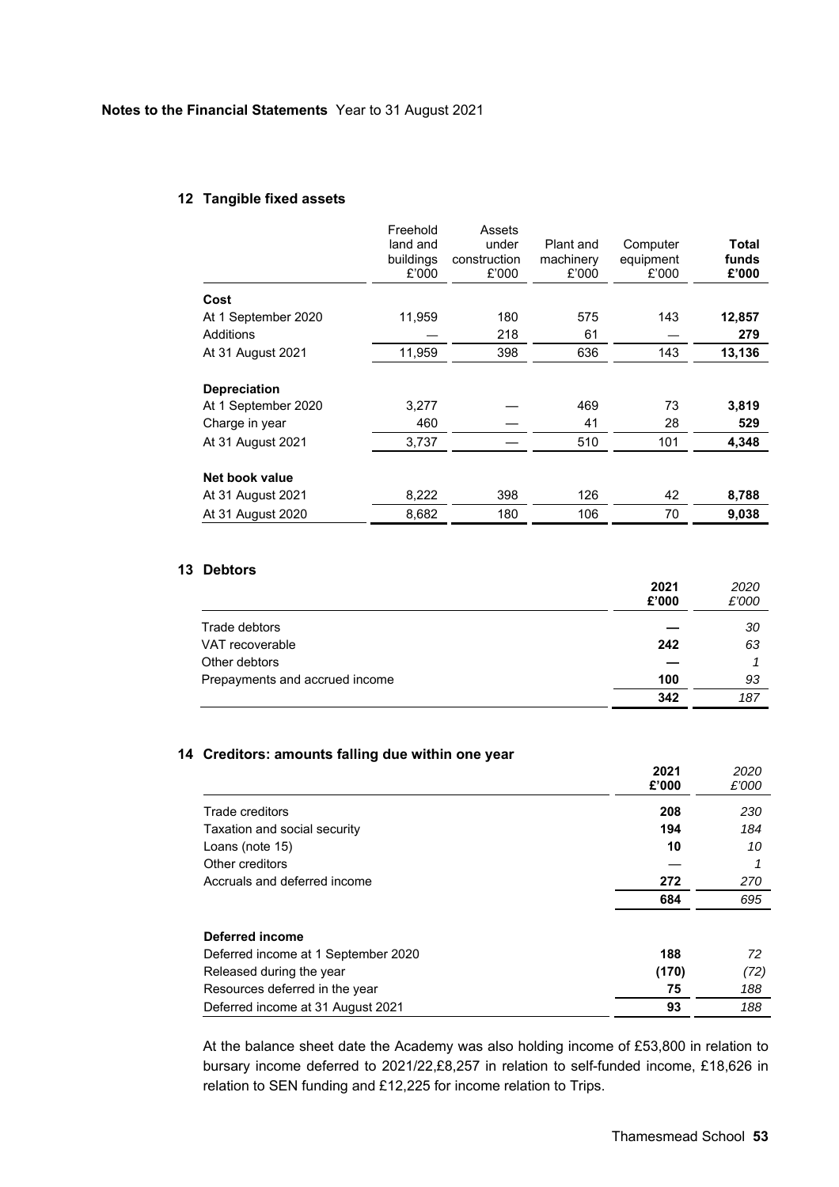**Notes to the Financial Statements** Year to 31 August 2021

## 12 Tangible fixed assets

| | Freehold land and buildings £'000 | Assets under construction £'000 | Plant and machinery £'000 | Computer equipment £'000 | **Total funds £'000** |
|---|---|---|---|---|---|
| **Cost** | | | | | |
| At 1 September 2020 | 11,959 | 180 | 575 | 143 | **12,857** |
| Additions | — | 218 | 61 | — | **279** |
| At 31 August 2021 | 11,959 | 398 | 636 | 143 | **13,136** |
| **Depreciation** | | | | | |
| At 1 September 2020 | 3,277 | — | 469 | 73 | **3,819** |
| Charge in year | 460 | — | 41 | 28 | **529** |
| At 31 August 2021 | 3,737 | — | 510 | 101 | **4,348** |
| **Net book value** | | | | | |
| At 31 August 2021 | 8,222 | 398 | 126 | 42 | **8,788** |
| At 31 August 2020 | 8,682 | 180 | 106 | 70 | **9,038** |

## 13 Debtors

| | **2021 £'000** | *2020 £'000* |
|---|---|---|
| Trade debtors | **—** | *30* |
| VAT recoverable | **242** | *63* |
| Other debtors | **—** | *1* |
| Prepayments and accrued income | **100** | *93* |
| | **342** | *187* |

## 14 Creditors: amounts falling due within one year

| | **2021 £'000** | *2020 £'000* |
|---|---|---|
| Trade creditors | **208** | *230* |
| Taxation and social security | **194** | *184* |
| Loans (note 15) | **10** | *10* |
| Other creditors | — | *1* |
| Accruals and deferred income | **272** | *270* |
| | **684** | *695* |

| **Deferred income** | | |
|---|---|---|
| Deferred income at 1 September 2020 | **188** | *72* |
| Released during the year | **(170)** | *(72)* |
| Resources deferred in the year | **75** | *188* |
| Deferred income at 31 August 2021 | **93** | *188* |

At the balance sheet date the Academy was also holding income of £53,800 in relation to bursary income deferred to 2021/22,£8,257 in relation to self-funded income, £18,626 in relation to SEN funding and £12,225 for income relation to Trips.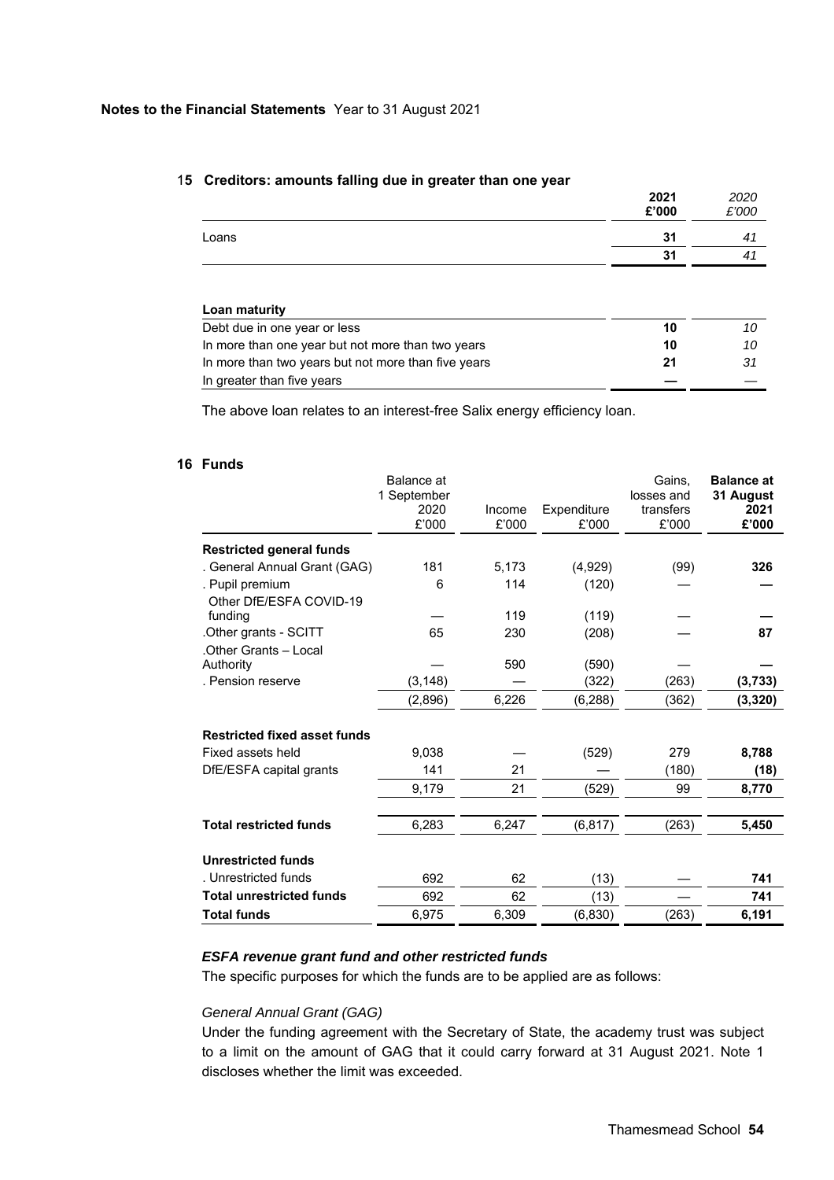**Notes to the Financial Statements** Year to 31 August 2021

## 15 Creditors: amounts falling due in greater than one year

| | **2021 £'000** | *2020 £'000* |
|---|---|---|
| Loans | **31** | *41* |
| | **31** | *41* |

| **Loan maturity** | | |
|---|---|---|
| Debt due in one year or less | **10** | *10* |
| In more than one year but not more than two years | **10** | *10* |
| In more than two years but not more than five years | **21** | *31* |
| In greater than five years | **—** | *—* |

The above loan relates to an interest-free Salix energy efficiency loan.

## 16 Funds

| | Balance at 1 September 2020 £'000 | Income £'000 | Expenditure £'000 | Gains, losses and transfers £'000 | **Balance at 31 August 2021 £'000** |
|---|---|---|---|---|---|
| **Restricted general funds** | | | | | |
| . General Annual Grant (GAG) | 181 | 5,173 | (4,929) | (99) | **326** |
| . Pupil premium | 6 | 114 | (120) | — | **—** |
| Other DfE/ESFA COVID-19 funding | — | 119 | (119) | — | **—** |
| .Other grants - SCITT | 65 | 230 | (208) | — | **87** |
| .Other Grants – Local Authority | — | 590 | (590) | — | **—** |
| . Pension reserve | (3,148) | — | (322) | (263) | **(3,733)** |
| | (2,896) | 6,226 | (6,288) | (362) | **(3,320)** |
| **Restricted fixed asset funds** | | | | | |
| Fixed assets held | 9,038 | — | (529) | 279 | **8,788** |
| DfE/ESFA capital grants | 141 | 21 | — | (180) | **(18)** |
| | 9,179 | 21 | (529) | 99 | **8,770** |
| **Total restricted funds** | 6,283 | 6,247 | (6,817) | (263) | **5,450** |
| **Unrestricted funds** | | | | | |
| . Unrestricted funds | 692 | 62 | (13) | — | **741** |
| **Total unrestricted funds** | 692 | 62 | (13) | — | **741** |
| **Total funds** | 6,975 | 6,309 | (6,830) | (263) | **6,191** |

***ESFA revenue grant fund and other restricted funds***

The specific purposes for which the funds are to be applied are as follows:

*General Annual Grant (GAG)*

Under the funding agreement with the Secretary of State, the academy trust was subject to a limit on the amount of GAG that it could carry forward at 31 August 2021. Note 1 discloses whether the limit was exceeded.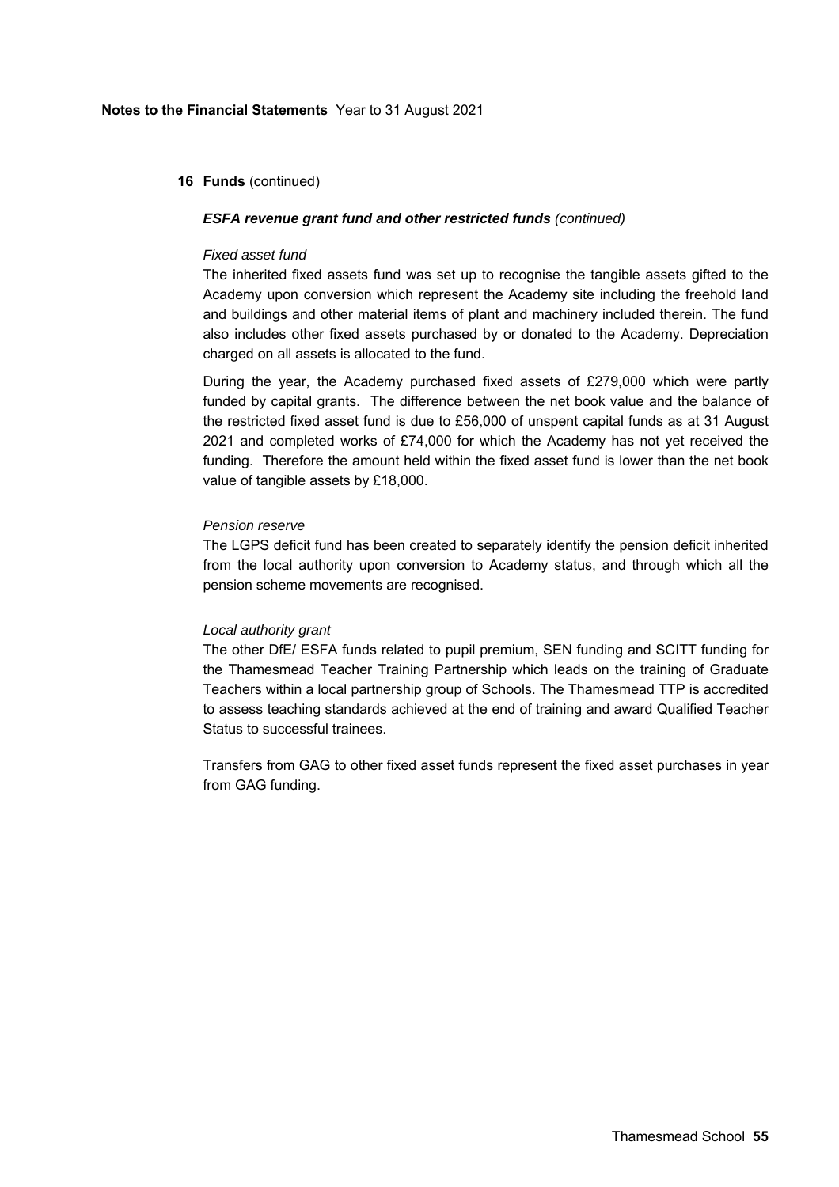**Notes to the Financial Statements** Year to 31 August 2021

**16 Funds** (continued)

***ESFA revenue grant fund and other restricted funds*** *(continued)*

*Fixed asset fund*

The inherited fixed assets fund was set up to recognise the tangible assets gifted to the Academy upon conversion which represent the Academy site including the freehold land and buildings and other material items of plant and machinery included therein. The fund also includes other fixed assets purchased by or donated to the Academy. Depreciation charged on all assets is allocated to the fund.

During the year, the Academy purchased fixed assets of £279,000 which were partly funded by capital grants. The difference between the net book value and the balance of the restricted fixed asset fund is due to £56,000 of unspent capital funds as at 31 August 2021 and completed works of £74,000 for which the Academy has not yet received the funding. Therefore the amount held within the fixed asset fund is lower than the net book value of tangible assets by £18,000.

*Pension reserve*

The LGPS deficit fund has been created to separately identify the pension deficit inherited from the local authority upon conversion to Academy status, and through which all the pension scheme movements are recognised.

*Local authority grant*

The other DfE/ ESFA funds related to pupil premium, SEN funding and SCITT funding for the Thamesmead Teacher Training Partnership which leads on the training of Graduate Teachers within a local partnership group of Schools. The Thamesmead TTP is accredited to assess teaching standards achieved at the end of training and award Qualified Teacher Status to successful trainees.

Transfers from GAG to other fixed asset funds represent the fixed asset purchases in year from GAG funding.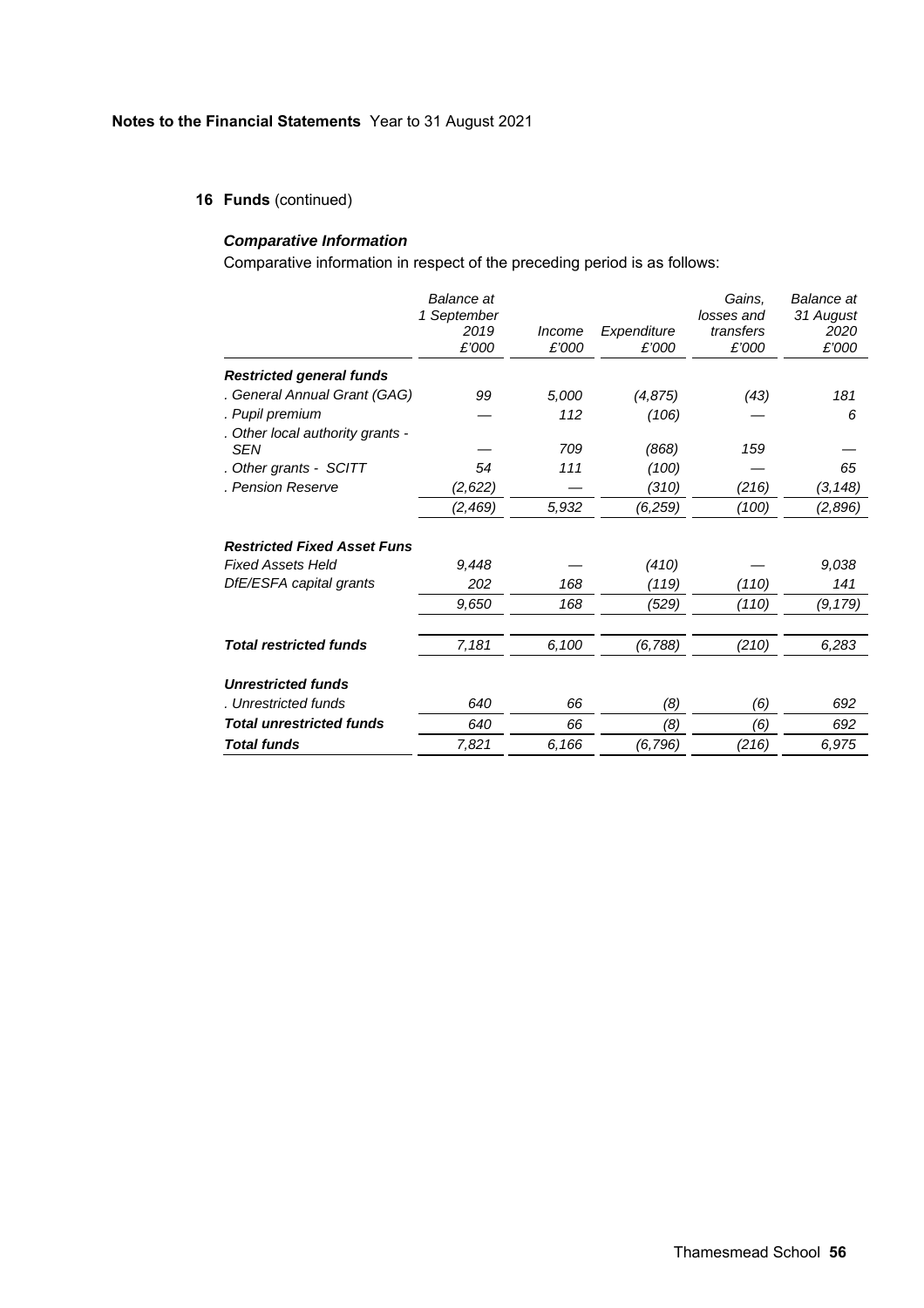**Notes to the Financial Statements** Year to 31 August 2021

## 16 Funds (continued)

### *Comparative Information*

Comparative information in respect of the preceding period is as follows:

| | *Balance at 1 September 2019 £'000* | *Income £'000* | *Expenditure £'000* | *Gains, losses and transfers £'000* | *Balance at 31 August 2020 £'000* |
|---|---|---|---|---|---|
| ***Restricted general funds*** | | | | | |
| *. General Annual Grant (GAG)* | *99* | *5,000* | *(4,875)* | *(43)* | *181* |
| *. Pupil premium* | *—* | *112* | *(106)* | *—* | *6* |
| *. Other local authority grants - SEN* | *—* | *709* | *(868)* | *159* | *—* |
| *. Other grants - SCITT* | *54* | *111* | *(100)* | *—* | *65* |
| *. Pension Reserve* | *(2,622)* | *—* | *(310)* | *(216)* | *(3,148)* |
| | *(2,469)* | *5,932* | *(6,259)* | *(100)* | *(2,896)* |
| ***Restricted Fixed Asset Funs*** | | | | | |
| *Fixed Assets Held* | *9,448* | *—* | *(410)* | *—* | *9,038* |
| *DfE/ESFA capital grants* | *202* | *168* | *(119)* | *(110)* | *141* |
| | *9,650* | *168* | *(529)* | *(110)* | *(9,179)* |
| ***Total restricted funds*** | *7,181* | *6,100* | *(6,788)* | *(210)* | *6,283* |
| ***Unrestricted funds*** | | | | | |
| *. Unrestricted funds* | *640* | *66* | *(8)* | *(6)* | *692* |
| ***Total unrestricted funds*** | *640* | *66* | *(8)* | *(6)* | *692* |
| ***Total funds*** | *7,821* | *6,166* | *(6,796)* | *(216)* | *6,975* |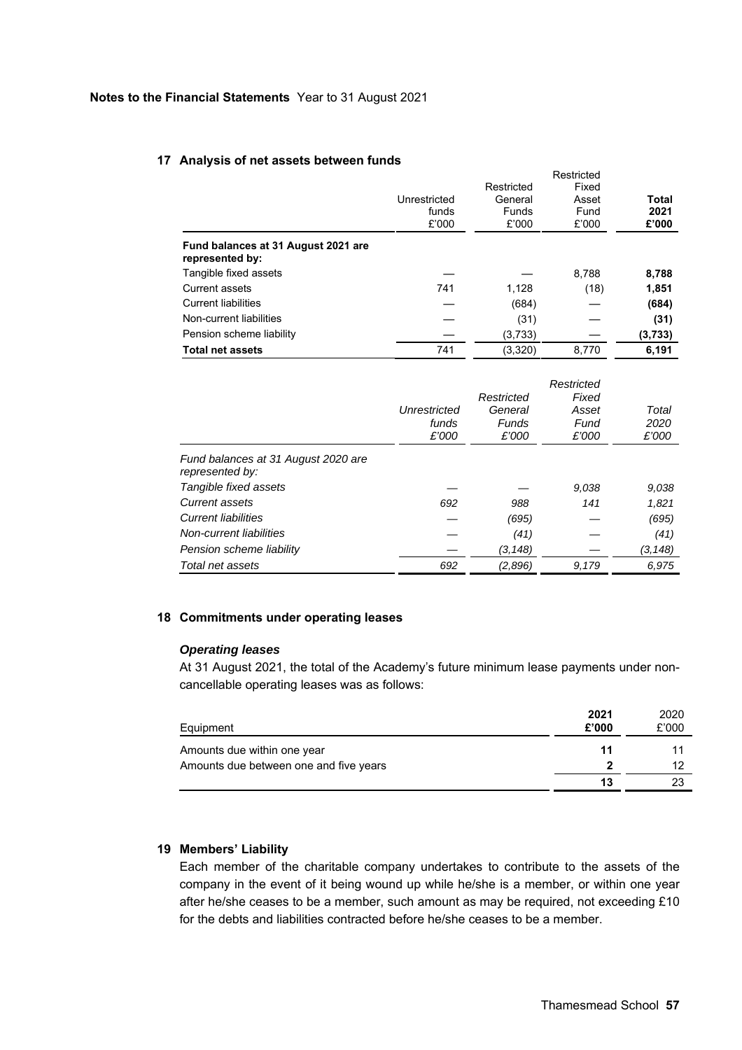**Notes to the Financial Statements** Year to 31 August 2021

## 17 Analysis of net assets between funds

| | Unrestricted funds £'000 | Restricted General Funds £'000 | Restricted Fixed Asset Fund £'000 | **Total 2021 £'000** |
|---|---|---|---|---|
| **Fund balances at 31 August 2021 are represented by:** | | | | |
| Tangible fixed assets | — | — | 8,788 | **8,788** |
| Current assets | 741 | 1,128 | (18) | **1,851** |
| Current liabilities | — | (684) | — | **(684)** |
| Non-current liabilities | — | (31) | — | **(31)** |
| Pension scheme liability | — | (3,733) | — | **(3,733)** |
| **Total net assets** | 741 | (3,320) | 8,770 | **6,191** |

| | *Unrestricted funds £'000* | *Restricted General Funds £'000* | *Restricted Fixed Asset Fund £'000* | *Total 2020 £'000* |
|---|---|---|---|---|
| *Fund balances at 31 August 2020 are represented by:* | | | | |
| *Tangible fixed assets* | — | — | *9,038* | *9,038* |
| *Current assets* | *692* | *988* | *141* | *1,821* |
| *Current liabilities* | — | *(695)* | — | *(695)* |
| *Non-current liabilities* | — | *(41)* | — | *(41)* |
| *Pension scheme liability* | — | *(3,148)* | — | *(3,148)* |
| *Total net assets* | *692* | *(2,896)* | *9,179* | *6,975* |

## 18 Commitments under operating leases

### *Operating leases*

At 31 August 2021, the total of the Academy's future minimum lease payments under non-cancellable operating leases was as follows:

| Equipment | **2021 £'000** | 2020 £'000 |
|---|---|---|
| Amounts due within one year | **11** | 11 |
| Amounts due between one and five years | **2** | 12 |
| | **13** | 23 |

## 19 Members' Liability

Each member of the charitable company undertakes to contribute to the assets of the company in the event of it being wound up while he/she is a member, or within one year after he/she ceases to be a member, such amount as may be required, not exceeding £10 for the debts and liabilities contracted before he/she ceases to be a member.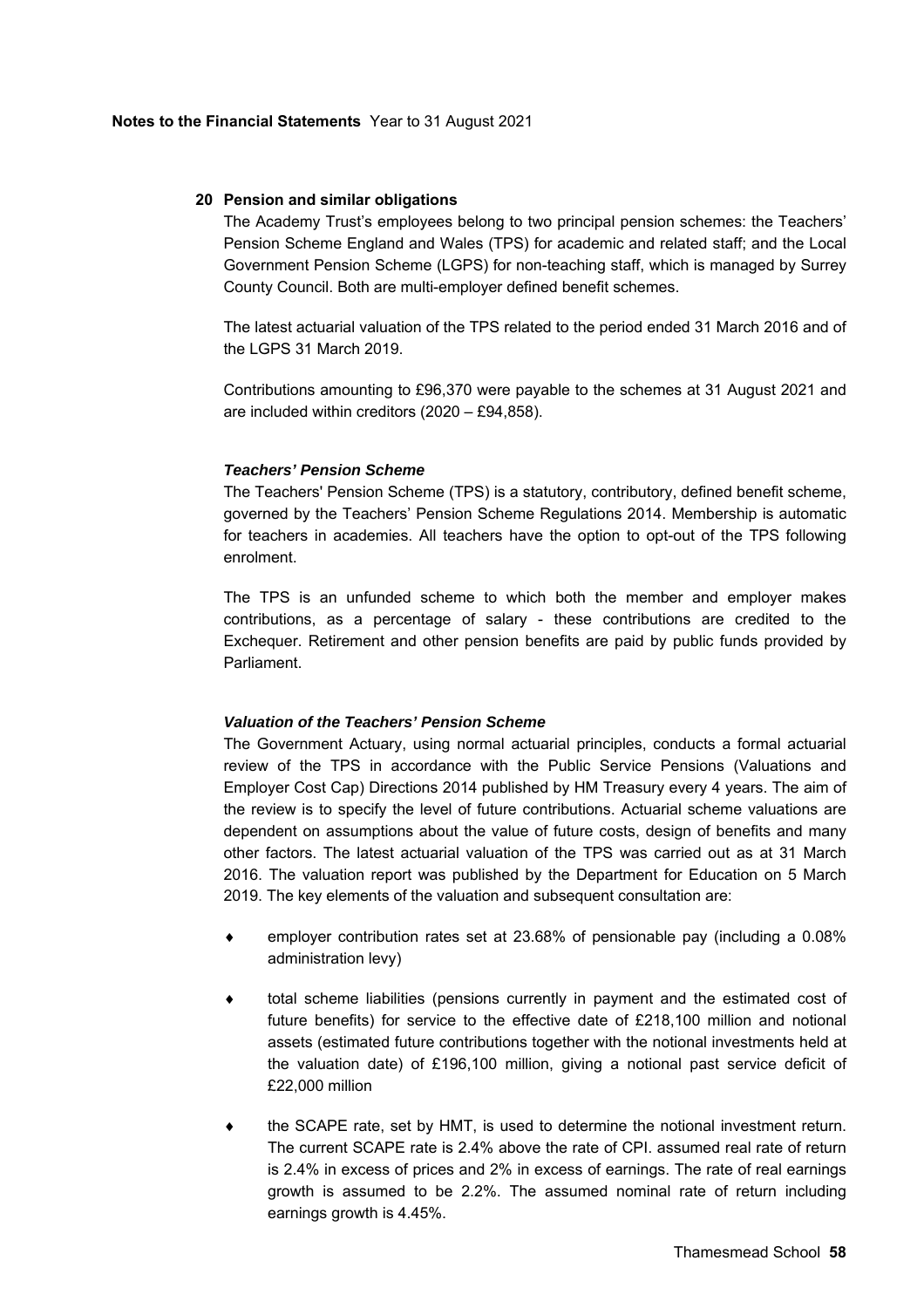## 20 Pension and similar obligations

The Academy Trust's employees belong to two principal pension schemes: the Teachers' Pension Scheme England and Wales (TPS) for academic and related staff; and the Local Government Pension Scheme (LGPS) for non-teaching staff, which is managed by Surrey County Council. Both are multi-employer defined benefit schemes.

The latest actuarial valuation of the TPS related to the period ended 31 March 2016 and of the LGPS 31 March 2019.

Contributions amounting to £96,370 were payable to the schemes at 31 August 2021 and are included within creditors (2020 – £94,858).

### *Teachers' Pension Scheme*

The Teachers' Pension Scheme (TPS) is a statutory, contributory, defined benefit scheme, governed by the Teachers' Pension Scheme Regulations 2014. Membership is automatic for teachers in academies. All teachers have the option to opt-out of the TPS following enrolment.

The TPS is an unfunded scheme to which both the member and employer makes contributions, as a percentage of salary - these contributions are credited to the Exchequer. Retirement and other pension benefits are paid by public funds provided by Parliament.

### *Valuation of the Teachers' Pension Scheme*

The Government Actuary, using normal actuarial principles, conducts a formal actuarial review of the TPS in accordance with the Public Service Pensions (Valuations and Employer Cost Cap) Directions 2014 published by HM Treasury every 4 years. The aim of the review is to specify the level of future contributions. Actuarial scheme valuations are dependent on assumptions about the value of future costs, design of benefits and many other factors. The latest actuarial valuation of the TPS was carried out as at 31 March 2016. The valuation report was published by the Department for Education on 5 March 2019. The key elements of the valuation and subsequent consultation are:

- employer contribution rates set at 23.68% of pensionable pay (including a 0.08% administration levy)
- total scheme liabilities (pensions currently in payment and the estimated cost of future benefits) for service to the effective date of £218,100 million and notional assets (estimated future contributions together with the notional investments held at the valuation date) of £196,100 million, giving a notional past service deficit of £22,000 million
- the SCAPE rate, set by HMT, is used to determine the notional investment return. The current SCAPE rate is 2.4% above the rate of CPI. assumed real rate of return is 2.4% in excess of prices and 2% in excess of earnings. The rate of real earnings growth is assumed to be 2.2%. The assumed nominal rate of return including earnings growth is 4.45%.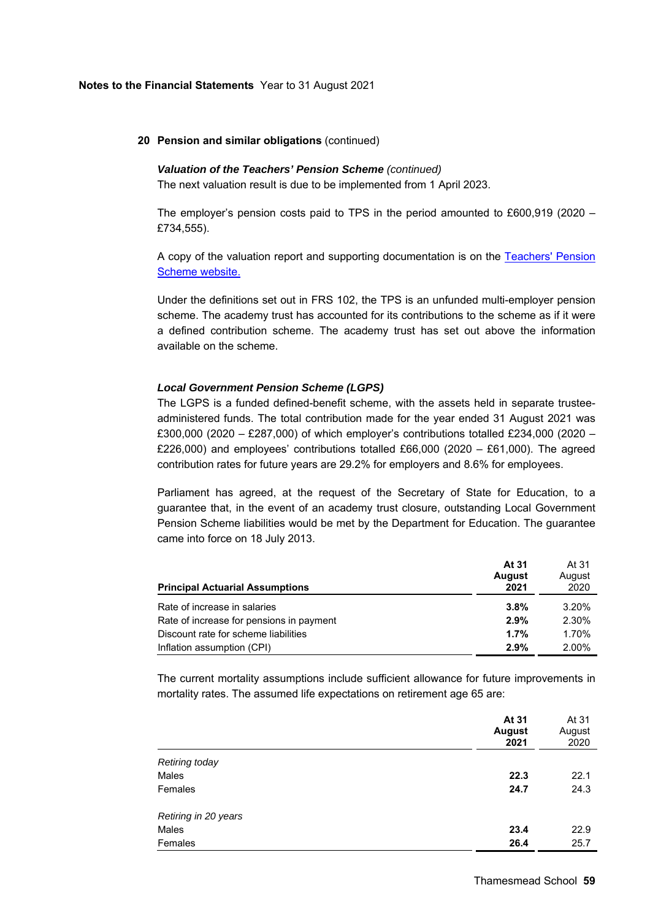**Notes to the Financial Statements** Year to 31 August 2021

## 20 Pension and similar obligations (continued)

***Valuation of the Teachers' Pension Scheme*** *(continued)*

The next valuation result is due to be implemented from 1 April 2023.

The employer's pension costs paid to TPS in the period amounted to £600,919 (2020 – £734,555).

A copy of the valuation report and supporting documentation is on the Teachers' Pension Scheme website.

Under the definitions set out in FRS 102, the TPS is an unfunded multi-employer pension scheme. The academy trust has accounted for its contributions to the scheme as if it were a defined contribution scheme. The academy trust has set out above the information available on the scheme.

***Local Government Pension Scheme (LGPS)***

The LGPS is a funded defined-benefit scheme, with the assets held in separate trustee-administered funds. The total contribution made for the year ended 31 August 2021 was £300,000 (2020 – £287,000) of which employer's contributions totalled £234,000 (2020 – £226,000) and employees' contributions totalled £66,000 (2020 – £61,000). The agreed contribution rates for future years are 29.2% for employers and 8.6% for employees.

Parliament has agreed, at the request of the Secretary of State for Education, to a guarantee that, in the event of an academy trust closure, outstanding Local Government Pension Scheme liabilities would be met by the Department for Education. The guarantee came into force on 18 July 2013.

| **Principal Actuarial Assumptions** | **At 31 August 2021** | At 31 August 2020 |
|---|---|---|
| Rate of increase in salaries | **3.8%** | 3.20% |
| Rate of increase for pensions in payment | **2.9%** | 2.30% |
| Discount rate for scheme liabilities | **1.7%** | 1.70% |
| Inflation assumption (CPI) | **2.9%** | 2.00% |

The current mortality assumptions include sufficient allowance for future improvements in mortality rates. The assumed life expectations on retirement age 65 are:

| | **At 31 August 2021** | At 31 August 2020 |
|---|---|---|
| *Retiring today* | | |
| Males | **22.3** | 22.1 |
| Females | **24.7** | 24.3 |
| *Retiring in 20 years* | | |
| Males | **23.4** | 22.9 |
| Females | **26.4** | 25.7 |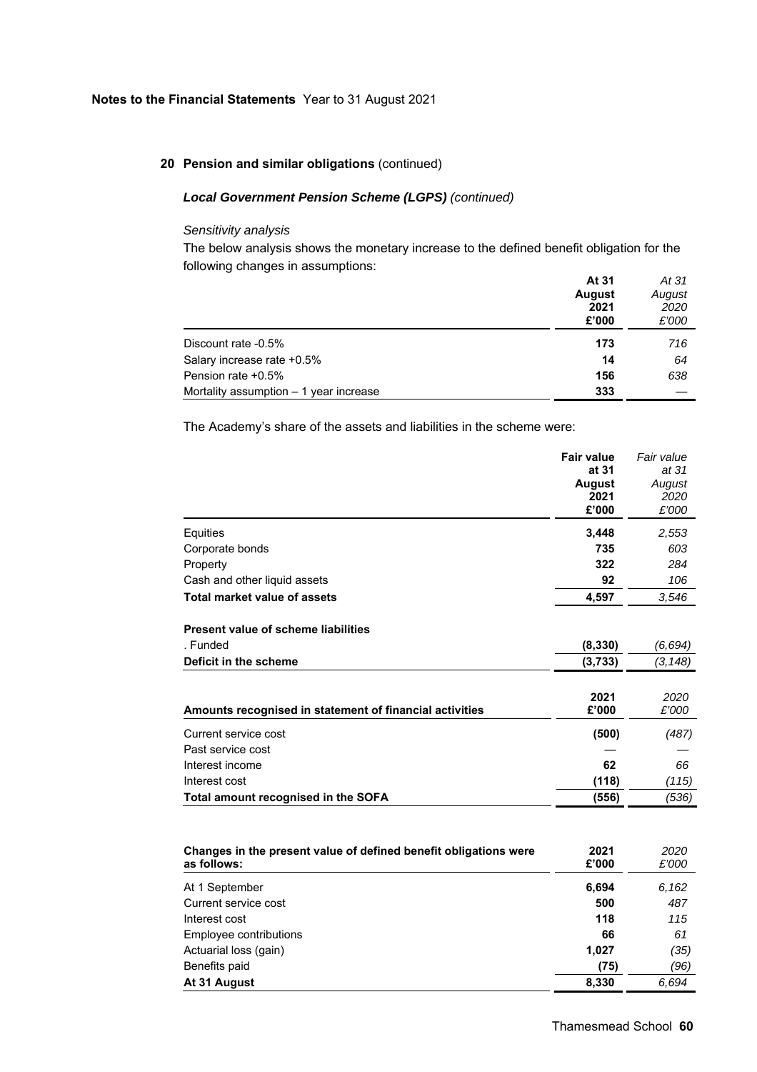**Notes to the Financial Statements** Year to 31 August 2021

## 20 Pension and similar obligations (continued)

### *Local Government Pension Scheme (LGPS) (continued)*

*Sensitivity analysis*

The below analysis shows the monetary increase to the defined benefit obligation for the following changes in assumptions:

| | **At 31 August 2021 £'000** | *At 31 August 2020 £'000* |
|---|---|---|
| Discount rate -0.5% | **173** | *716* |
| Salary increase rate +0.5% | **14** | *64* |
| Pension rate +0.5% | **156** | *638* |
| Mortality assumption – 1 year increase | **333** | *—* |

The Academy's share of the assets and liabilities in the scheme were:

| | **Fair value at 31 August 2021 £'000** | *Fair value at 31 August 2020 £'000* |
|---|---|---|
| Equities | **3,448** | *2,553* |
| Corporate bonds | **735** | *603* |
| Property | **322** | *284* |
| Cash and other liquid assets | **92** | *106* |
| **Total market value of assets** | **4,597** | *3,546* |
| **Present value of scheme liabilities** | | |
| . Funded | **(8,330)** | *(6,694)* |
| **Deficit in the scheme** | **(3,733)** | *(3,148)* |

| **Amounts recognised in statement of financial activities** | **2021 £'000** | *2020 £'000* |
|---|---|---|
| Current service cost | **(500)** | *(487)* |
| Past service cost | **—** | *—* |
| Interest income | **62** | *66* |
| Interest cost | **(118)** | *(115)* |
| **Total amount recognised in the SOFA** | **(556)** | *(536)* |

| **Changes in the present value of defined benefit obligations were as follows:** | **2021 £'000** | *2020 £'000* |
|---|---|---|
| At 1 September | **6,694** | *6,162* |
| Current service cost | **500** | *487* |
| Interest cost | **118** | *115* |
| Employee contributions | **66** | *61* |
| Actuarial loss (gain) | **1,027** | *(35)* |
| Benefits paid | **(75)** | *(96)* |
| **At 31 August** | **8,330** | *6,694* |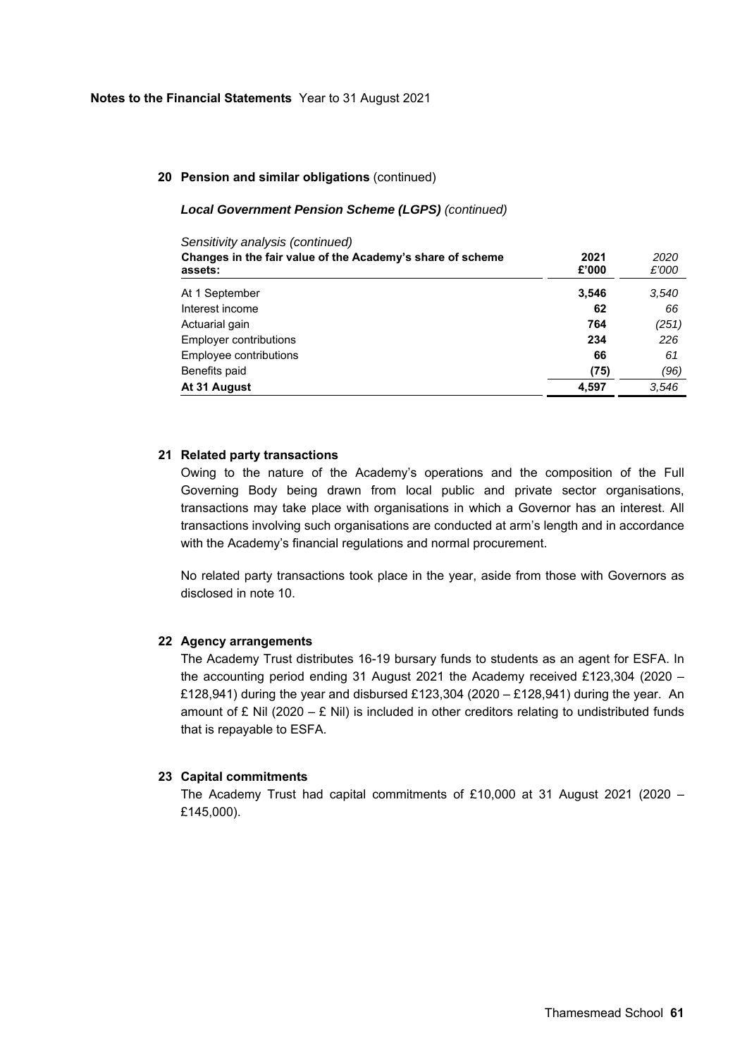**Notes to the Financial Statements** Year to 31 August 2021

**20 Pension and similar obligations** (continued)

***Local Government Pension Scheme (LGPS)*** *(continued)*

*Sensitivity analysis (continued)*

| **Changes in the fair value of the Academy's share of scheme assets:** | **2021 £'000** | *2020 £'000* |
|---|---|---|
| At 1 September | **3,546** | *3,540* |
| Interest income | **62** | *66* |
| Actuarial gain | **764** | *(251)* |
| Employer contributions | **234** | *226* |
| Employee contributions | **66** | *61* |
| Benefits paid | **(75)** | *(96)* |
| **At 31 August** | **4,597** | *3,546* |

**21 Related party transactions**

Owing to the nature of the Academy's operations and the composition of the Full Governing Body being drawn from local public and private sector organisations, transactions may take place with organisations in which a Governor has an interest. All transactions involving such organisations are conducted at arm's length and in accordance with the Academy's financial regulations and normal procurement.

No related party transactions took place in the year, aside from those with Governors as disclosed in note 10.

**22 Agency arrangements**

The Academy Trust distributes 16-19 bursary funds to students as an agent for ESFA. In the accounting period ending 31 August 2021 the Academy received £123,304 (2020 – £128,941) during the year and disbursed £123,304 (2020 – £128,941) during the year. An amount of £ Nil (2020 – £ Nil) is included in other creditors relating to undistributed funds that is repayable to ESFA.

**23 Capital commitments**

The Academy Trust had capital commitments of £10,000 at 31 August 2021 (2020 – £145,000).